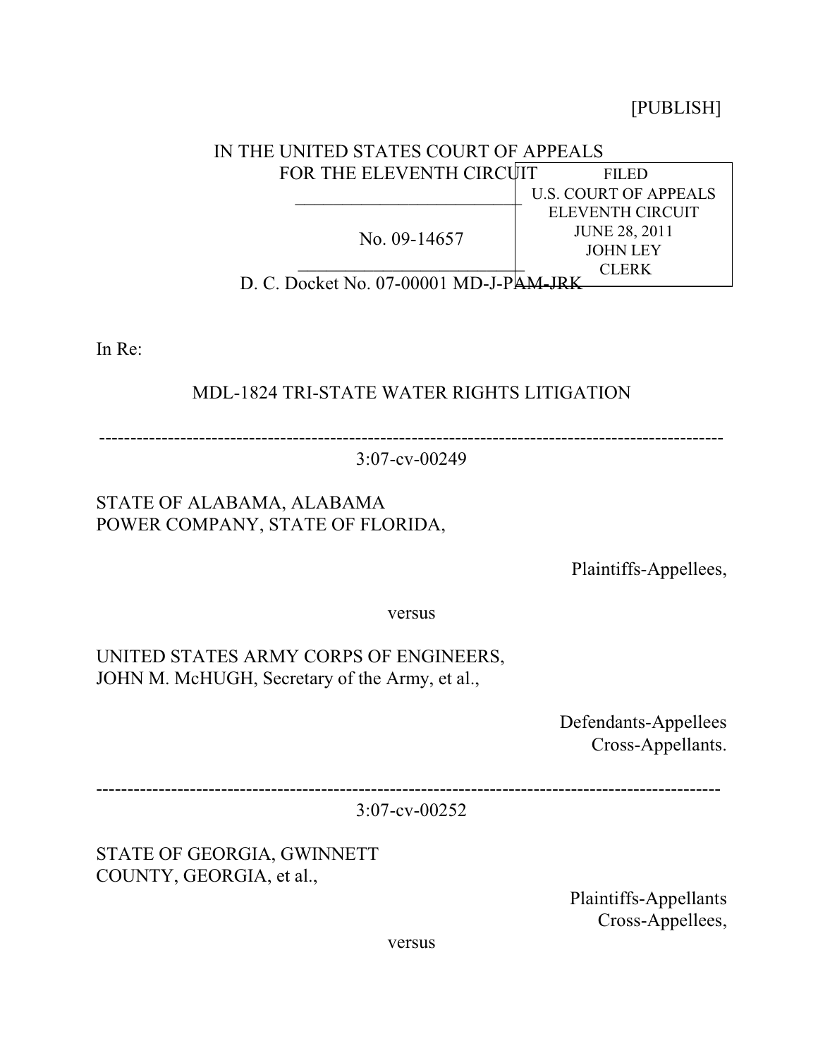[PUBLISH]

IN THE UNITED STATES COURT OF APPEALS
FOR THE ELEVENTH CIRCUIT

---

No. 09-14657

---

FILED
U.S. COURT OF APPEALS
ELEVENTH CIRCUIT
JUNE 28, 2011
JOHN LEY
CLERK

D. C. Docket No. 07-00001 MD-J-PAM-JRK

In Re:

MDL-1824 TRI-STATE WATER RIGHTS LITIGATION

---

3:07-cv-00249

STATE OF ALABAMA, ALABAMA POWER COMPANY, STATE OF FLORIDA,

Plaintiffs-Appellees,

versus

UNITED STATES ARMY CORPS OF ENGINEERS, JOHN M. McHUGH, Secretary of the Army, et al.,

Defendants-Appellees
Cross-Appellants.

---

3:07-cv-00252

STATE OF GEORGIA, GWINNETT COUNTY, GEORGIA, et al.,

Plaintiffs-Appellants
Cross-Appellees,

versus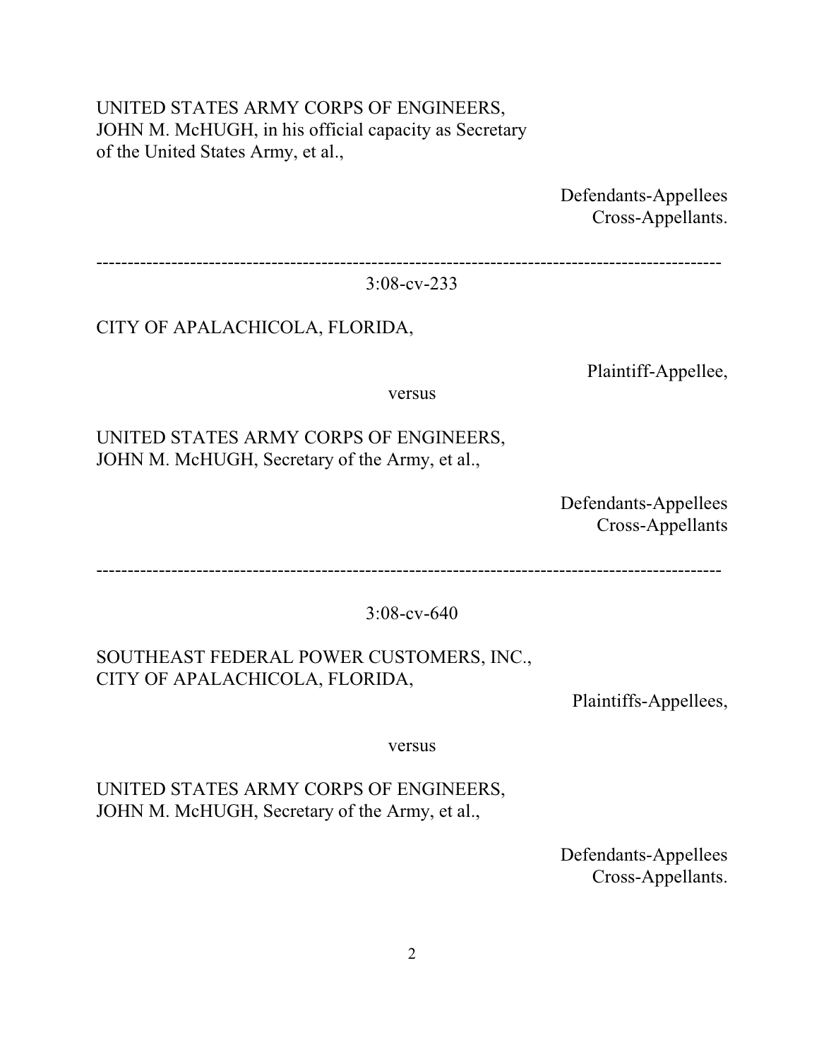UNITED STATES ARMY CORPS OF ENGINEERS,
JOHN M. McHUGH, in his official capacity as Secretary
of the United States Army, et al.,

Defendants-Appellees
Cross-Appellants.

---

3:08-cv-233

CITY OF APALACHICOLA, FLORIDA,

Plaintiff-Appellee,

versus

UNITED STATES ARMY CORPS OF ENGINEERS,
JOHN M. McHUGH, Secretary of the Army, et al.,

Defendants-Appellees
Cross-Appellants

---

3:08-cv-640

SOUTHEAST FEDERAL POWER CUSTOMERS, INC.,
CITY OF APALACHICOLA, FLORIDA,

Plaintiffs-Appellees,

versus

UNITED STATES ARMY CORPS OF ENGINEERS,
JOHN M. McHUGH, Secretary of the Army, et al.,

Defendants-Appellees
Cross-Appellants.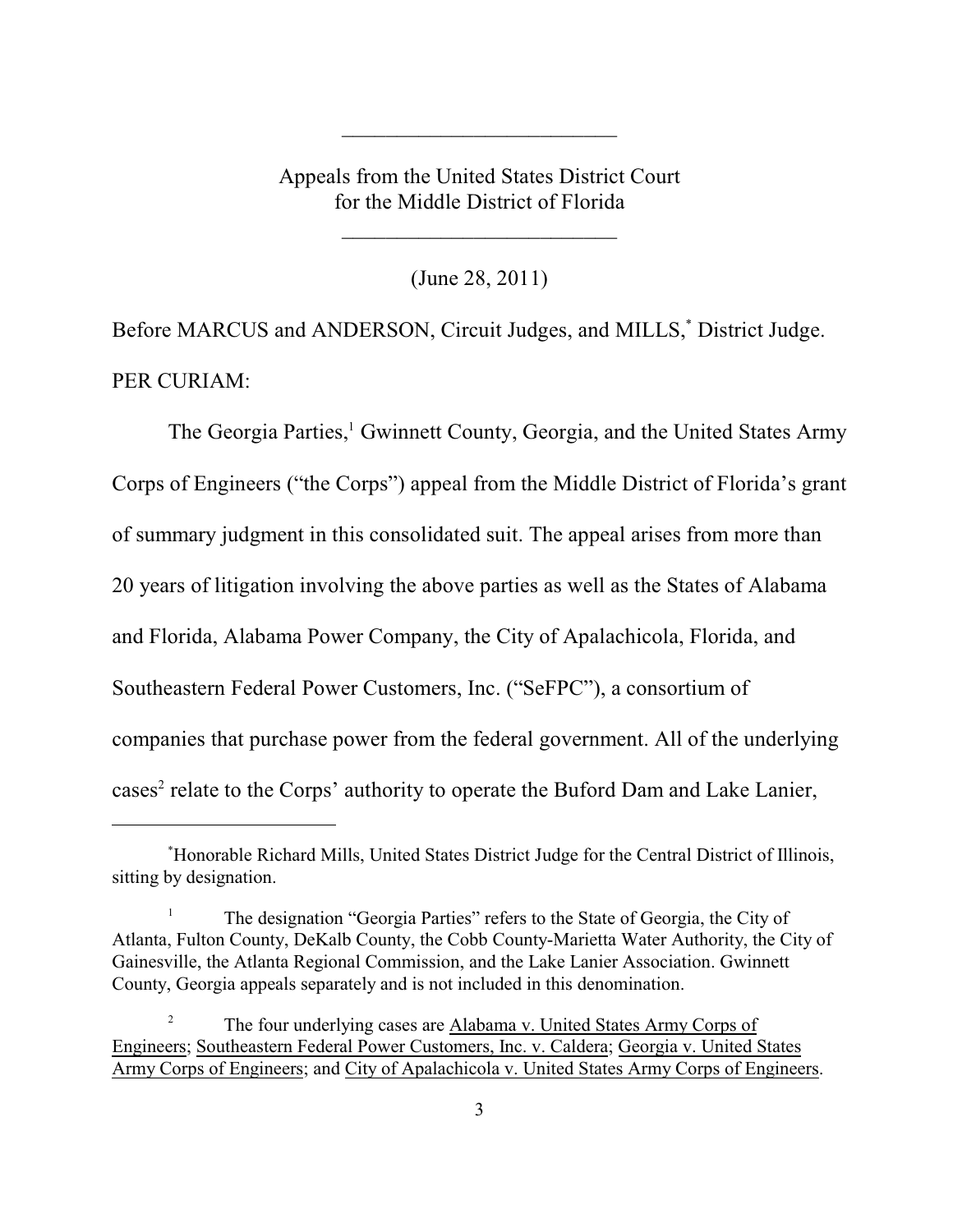Appeals from the United States District Court
for the Middle District of Florida

(June 28, 2011)

Before MARCUS and ANDERSON, Circuit Judges, and MILLS,* District Judge.

PER CURIAM:

The Georgia Parties,[1] Gwinnett County, Georgia, and the United States Army Corps of Engineers ("the Corps") appeal from the Middle District of Florida's grant of summary judgment in this consolidated suit. The appeal arises from more than 20 years of litigation involving the above parties as well as the States of Alabama and Florida, Alabama Power Company, the City of Apalachicola, Florida, and Southeastern Federal Power Customers, Inc. ("SeFPC"), a consortium of companies that purchase power from the federal government. All of the underlying cases[2] relate to the Corps' authority to operate the Buford Dam and Lake Lanier,

---

*Honorable Richard Mills, United States District Judge for the Central District of Illinois, sitting by designation.

[1] The designation "Georgia Parties" refers to the State of Georgia, the City of Atlanta, Fulton County, DeKalb County, the Cobb County-Marietta Water Authority, the City of Gainesville, the Atlanta Regional Commission, and the Lake Lanier Association. Gwinnett County, Georgia appeals separately and is not included in this denomination.

[2] The four underlying cases are Alabama v. United States Army Corps of Engineers; Southeastern Federal Power Customers, Inc. v. Caldera; Georgia v. United States Army Corps of Engineers; and City of Apalachicola v. United States Army Corps of Engineers.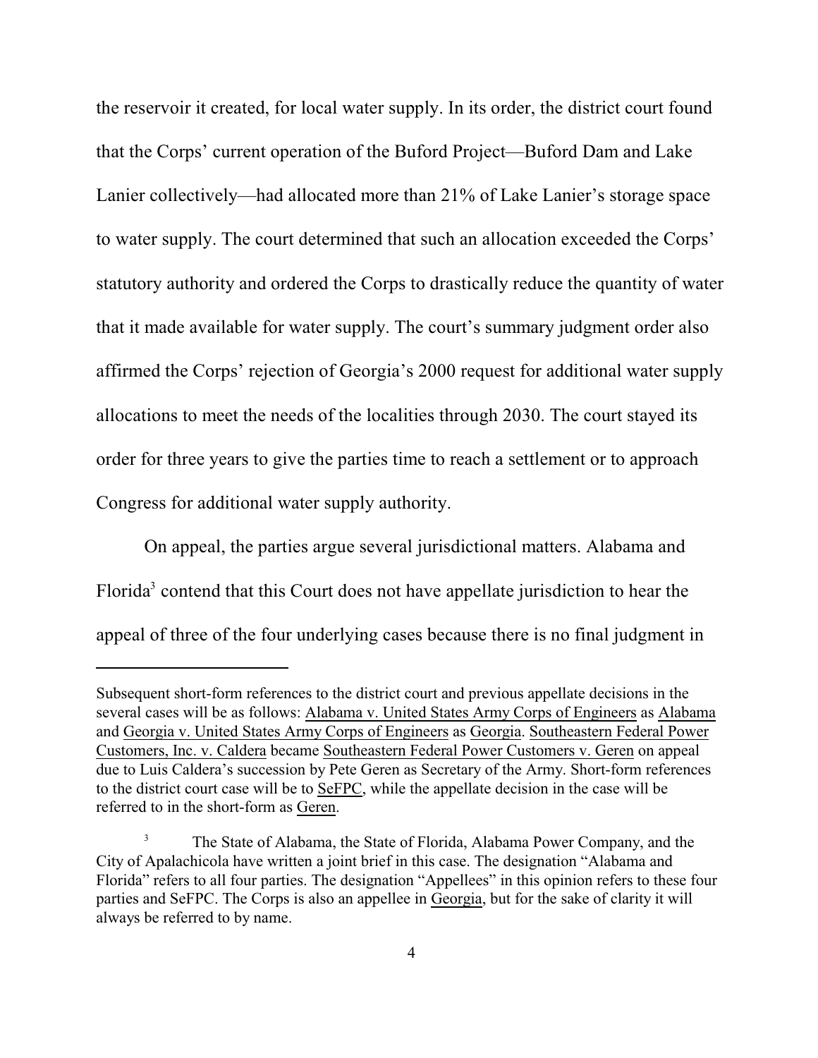the reservoir it created, for local water supply. In its order, the district court found that the Corps' current operation of the Buford Project—Buford Dam and Lake Lanier collectively—had allocated more than 21% of Lake Lanier's storage space to water supply. The court determined that such an allocation exceeded the Corps' statutory authority and ordered the Corps to drastically reduce the quantity of water that it made available for water supply. The court's summary judgment order also affirmed the Corps' rejection of Georgia's 2000 request for additional water supply allocations to meet the needs of the localities through 2030. The court stayed its order for three years to give the parties time to reach a settlement or to approach Congress for additional water supply authority.

On appeal, the parties argue several jurisdictional matters. Alabama and Florida[3] contend that this Court does not have appellate jurisdiction to hear the appeal of three of the four underlying cases because there is no final judgment in

---

Subsequent short-form references to the district court and previous appellate decisions in the several cases will be as follows: Alabama v. United States Army Corps of Engineers as Alabama and Georgia v. United States Army Corps of Engineers as Georgia. Southeastern Federal Power Customers, Inc. v. Caldera became Southeastern Federal Power Customers v. Geren on appeal due to Luis Caldera's succession by Pete Geren as Secretary of the Army. Short-form references to the district court case will be to SeFPC, while the appellate decision in the case will be referred to in the short-form as Geren.

[3] The State of Alabama, the State of Florida, Alabama Power Company, and the City of Apalachicola have written a joint brief in this case. The designation "Alabama and Florida" refers to all four parties. The designation "Appellees" in this opinion refers to these four parties and SeFPC. The Corps is also an appellee in Georgia, but for the sake of clarity it will always be referred to by name.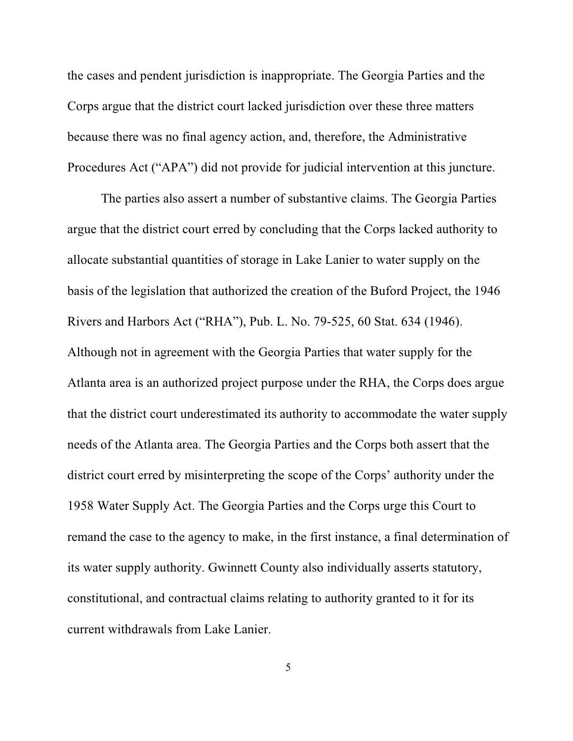the cases and pendent jurisdiction is inappropriate. The Georgia Parties and the Corps argue that the district court lacked jurisdiction over these three matters because there was no final agency action, and, therefore, the Administrative Procedures Act ("APA") did not provide for judicial intervention at this juncture.

The parties also assert a number of substantive claims. The Georgia Parties argue that the district court erred by concluding that the Corps lacked authority to allocate substantial quantities of storage in Lake Lanier to water supply on the basis of the legislation that authorized the creation of the Buford Project, the 1946 Rivers and Harbors Act ("RHA"), Pub. L. No. 79-525, 60 Stat. 634 (1946). Although not in agreement with the Georgia Parties that water supply for the Atlanta area is an authorized project purpose under the RHA, the Corps does argue that the district court underestimated its authority to accommodate the water supply needs of the Atlanta area. The Georgia Parties and the Corps both assert that the district court erred by misinterpreting the scope of the Corps' authority under the 1958 Water Supply Act. The Georgia Parties and the Corps urge this Court to remand the case to the agency to make, in the first instance, a final determination of its water supply authority. Gwinnett County also individually asserts statutory, constitutional, and contractual claims relating to authority granted to it for its current withdrawals from Lake Lanier.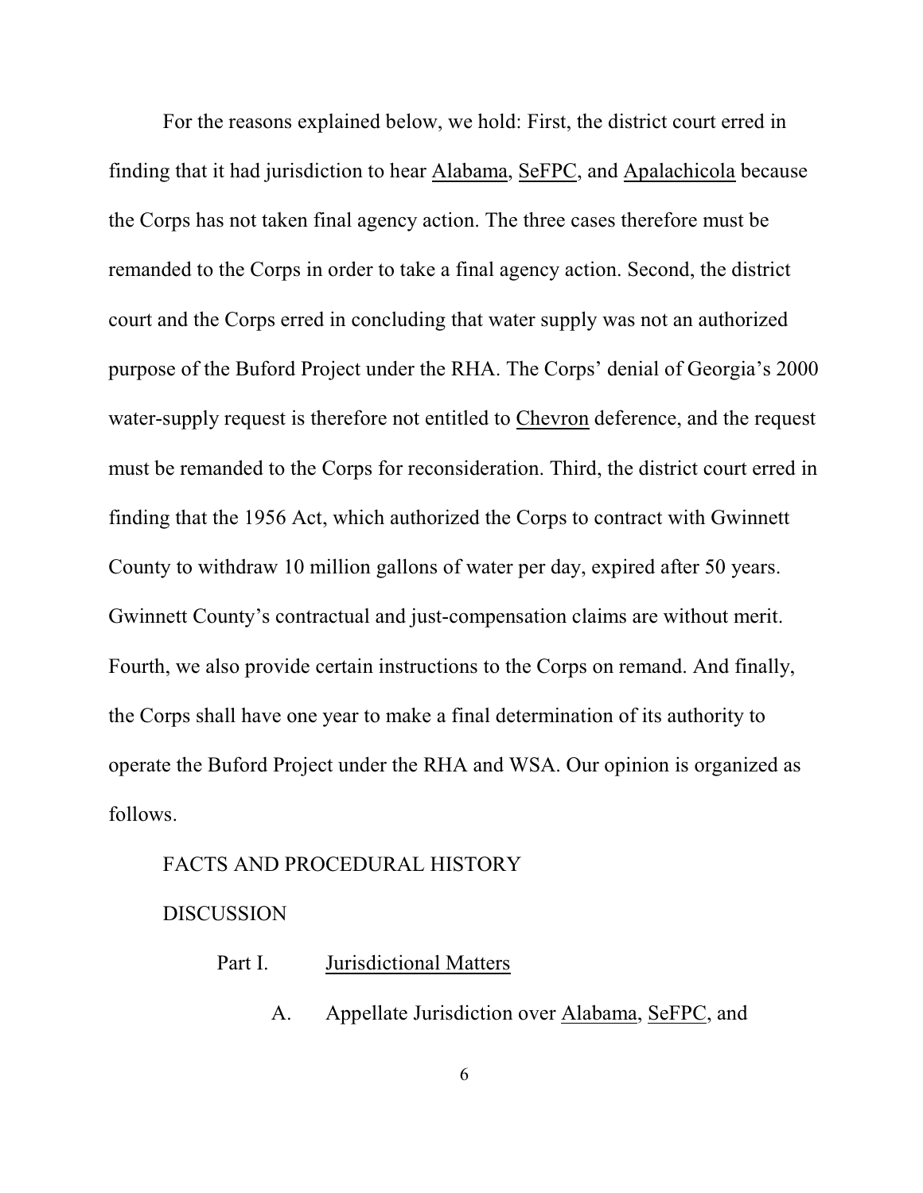For the reasons explained below, we hold: First, the district court erred in finding that it had jurisdiction to hear Alabama, SeFPC, and Apalachicola because the Corps has not taken final agency action. The three cases therefore must be remanded to the Corps in order to take a final agency action. Second, the district court and the Corps erred in concluding that water supply was not an authorized purpose of the Buford Project under the RHA. The Corps' denial of Georgia's 2000 water-supply request is therefore not entitled to Chevron deference, and the request must be remanded to the Corps for reconsideration. Third, the district court erred in finding that the 1956 Act, which authorized the Corps to contract with Gwinnett County to withdraw 10 million gallons of water per day, expired after 50 years. Gwinnett County's contractual and just-compensation claims are without merit. Fourth, we also provide certain instructions to the Corps on remand. And finally, the Corps shall have one year to make a final determination of its authority to operate the Buford Project under the RHA and WSA. Our opinion is organized as follows.

FACTS AND PROCEDURAL HISTORY

DISCUSSION

Part I. Jurisdictional Matters

A. Appellate Jurisdiction over Alabama, SeFPC, and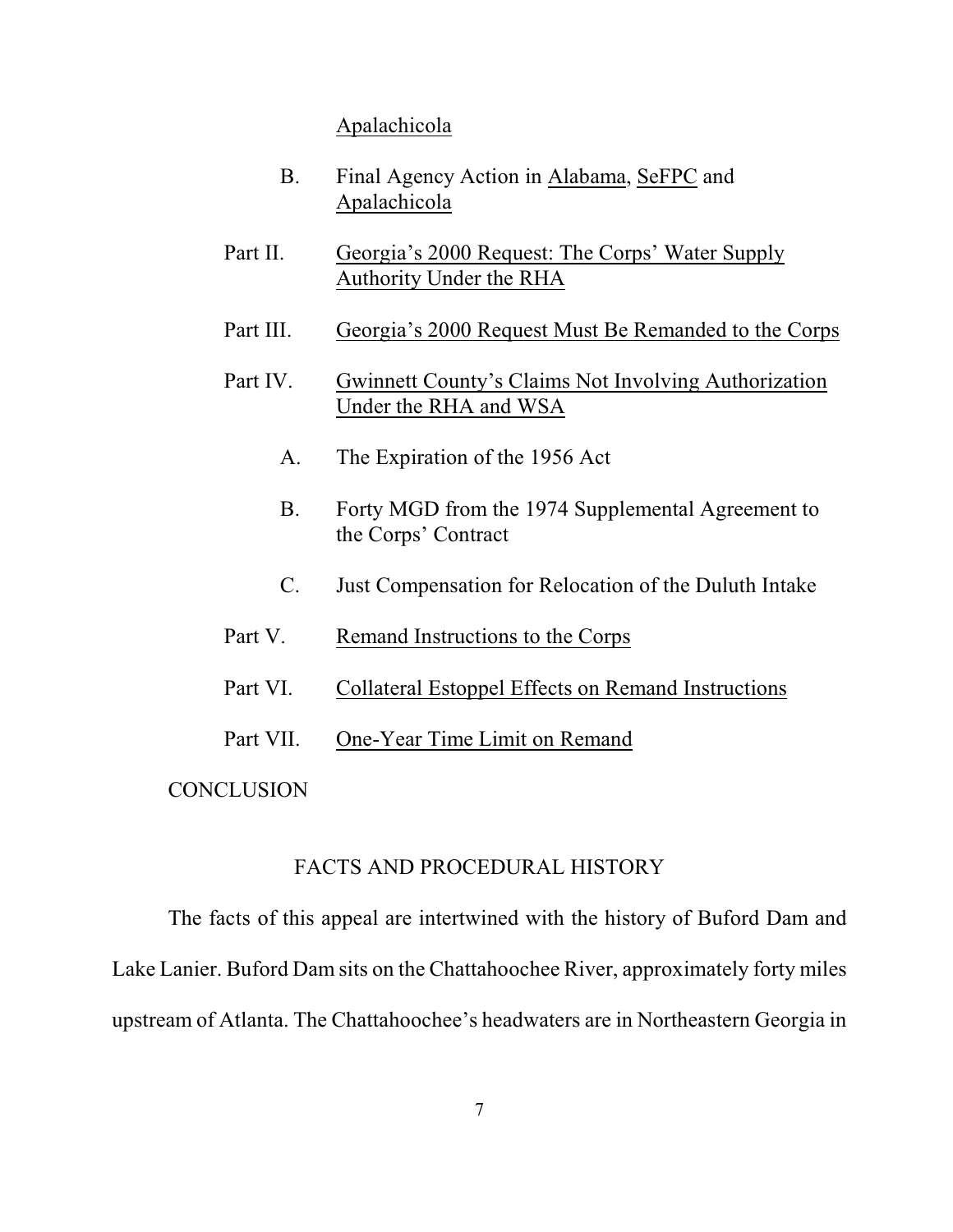Apalachicola

B. Final Agency Action in Alabama, SeFPC and Apalachicola

Part II. Georgia's 2000 Request: The Corps' Water Supply Authority Under the RHA

Part III. Georgia's 2000 Request Must Be Remanded to the Corps

Part IV. Gwinnett County's Claims Not Involving Authorization Under the RHA and WSA

A. The Expiration of the 1956 Act

B. Forty MGD from the 1974 Supplemental Agreement to the Corps' Contract

C. Just Compensation for Relocation of the Duluth Intake

Part V. Remand Instructions to the Corps

Part VI. Collateral Estoppel Effects on Remand Instructions

Part VII. One-Year Time Limit on Remand

CONCLUSION

## FACTS AND PROCEDURAL HISTORY

The facts of this appeal are intertwined with the history of Buford Dam and Lake Lanier. Buford Dam sits on the Chattahoochee River, approximately forty miles upstream of Atlanta. The Chattahoochee's headwaters are in Northeastern Georgia in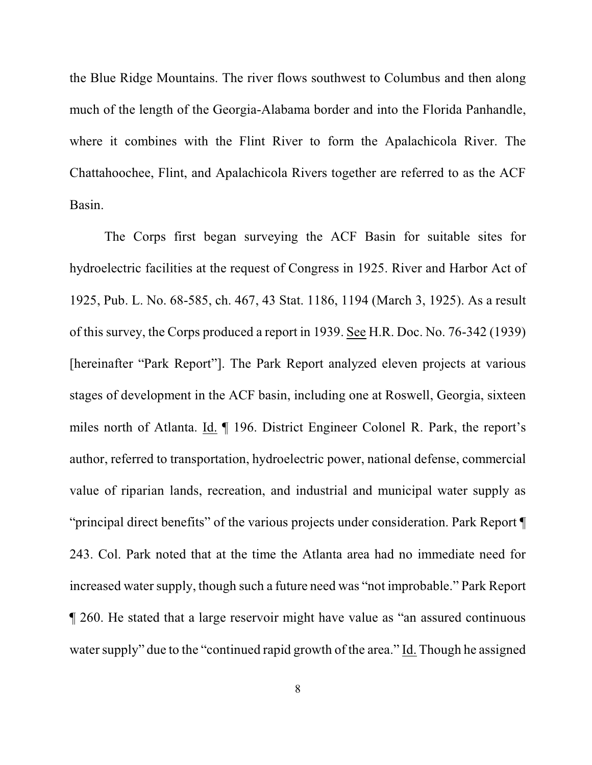the Blue Ridge Mountains. The river flows southwest to Columbus and then along much of the length of the Georgia-Alabama border and into the Florida Panhandle, where it combines with the Flint River to form the Apalachicola River. The Chattahoochee, Flint, and Apalachicola Rivers together are referred to as the ACF Basin.

The Corps first began surveying the ACF Basin for suitable sites for hydroelectric facilities at the request of Congress in 1925. River and Harbor Act of 1925, Pub. L. No. 68-585, ch. 467, 43 Stat. 1186, 1194 (March 3, 1925). As a result of this survey, the Corps produced a report in 1939. See H.R. Doc. No. 76-342 (1939) [hereinafter "Park Report"]. The Park Report analyzed eleven projects at various stages of development in the ACF basin, including one at Roswell, Georgia, sixteen miles north of Atlanta. Id. ¶ 196. District Engineer Colonel R. Park, the report's author, referred to transportation, hydroelectric power, national defense, commercial value of riparian lands, recreation, and industrial and municipal water supply as "principal direct benefits" of the various projects under consideration. Park Report ¶ 243. Col. Park noted that at the time the Atlanta area had no immediate need for increased water supply, though such a future need was "not improbable." Park Report ¶ 260. He stated that a large reservoir might have value as "an assured continuous water supply" due to the "continued rapid growth of the area." Id. Though he assigned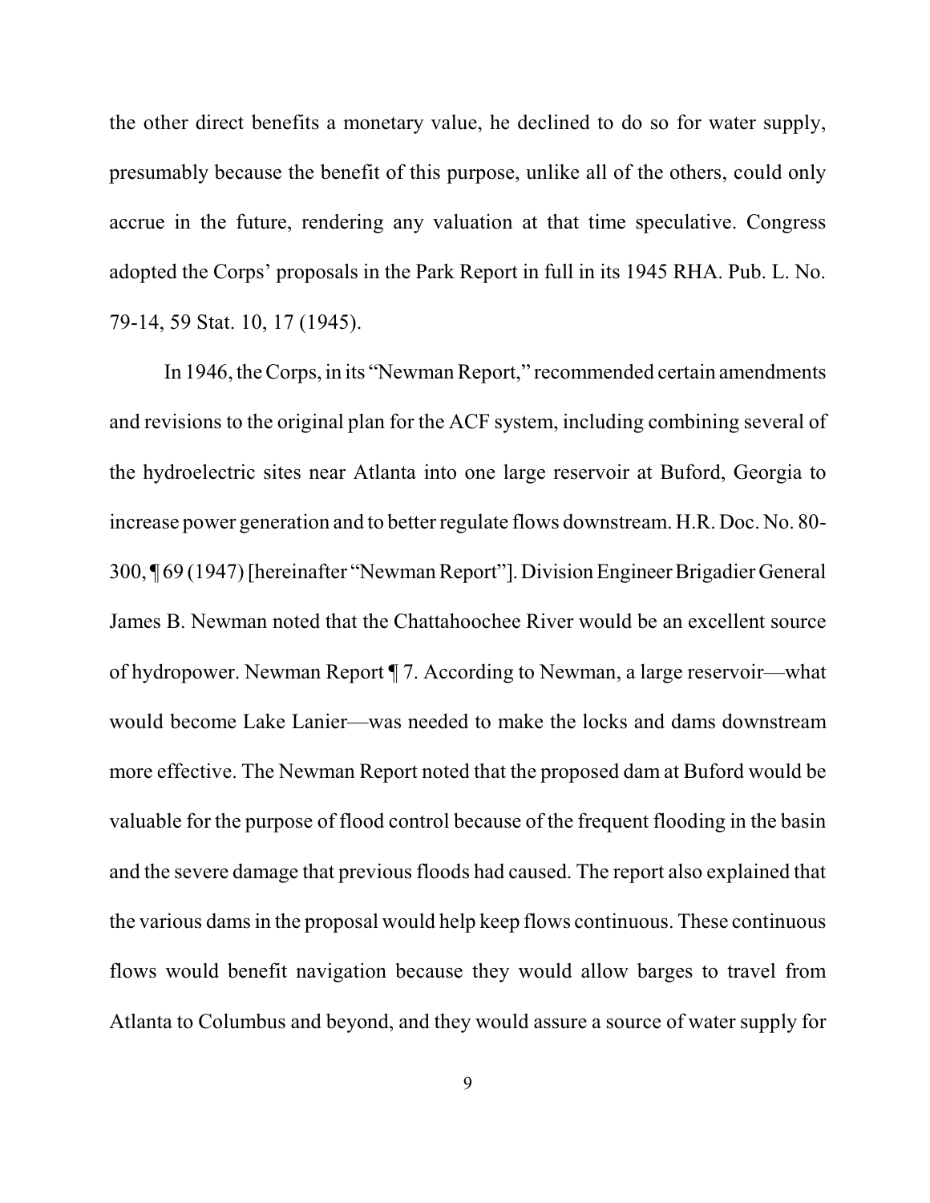the other direct benefits a monetary value, he declined to do so for water supply, presumably because the benefit of this purpose, unlike all of the others, could only accrue in the future, rendering any valuation at that time speculative. Congress adopted the Corps' proposals in the Park Report in full in its 1945 RHA. Pub. L. No. 79-14, 59 Stat. 10, 17 (1945).

In 1946, the Corps, in its "Newman Report," recommended certain amendments and revisions to the original plan for the ACF system, including combining several of the hydroelectric sites near Atlanta into one large reservoir at Buford, Georgia to increase power generation and to better regulate flows downstream. H.R. Doc. No. 80-300, ¶ 69 (1947) [hereinafter "Newman Report"]. Division Engineer Brigadier General James B. Newman noted that the Chattahoochee River would be an excellent source of hydropower. Newman Report ¶ 7. According to Newman, a large reservoir—what would become Lake Lanier—was needed to make the locks and dams downstream more effective. The Newman Report noted that the proposed dam at Buford would be valuable for the purpose of flood control because of the frequent flooding in the basin and the severe damage that previous floods had caused. The report also explained that the various dams in the proposal would help keep flows continuous. These continuous flows would benefit navigation because they would allow barges to travel from Atlanta to Columbus and beyond, and they would assure a source of water supply for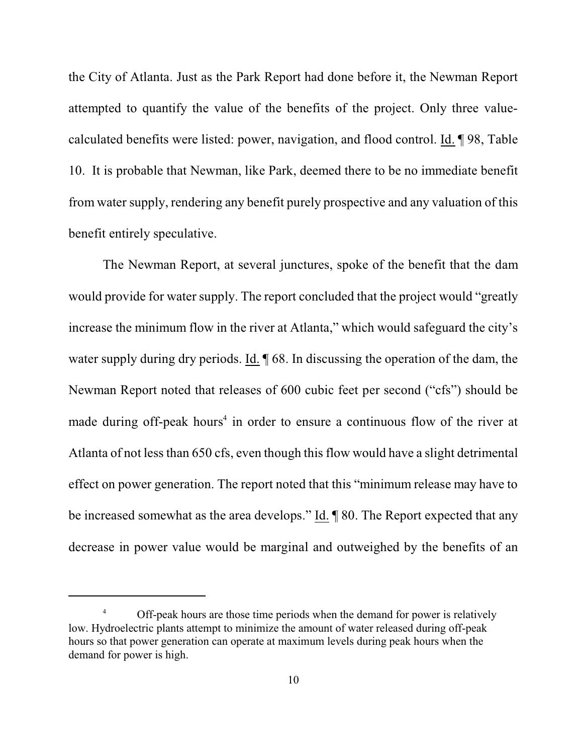the City of Atlanta. Just as the Park Report had done before it, the Newman Report attempted to quantify the value of the benefits of the project. Only three value-calculated benefits were listed: power, navigation, and flood control. Id. ¶ 98, Table 10. It is probable that Newman, like Park, deemed there to be no immediate benefit from water supply, rendering any benefit purely prospective and any valuation of this benefit entirely speculative.

The Newman Report, at several junctures, spoke of the benefit that the dam would provide for water supply. The report concluded that the project would "greatly increase the minimum flow in the river at Atlanta," which would safeguard the city's water supply during dry periods. Id. ¶ 68. In discussing the operation of the dam, the Newman Report noted that releases of 600 cubic feet per second ("cfs") should be made during off-peak hours[4] in order to ensure a continuous flow of the river at Atlanta of not less than 650 cfs, even though this flow would have a slight detrimental effect on power generation. The report noted that this "minimum release may have to be increased somewhat as the area develops." Id. ¶ 80. The Report expected that any decrease in power value would be marginal and outweighed by the benefits of an

---

[4] Off-peak hours are those time periods when the demand for power is relatively low. Hydroelectric plants attempt to minimize the amount of water released during off-peak hours so that power generation can operate at maximum levels during peak hours when the demand for power is high.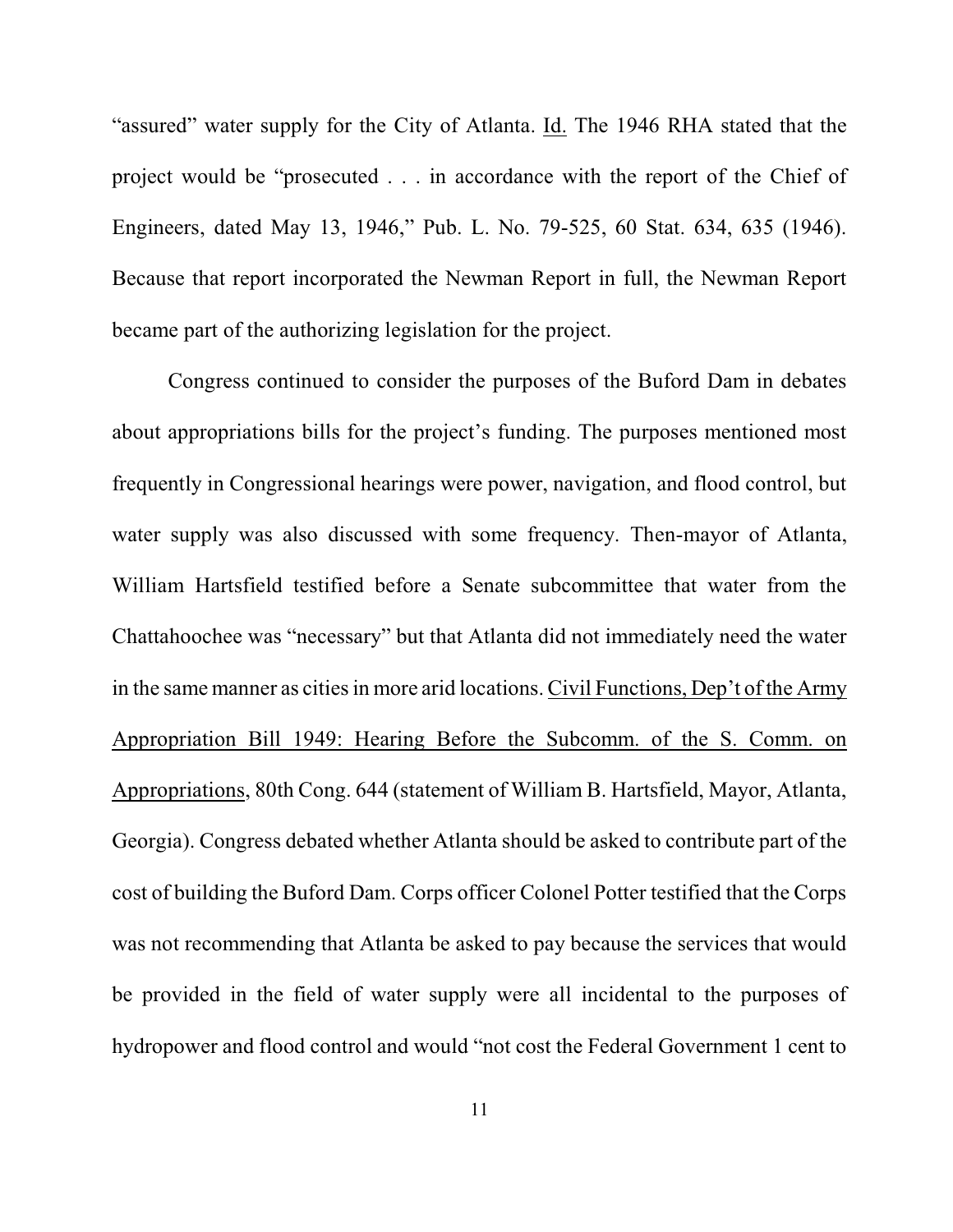"assured" water supply for the City of Atlanta. Id. The 1946 RHA stated that the project would be "prosecuted . . . in accordance with the report of the Chief of Engineers, dated May 13, 1946," Pub. L. No. 79-525, 60 Stat. 634, 635 (1946). Because that report incorporated the Newman Report in full, the Newman Report became part of the authorizing legislation for the project.

Congress continued to consider the purposes of the Buford Dam in debates about appropriations bills for the project's funding. The purposes mentioned most frequently in Congressional hearings were power, navigation, and flood control, but water supply was also discussed with some frequency. Then-mayor of Atlanta, William Hartsfield testified before a Senate subcommittee that water from the Chattahoochee was "necessary" but that Atlanta did not immediately need the water in the same manner as cities in more arid locations. Civil Functions, Dep't of the Army Appropriation Bill 1949: Hearing Before the Subcomm. of the S. Comm. on Appropriations, 80th Cong. 644 (statement of William B. Hartsfield, Mayor, Atlanta, Georgia). Congress debated whether Atlanta should be asked to contribute part of the cost of building the Buford Dam. Corps officer Colonel Potter testified that the Corps was not recommending that Atlanta be asked to pay because the services that would be provided in the field of water supply were all incidental to the purposes of hydropower and flood control and would "not cost the Federal Government 1 cent to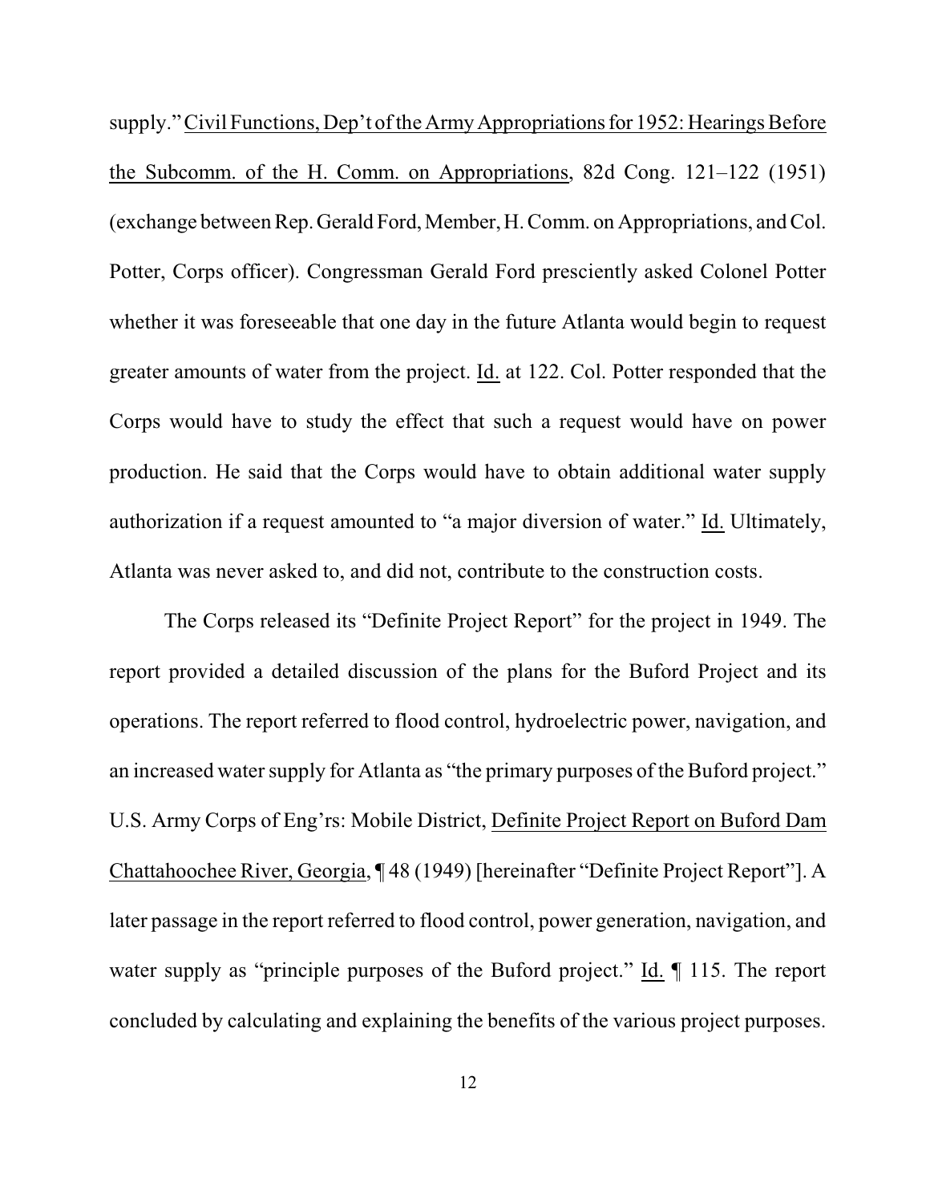supply." Civil Functions, Dep't of the Army Appropriations for 1952: Hearings Before the Subcomm. of the H. Comm. on Appropriations, 82d Cong. 121–122 (1951) (exchange between Rep. Gerald Ford, Member, H. Comm. on Appropriations, and Col. Potter, Corps officer). Congressman Gerald Ford presciently asked Colonel Potter whether it was foreseeable that one day in the future Atlanta would begin to request greater amounts of water from the project. Id. at 122. Col. Potter responded that the Corps would have to study the effect that such a request would have on power production. He said that the Corps would have to obtain additional water supply authorization if a request amounted to "a major diversion of water." Id. Ultimately, Atlanta was never asked to, and did not, contribute to the construction costs.

The Corps released its "Definite Project Report" for the project in 1949. The report provided a detailed discussion of the plans for the Buford Project and its operations. The report referred to flood control, hydroelectric power, navigation, and an increased water supply for Atlanta as "the primary purposes of the Buford project." U.S. Army Corps of Eng'rs: Mobile District, Definite Project Report on Buford Dam Chattahoochee River, Georgia, ¶ 48 (1949) [hereinafter "Definite Project Report"]. A later passage in the report referred to flood control, power generation, navigation, and water supply as "principle purposes of the Buford project." Id. ¶ 115. The report concluded by calculating and explaining the benefits of the various project purposes.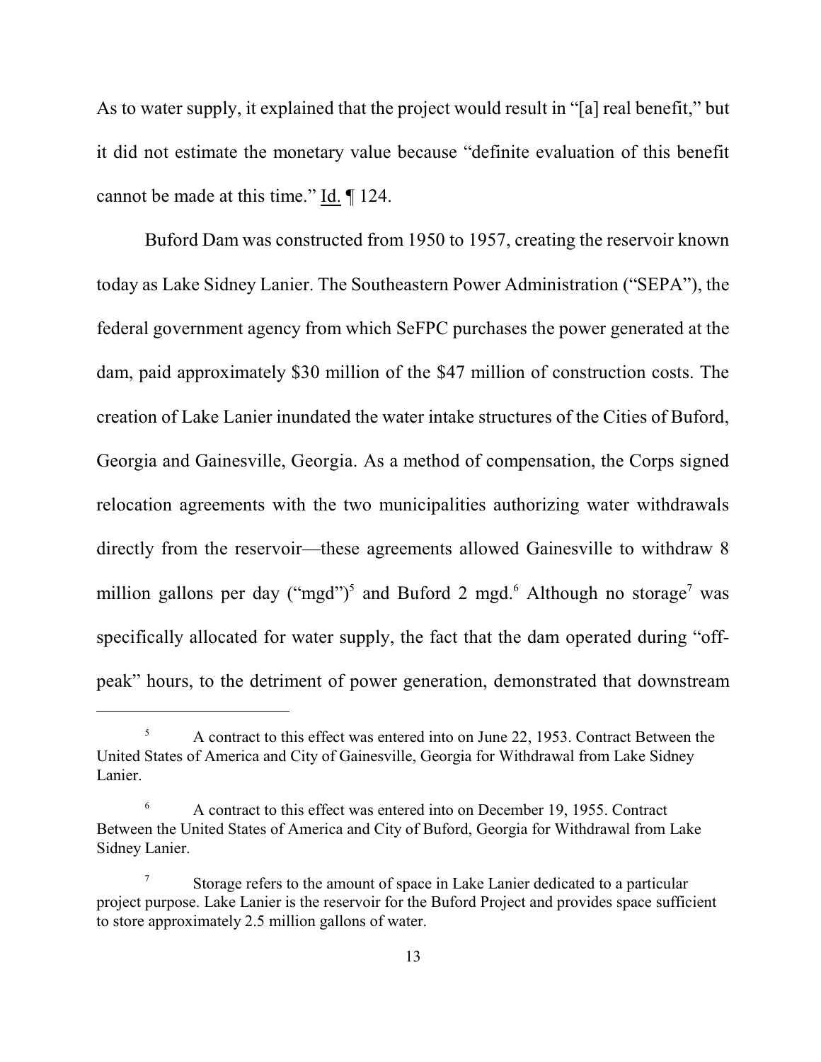As to water supply, it explained that the project would result in "[a] real benefit," but it did not estimate the monetary value because "definite evaluation of this benefit cannot be made at this time." Id. ¶ 124.

Buford Dam was constructed from 1950 to 1957, creating the reservoir known today as Lake Sidney Lanier. The Southeastern Power Administration ("SEPA"), the federal government agency from which SeFPC purchases the power generated at the dam, paid approximately $30 million of the $47 million of construction costs. The creation of Lake Lanier inundated the water intake structures of the Cities of Buford, Georgia and Gainesville, Georgia. As a method of compensation, the Corps signed relocation agreements with the two municipalities authorizing water withdrawals directly from the reservoir—these agreements allowed Gainesville to withdraw 8 million gallons per day ("mgd")[5] and Buford 2 mgd.[6] Although no storage[7] was specifically allocated for water supply, the fact that the dam operated during "off-peak" hours, to the detriment of power generation, demonstrated that downstream

---

[5] A contract to this effect was entered into on June 22, 1953. Contract Between the United States of America and City of Gainesville, Georgia for Withdrawal from Lake Sidney Lanier.

[6] A contract to this effect was entered into on December 19, 1955. Contract Between the United States of America and City of Buford, Georgia for Withdrawal from Lake Sidney Lanier.

[7] Storage refers to the amount of space in Lake Lanier dedicated to a particular project purpose. Lake Lanier is the reservoir for the Buford Project and provides space sufficient to store approximately 2.5 million gallons of water.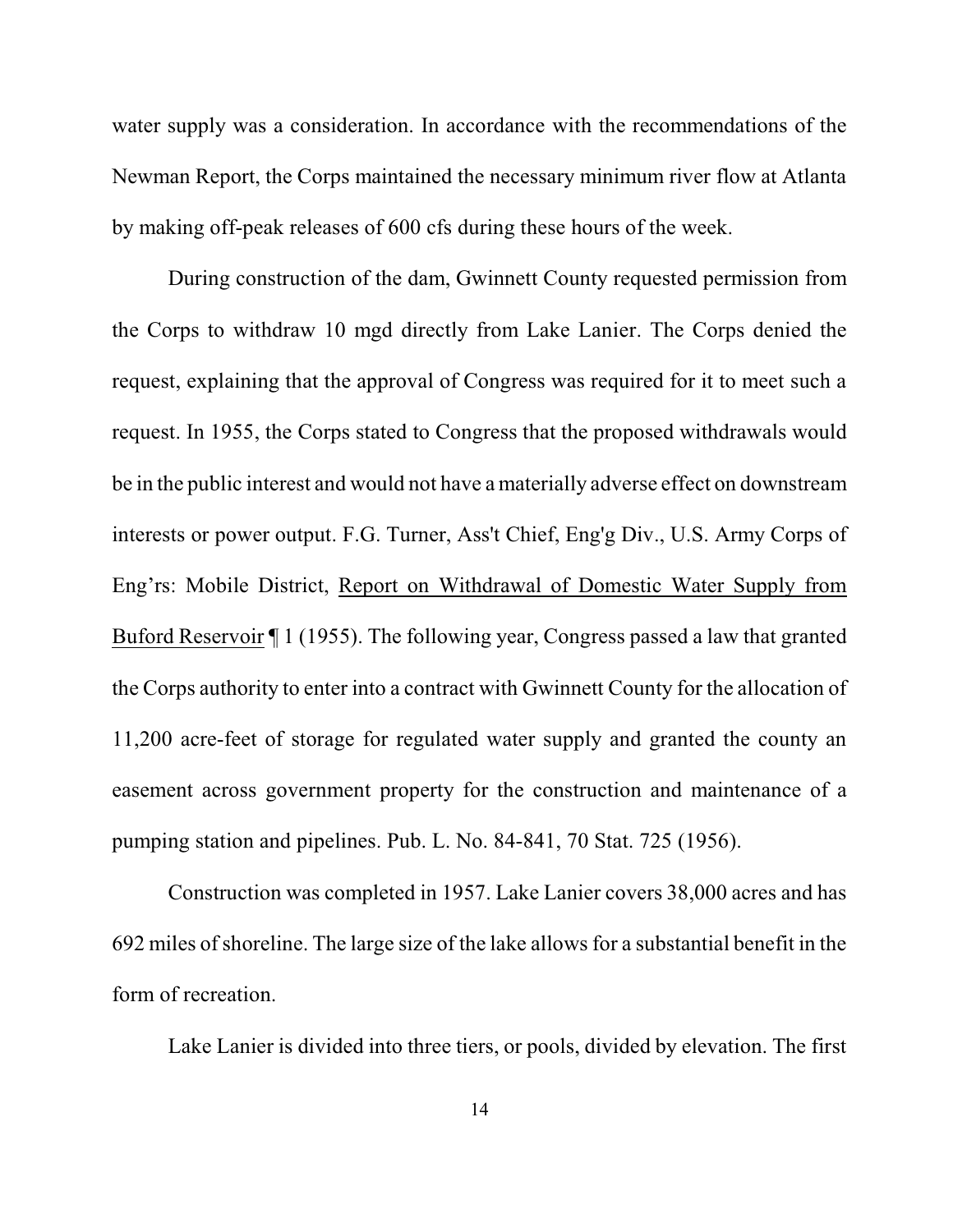water supply was a consideration. In accordance with the recommendations of the Newman Report, the Corps maintained the necessary minimum river flow at Atlanta by making off-peak releases of 600 cfs during these hours of the week.

During construction of the dam, Gwinnett County requested permission from the Corps to withdraw 10 mgd directly from Lake Lanier. The Corps denied the request, explaining that the approval of Congress was required for it to meet such a request. In 1955, the Corps stated to Congress that the proposed withdrawals would be in the public interest and would not have a materially adverse effect on downstream interests or power output. F.G. Turner, Ass't Chief, Eng'g Div., U.S. Army Corps of Eng'rs: Mobile District, <u>Report on Withdrawal of Domestic Water Supply from Buford Reservoir</u> ¶ 1 (1955). The following year, Congress passed a law that granted the Corps authority to enter into a contract with Gwinnett County for the allocation of 11,200 acre-feet of storage for regulated water supply and granted the county an easement across government property for the construction and maintenance of a pumping station and pipelines. Pub. L. No. 84-841, 70 Stat. 725 (1956).

Construction was completed in 1957. Lake Lanier covers 38,000 acres and has 692 miles of shoreline. The large size of the lake allows for a substantial benefit in the form of recreation.

Lake Lanier is divided into three tiers, or pools, divided by elevation. The first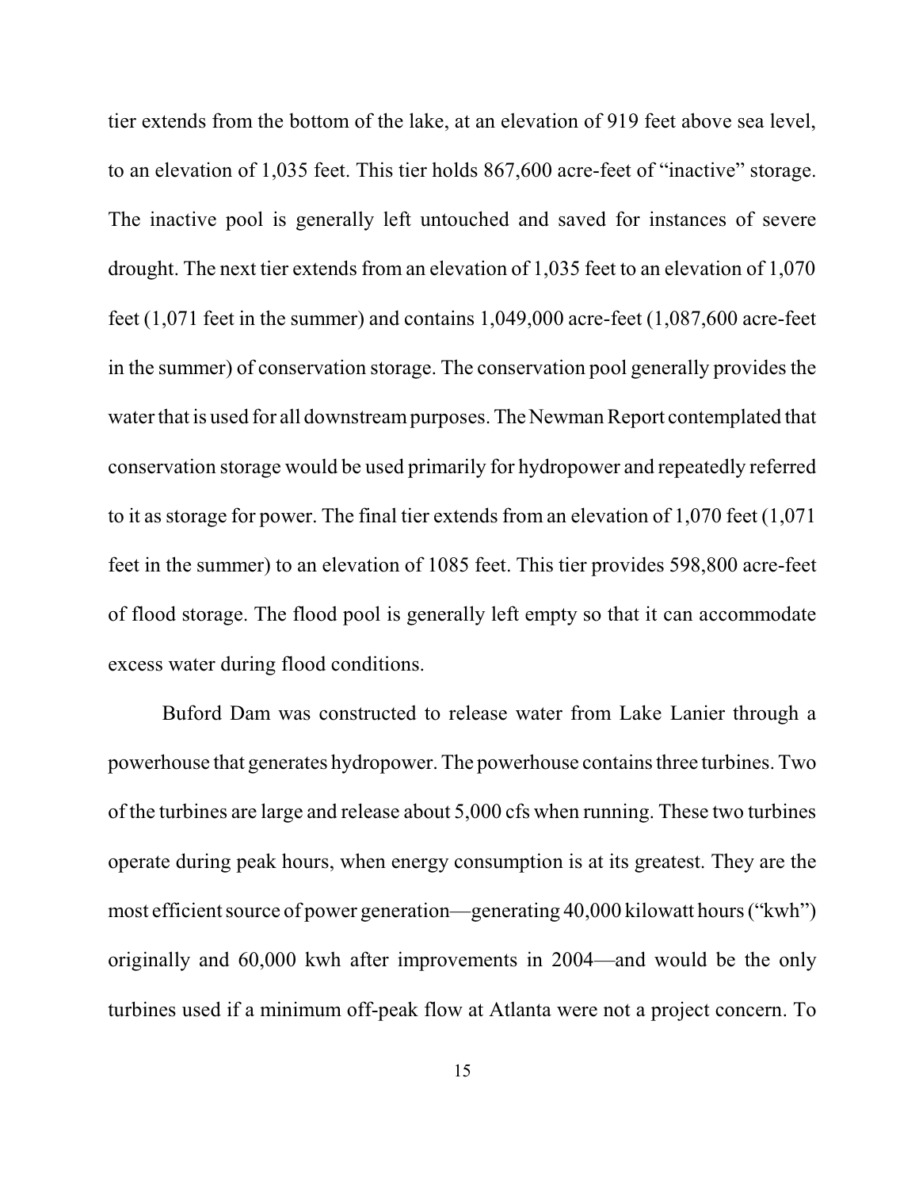tier extends from the bottom of the lake, at an elevation of 919 feet above sea level, to an elevation of 1,035 feet. This tier holds 867,600 acre-feet of "inactive" storage. The inactive pool is generally left untouched and saved for instances of severe drought. The next tier extends from an elevation of 1,035 feet to an elevation of 1,070 feet (1,071 feet in the summer) and contains 1,049,000 acre-feet (1,087,600 acre-feet in the summer) of conservation storage. The conservation pool generally provides the water that is used for all downstream purposes. The Newman Report contemplated that conservation storage would be used primarily for hydropower and repeatedly referred to it as storage for power. The final tier extends from an elevation of 1,070 feet (1,071 feet in the summer) to an elevation of 1085 feet. This tier provides 598,800 acre-feet of flood storage. The flood pool is generally left empty so that it can accommodate excess water during flood conditions.

Buford Dam was constructed to release water from Lake Lanier through a powerhouse that generates hydropower. The powerhouse contains three turbines. Two of the turbines are large and release about 5,000 cfs when running. These two turbines operate during peak hours, when energy consumption is at its greatest. They are the most efficient source of power generation—generating 40,000 kilowatt hours ("kwh") originally and 60,000 kwh after improvements in 2004—and would be the only turbines used if a minimum off-peak flow at Atlanta were not a project concern. To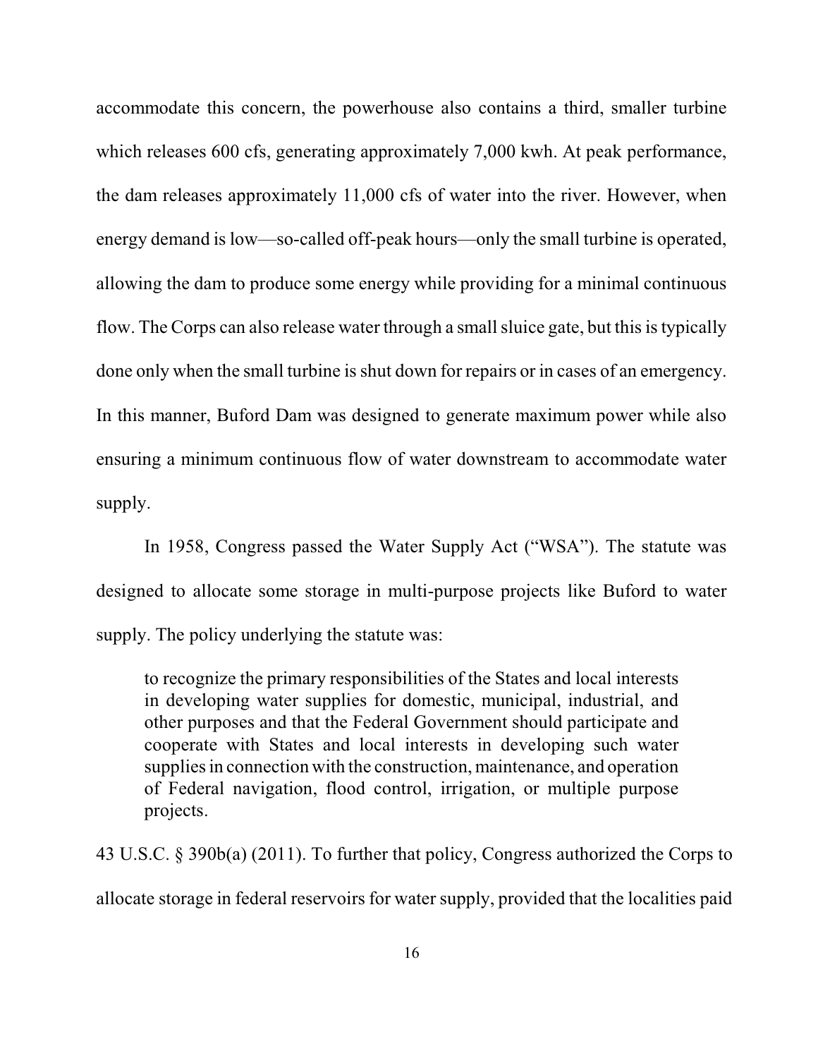accommodate this concern, the powerhouse also contains a third, smaller turbine which releases 600 cfs, generating approximately 7,000 kwh. At peak performance, the dam releases approximately 11,000 cfs of water into the river. However, when energy demand is low—so-called off-peak hours—only the small turbine is operated, allowing the dam to produce some energy while providing for a minimal continuous flow. The Corps can also release water through a small sluice gate, but this is typically done only when the small turbine is shut down for repairs or in cases of an emergency. In this manner, Buford Dam was designed to generate maximum power while also ensuring a minimum continuous flow of water downstream to accommodate water supply.

In 1958, Congress passed the Water Supply Act ("WSA"). The statute was designed to allocate some storage in multi-purpose projects like Buford to water supply. The policy underlying the statute was:

> to recognize the primary responsibilities of the States and local interests in developing water supplies for domestic, municipal, industrial, and other purposes and that the Federal Government should participate and cooperate with States and local interests in developing such water supplies in connection with the construction, maintenance, and operation of Federal navigation, flood control, irrigation, or multiple purpose projects.

43 U.S.C. § 390b(a) (2011). To further that policy, Congress authorized the Corps to allocate storage in federal reservoirs for water supply, provided that the localities paid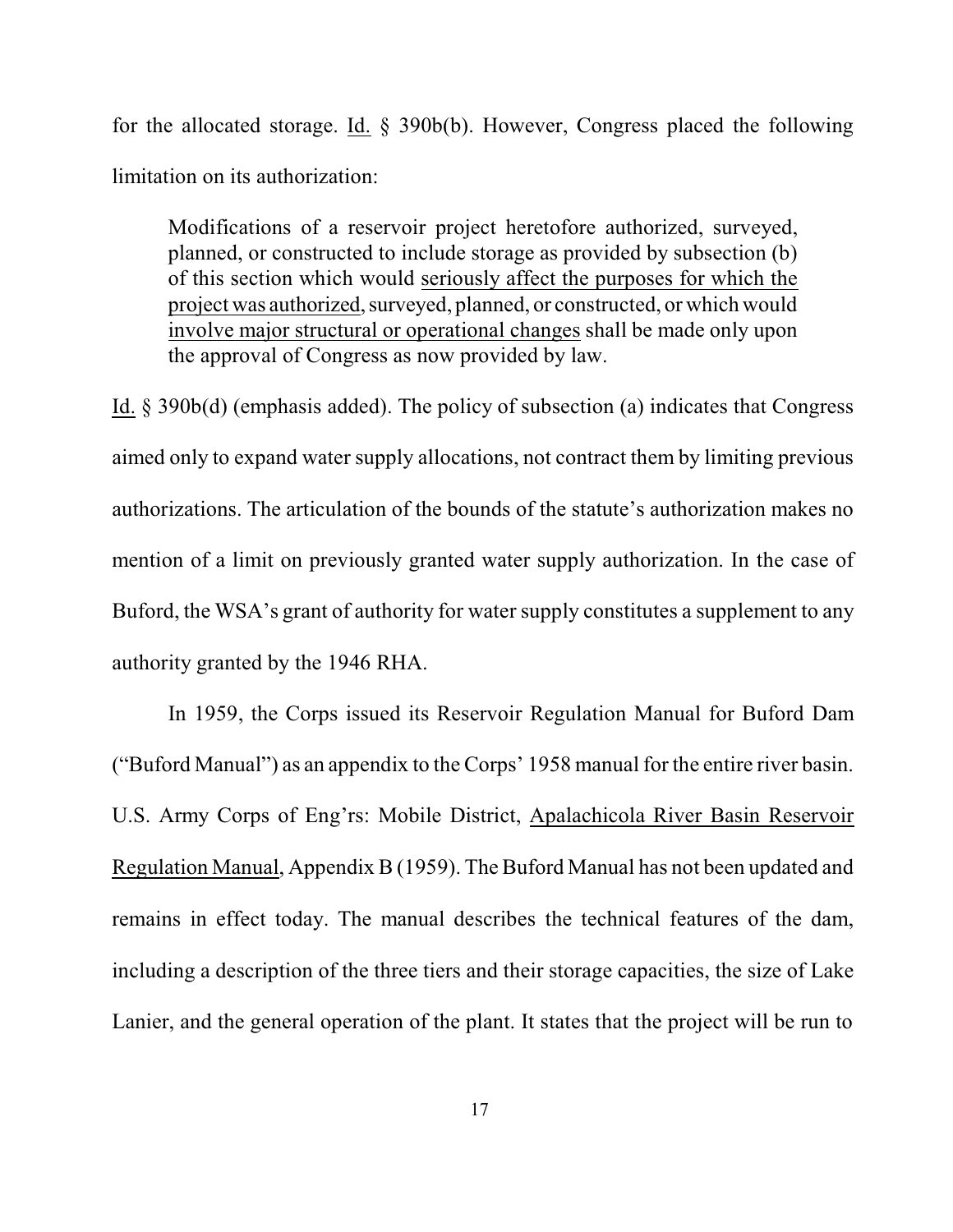for the allocated storage. Id. § 390b(b). However, Congress placed the following limitation on its authorization:

> Modifications of a reservoir project heretofore authorized, surveyed, planned, or constructed to include storage as provided by subsection (b) of this section which would seriously affect the purposes for which the project was authorized, surveyed, planned, or constructed, or which would involve major structural or operational changes shall be made only upon the approval of Congress as now provided by law.

Id. § 390b(d) (emphasis added). The policy of subsection (a) indicates that Congress aimed only to expand water supply allocations, not contract them by limiting previous authorizations. The articulation of the bounds of the statute's authorization makes no mention of a limit on previously granted water supply authorization. In the case of Buford, the WSA's grant of authority for water supply constitutes a supplement to any authority granted by the 1946 RHA.

In 1959, the Corps issued its Reservoir Regulation Manual for Buford Dam ("Buford Manual") as an appendix to the Corps' 1958 manual for the entire river basin. U.S. Army Corps of Eng'rs: Mobile District, Apalachicola River Basin Reservoir Regulation Manual, Appendix B (1959). The Buford Manual has not been updated and remains in effect today. The manual describes the technical features of the dam, including a description of the three tiers and their storage capacities, the size of Lake Lanier, and the general operation of the plant. It states that the project will be run to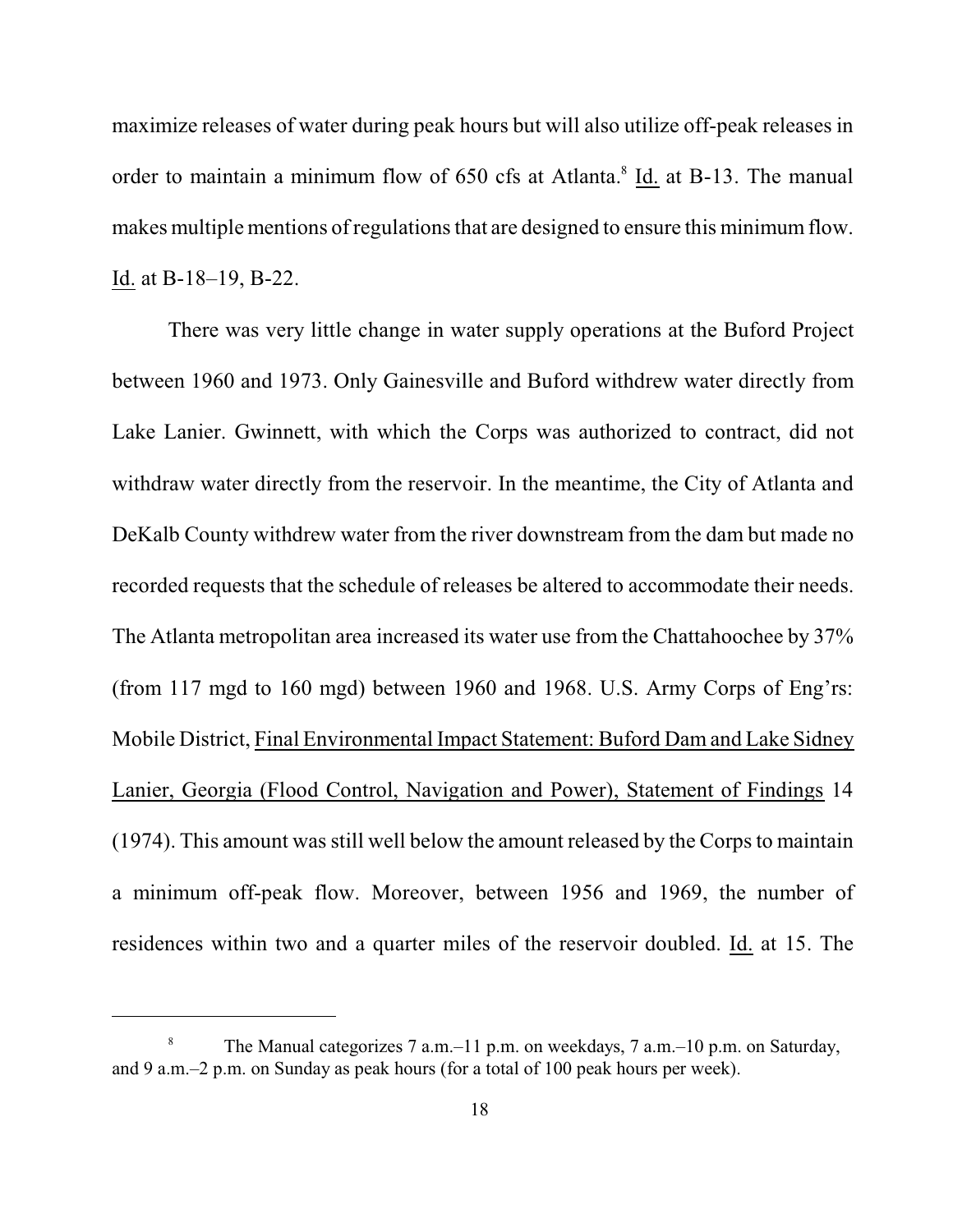maximize releases of water during peak hours but will also utilize off-peak releases in order to maintain a minimum flow of 650 cfs at Atlanta.[8] Id. at B-13. The manual makes multiple mentions of regulations that are designed to ensure this minimum flow. Id. at B-18–19, B-22.

There was very little change in water supply operations at the Buford Project between 1960 and 1973. Only Gainesville and Buford withdrew water directly from Lake Lanier. Gwinnett, with which the Corps was authorized to contract, did not withdraw water directly from the reservoir. In the meantime, the City of Atlanta and DeKalb County withdrew water from the river downstream from the dam but made no recorded requests that the schedule of releases be altered to accommodate their needs. The Atlanta metropolitan area increased its water use from the Chattahoochee by 37% (from 117 mgd to 160 mgd) between 1960 and 1968. U.S. Army Corps of Eng'rs: Mobile District, Final Environmental Impact Statement: Buford Dam and Lake Sidney Lanier, Georgia (Flood Control, Navigation and Power), Statement of Findings 14 (1974). This amount was still well below the amount released by the Corps to maintain a minimum off-peak flow. Moreover, between 1956 and 1969, the number of residences within two and a quarter miles of the reservoir doubled. Id. at 15. The

---

[8] The Manual categorizes 7 a.m.–11 p.m. on weekdays, 7 a.m.–10 p.m. on Saturday, and 9 a.m.–2 p.m. on Sunday as peak hours (for a total of 100 peak hours per week).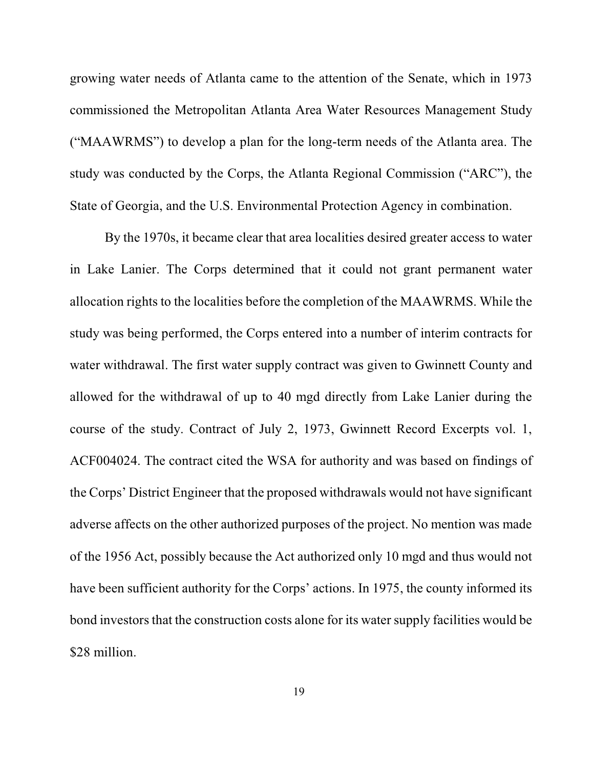growing water needs of Atlanta came to the attention of the Senate, which in 1973 commissioned the Metropolitan Atlanta Area Water Resources Management Study ("MAAWRMS") to develop a plan for the long-term needs of the Atlanta area. The study was conducted by the Corps, the Atlanta Regional Commission ("ARC"), the State of Georgia, and the U.S. Environmental Protection Agency in combination.

By the 1970s, it became clear that area localities desired greater access to water in Lake Lanier. The Corps determined that it could not grant permanent water allocation rights to the localities before the completion of the MAAWRMS. While the study was being performed, the Corps entered into a number of interim contracts for water withdrawal. The first water supply contract was given to Gwinnett County and allowed for the withdrawal of up to 40 mgd directly from Lake Lanier during the course of the study. Contract of July 2, 1973, Gwinnett Record Excerpts vol. 1, ACF004024. The contract cited the WSA for authority and was based on findings of the Corps' District Engineer that the proposed withdrawals would not have significant adverse affects on the other authorized purposes of the project. No mention was made of the 1956 Act, possibly because the Act authorized only 10 mgd and thus would not have been sufficient authority for the Corps' actions. In 1975, the county informed its bond investors that the construction costs alone for its water supply facilities would be $28 million.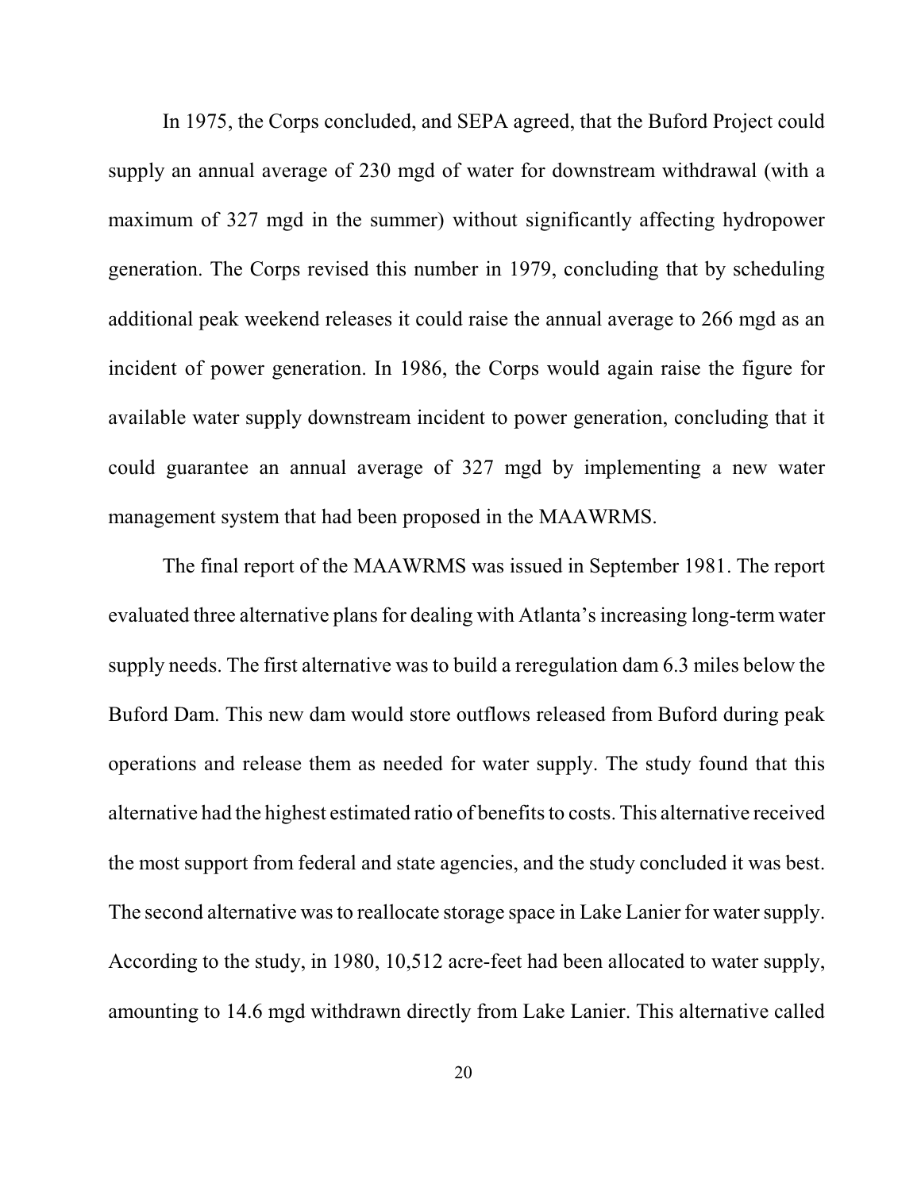In 1975, the Corps concluded, and SEPA agreed, that the Buford Project could supply an annual average of 230 mgd of water for downstream withdrawal (with a maximum of 327 mgd in the summer) without significantly affecting hydropower generation. The Corps revised this number in 1979, concluding that by scheduling additional peak weekend releases it could raise the annual average to 266 mgd as an incident of power generation. In 1986, the Corps would again raise the figure for available water supply downstream incident to power generation, concluding that it could guarantee an annual average of 327 mgd by implementing a new water management system that had been proposed in the MAAWRMS.

The final report of the MAAWRMS was issued in September 1981. The report evaluated three alternative plans for dealing with Atlanta's increasing long-term water supply needs. The first alternative was to build a reregulation dam 6.3 miles below the Buford Dam. This new dam would store outflows released from Buford during peak operations and release them as needed for water supply. The study found that this alternative had the highest estimated ratio of benefits to costs. This alternative received the most support from federal and state agencies, and the study concluded it was best. The second alternative was to reallocate storage space in Lake Lanier for water supply. According to the study, in 1980, 10,512 acre-feet had been allocated to water supply, amounting to 14.6 mgd withdrawn directly from Lake Lanier. This alternative called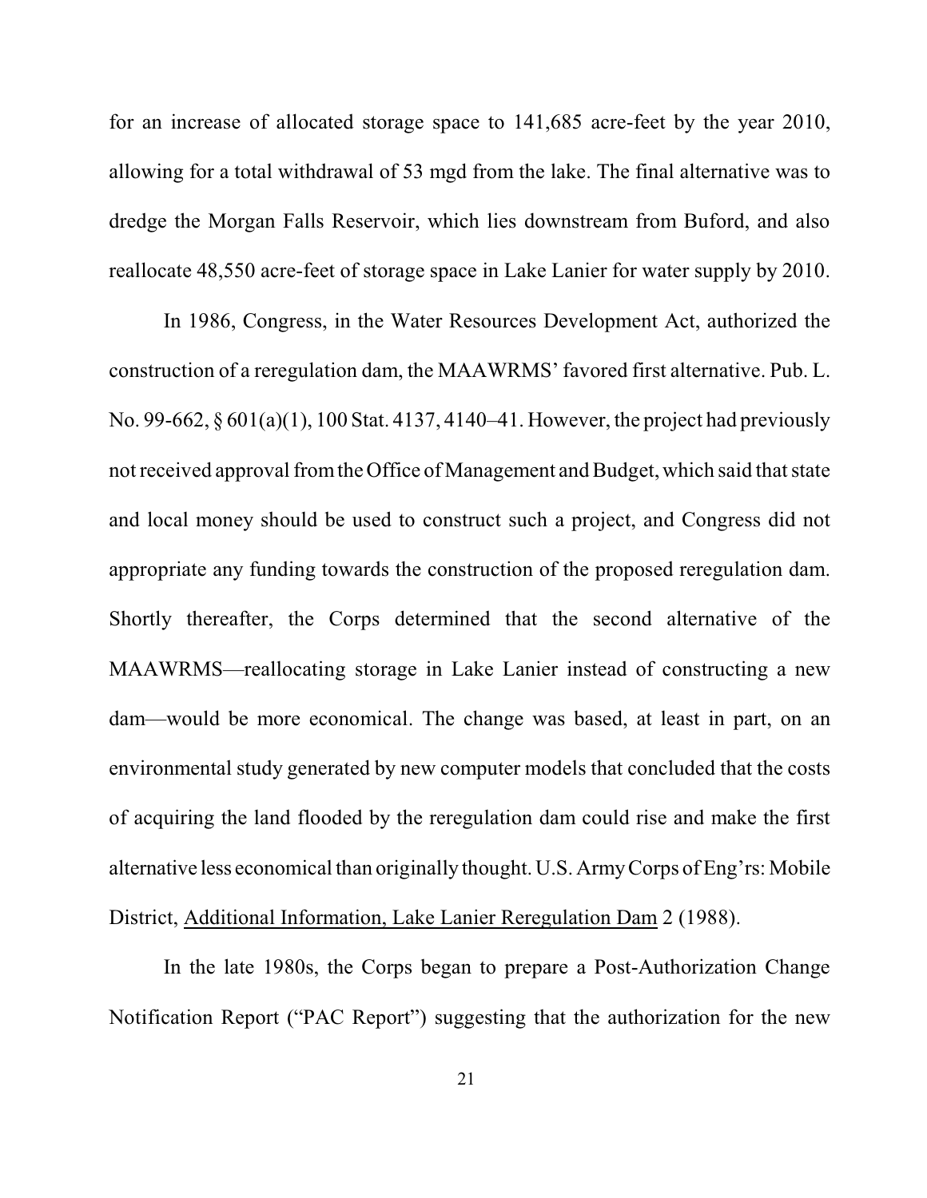for an increase of allocated storage space to 141,685 acre-feet by the year 2010, allowing for a total withdrawal of 53 mgd from the lake. The final alternative was to dredge the Morgan Falls Reservoir, which lies downstream from Buford, and also reallocate 48,550 acre-feet of storage space in Lake Lanier for water supply by 2010.

In 1986, Congress, in the Water Resources Development Act, authorized the construction of a reregulation dam, the MAAWRMS' favored first alternative. Pub. L. No. 99-662, § 601(a)(1), 100 Stat. 4137, 4140–41. However, the project had previously not received approval from the Office of Management and Budget, which said that state and local money should be used to construct such a project, and Congress did not appropriate any funding towards the construction of the proposed reregulation dam. Shortly thereafter, the Corps determined that the second alternative of the MAAWRMS—reallocating storage in Lake Lanier instead of constructing a new dam—would be more economical. The change was based, at least in part, on an environmental study generated by new computer models that concluded that the costs of acquiring the land flooded by the reregulation dam could rise and make the first alternative less economical than originally thought. U.S. Army Corps of Eng'rs: Mobile District, <u>Additional Information, Lake Lanier Reregulation Dam</u> 2 (1988).

In the late 1980s, the Corps began to prepare a Post-Authorization Change Notification Report ("PAC Report") suggesting that the authorization for the new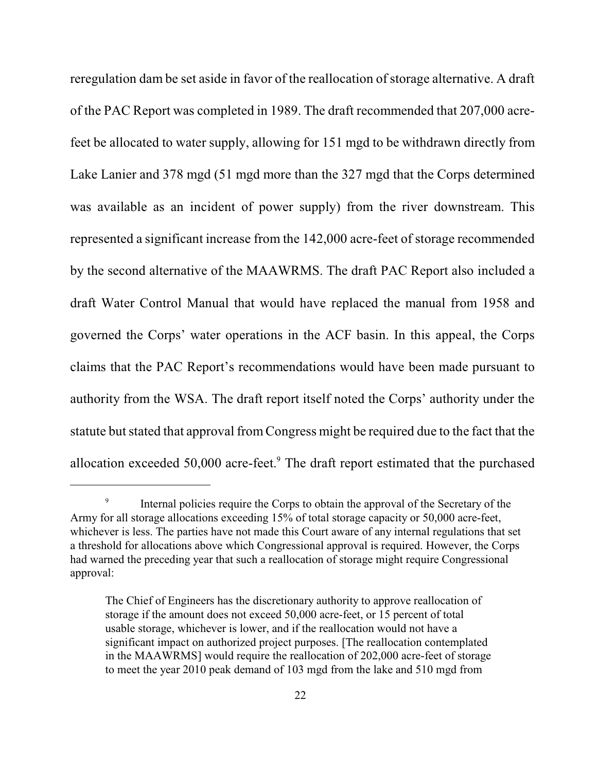reregulation dam be set aside in favor of the reallocation of storage alternative. A draft of the PAC Report was completed in 1989. The draft recommended that 207,000 acre-feet be allocated to water supply, allowing for 151 mgd to be withdrawn directly from Lake Lanier and 378 mgd (51 mgd more than the 327 mgd that the Corps determined was available as an incident of power supply) from the river downstream. This represented a significant increase from the 142,000 acre-feet of storage recommended by the second alternative of the MAAWRMS. The draft PAC Report also included a draft Water Control Manual that would have replaced the manual from 1958 and governed the Corps' water operations in the ACF basin. In this appeal, the Corps claims that the PAC Report's recommendations would have been made pursuant to authority from the WSA. The draft report itself noted the Corps' authority under the statute but stated that approval from Congress might be required due to the fact that the allocation exceeded 50,000 acre-feet.[9] The draft report estimated that the purchased

---

[9] Internal policies require the Corps to obtain the approval of the Secretary of the Army for all storage allocations exceeding 15% of total storage capacity or 50,000 acre-feet, whichever is less. The parties have not made this Court aware of any internal regulations that set a threshold for allocations above which Congressional approval is required. However, the Corps had warned the preceding year that such a reallocation of storage might require Congressional approval:

> The Chief of Engineers has the discretionary authority to approve reallocation of storage if the amount does not exceed 50,000 acre-feet, or 15 percent of total usable storage, whichever is lower, and if the reallocation would not have a significant impact on authorized project purposes. [The reallocation contemplated in the MAAWRMS] would require the reallocation of 202,000 acre-feet of storage to meet the year 2010 peak demand of 103 mgd from the lake and 510 mgd from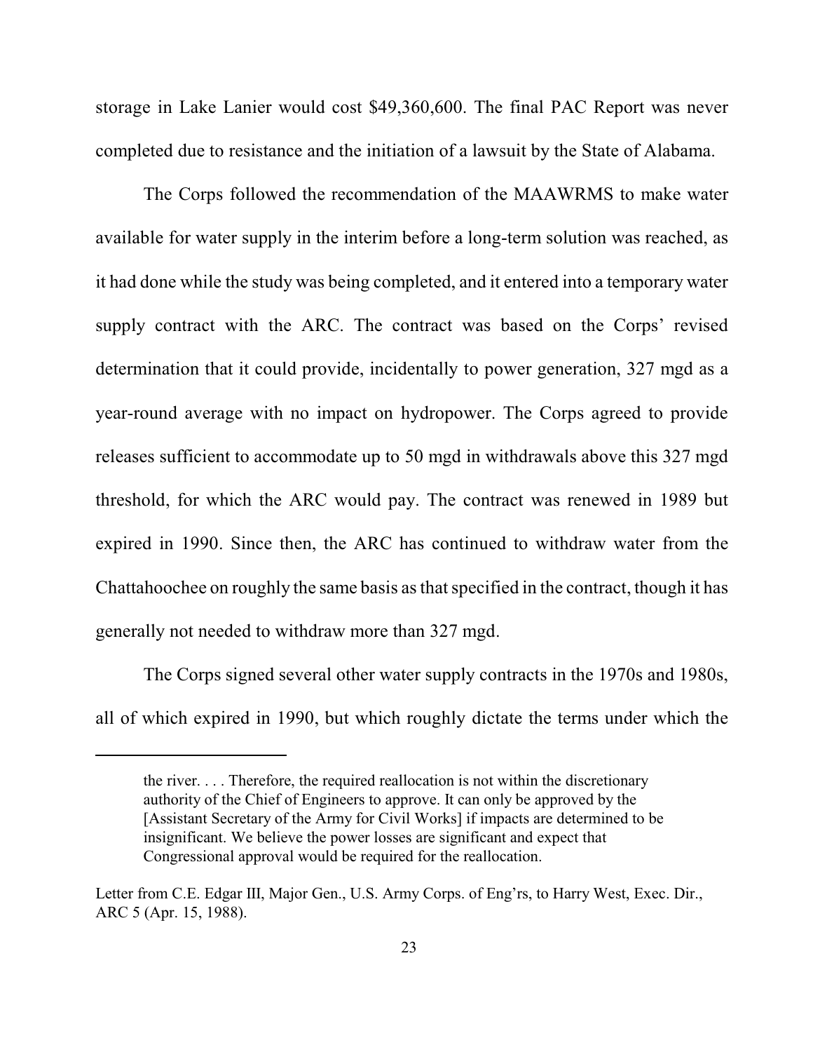storage in Lake Lanier would cost $49,360,600. The final PAC Report was never completed due to resistance and the initiation of a lawsuit by the State of Alabama.

The Corps followed the recommendation of the MAAWRMS to make water available for water supply in the interim before a long-term solution was reached, as it had done while the study was being completed, and it entered into a temporary water supply contract with the ARC. The contract was based on the Corps' revised determination that it could provide, incidentally to power generation, 327 mgd as a year-round average with no impact on hydropower. The Corps agreed to provide releases sufficient to accommodate up to 50 mgd in withdrawals above this 327 mgd threshold, for which the ARC would pay. The contract was renewed in 1989 but expired in 1990. Since then, the ARC has continued to withdraw water from the Chattahoochee on roughly the same basis as that specified in the contract, though it has generally not needed to withdraw more than 327 mgd.

The Corps signed several other water supply contracts in the 1970s and 1980s, all of which expired in 1990, but which roughly dictate the terms under which the

---

> the river. . . . Therefore, the required reallocation is not within the discretionary authority of the Chief of Engineers to approve. It can only be approved by the [Assistant Secretary of the Army for Civil Works] if impacts are determined to be insignificant. We believe the power losses are significant and expect that Congressional approval would be required for the reallocation.

Letter from C.E. Edgar III, Major Gen., U.S. Army Corps. of Eng'rs, to Harry West, Exec. Dir., ARC 5 (Apr. 15, 1988).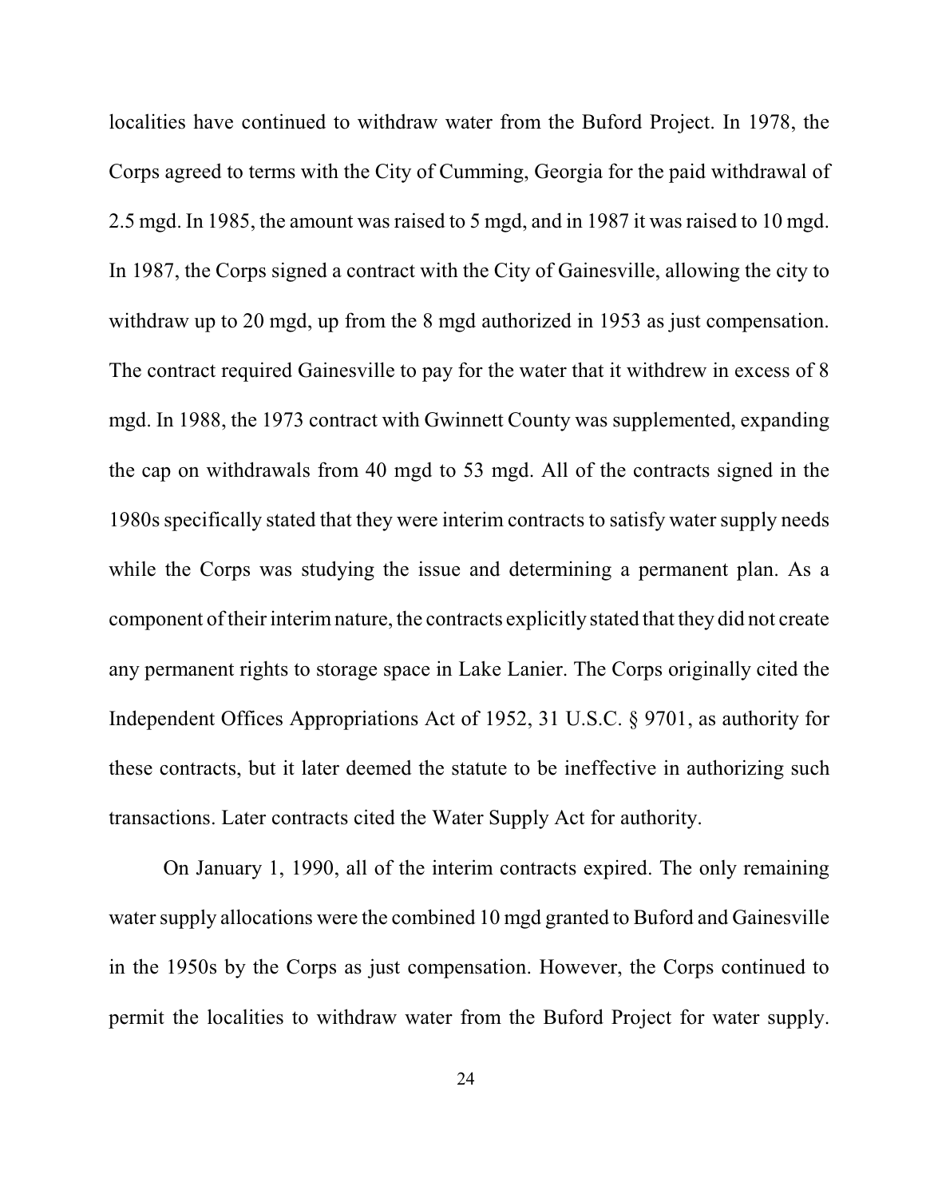localities have continued to withdraw water from the Buford Project. In 1978, the Corps agreed to terms with the City of Cumming, Georgia for the paid withdrawal of 2.5 mgd. In 1985, the amount was raised to 5 mgd, and in 1987 it was raised to 10 mgd. In 1987, the Corps signed a contract with the City of Gainesville, allowing the city to withdraw up to 20 mgd, up from the 8 mgd authorized in 1953 as just compensation. The contract required Gainesville to pay for the water that it withdrew in excess of 8 mgd. In 1988, the 1973 contract with Gwinnett County was supplemented, expanding the cap on withdrawals from 40 mgd to 53 mgd. All of the contracts signed in the 1980s specifically stated that they were interim contracts to satisfy water supply needs while the Corps was studying the issue and determining a permanent plan. As a component of their interim nature, the contracts explicitly stated that they did not create any permanent rights to storage space in Lake Lanier. The Corps originally cited the Independent Offices Appropriations Act of 1952, 31 U.S.C. § 9701, as authority for these contracts, but it later deemed the statute to be ineffective in authorizing such transactions. Later contracts cited the Water Supply Act for authority.

On January 1, 1990, all of the interim contracts expired. The only remaining water supply allocations were the combined 10 mgd granted to Buford and Gainesville in the 1950s by the Corps as just compensation. However, the Corps continued to permit the localities to withdraw water from the Buford Project for water supply.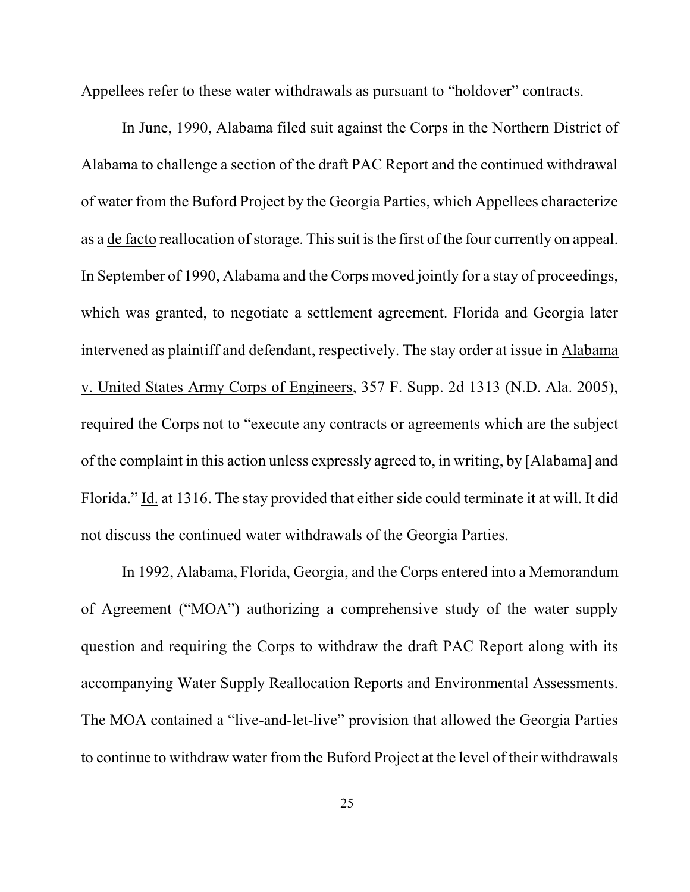Appellees refer to these water withdrawals as pursuant to "holdover" contracts.

In June, 1990, Alabama filed suit against the Corps in the Northern District of Alabama to challenge a section of the draft PAC Report and the continued withdrawal of water from the Buford Project by the Georgia Parties, which Appellees characterize as a de facto reallocation of storage. This suit is the first of the four currently on appeal. In September of 1990, Alabama and the Corps moved jointly for a stay of proceedings, which was granted, to negotiate a settlement agreement. Florida and Georgia later intervened as plaintiff and defendant, respectively. The stay order at issue in Alabama v. United States Army Corps of Engineers, 357 F. Supp. 2d 1313 (N.D. Ala. 2005), required the Corps not to "execute any contracts or agreements which are the subject of the complaint in this action unless expressly agreed to, in writing, by [Alabama] and Florida." Id. at 1316. The stay provided that either side could terminate it at will. It did not discuss the continued water withdrawals of the Georgia Parties.

In 1992, Alabama, Florida, Georgia, and the Corps entered into a Memorandum of Agreement ("MOA") authorizing a comprehensive study of the water supply question and requiring the Corps to withdraw the draft PAC Report along with its accompanying Water Supply Reallocation Reports and Environmental Assessments. The MOA contained a "live-and-let-live" provision that allowed the Georgia Parties to continue to withdraw water from the Buford Project at the level of their withdrawals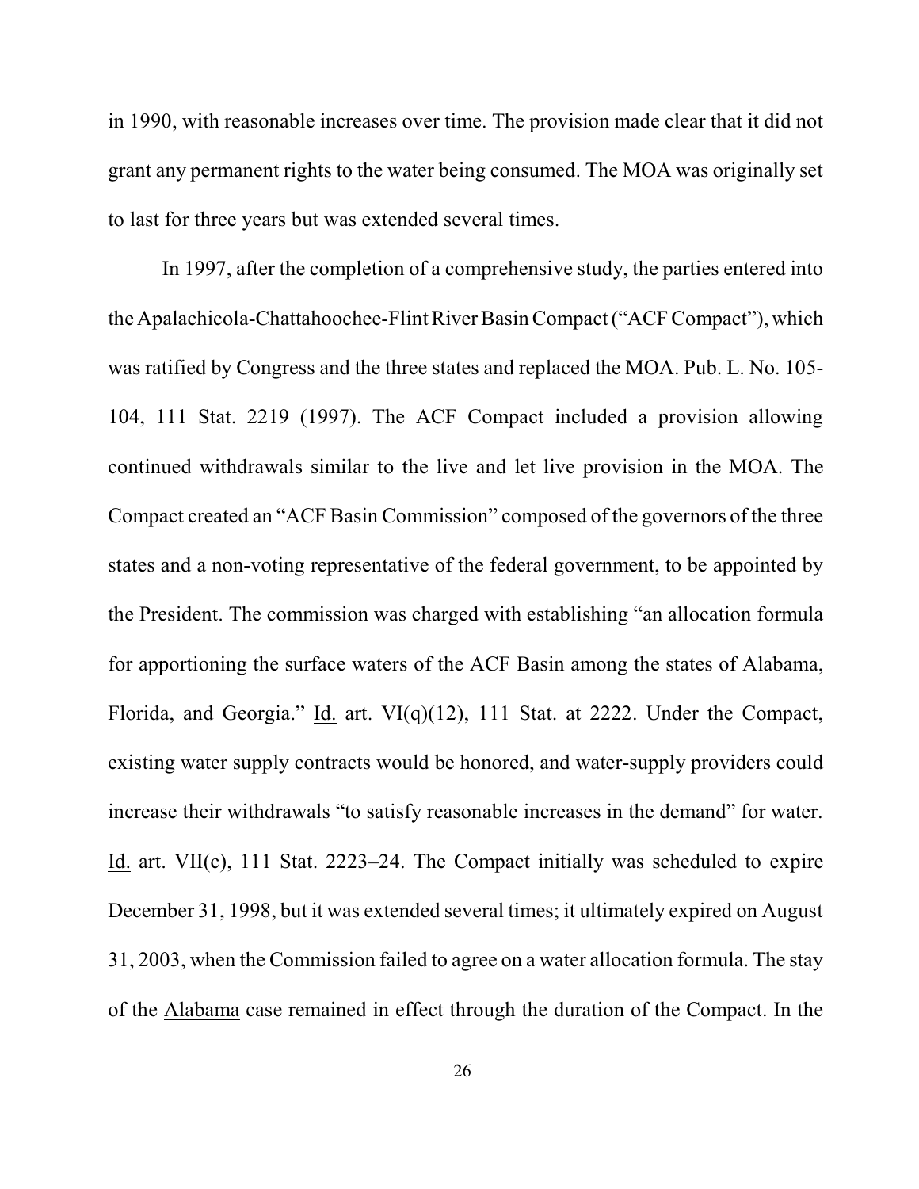in 1990, with reasonable increases over time. The provision made clear that it did not grant any permanent rights to the water being consumed. The MOA was originally set to last for three years but was extended several times.

In 1997, after the completion of a comprehensive study, the parties entered into the Apalachicola-Chattahoochee-Flint River Basin Compact ("ACF Compact"), which was ratified by Congress and the three states and replaced the MOA. Pub. L. No. 105-104, 111 Stat. 2219 (1997). The ACF Compact included a provision allowing continued withdrawals similar to the live and let live provision in the MOA. The Compact created an "ACF Basin Commission" composed of the governors of the three states and a non-voting representative of the federal government, to be appointed by the President. The commission was charged with establishing "an allocation formula for apportioning the surface waters of the ACF Basin among the states of Alabama, Florida, and Georgia." Id. art. VI(q)(12), 111 Stat. at 2222. Under the Compact, existing water supply contracts would be honored, and water-supply providers could increase their withdrawals "to satisfy reasonable increases in the demand" for water. Id. art. VII(c), 111 Stat. 2223–24. The Compact initially was scheduled to expire December 31, 1998, but it was extended several times; it ultimately expired on August 31, 2003, when the Commission failed to agree on a water allocation formula. The stay of the Alabama case remained in effect through the duration of the Compact. In the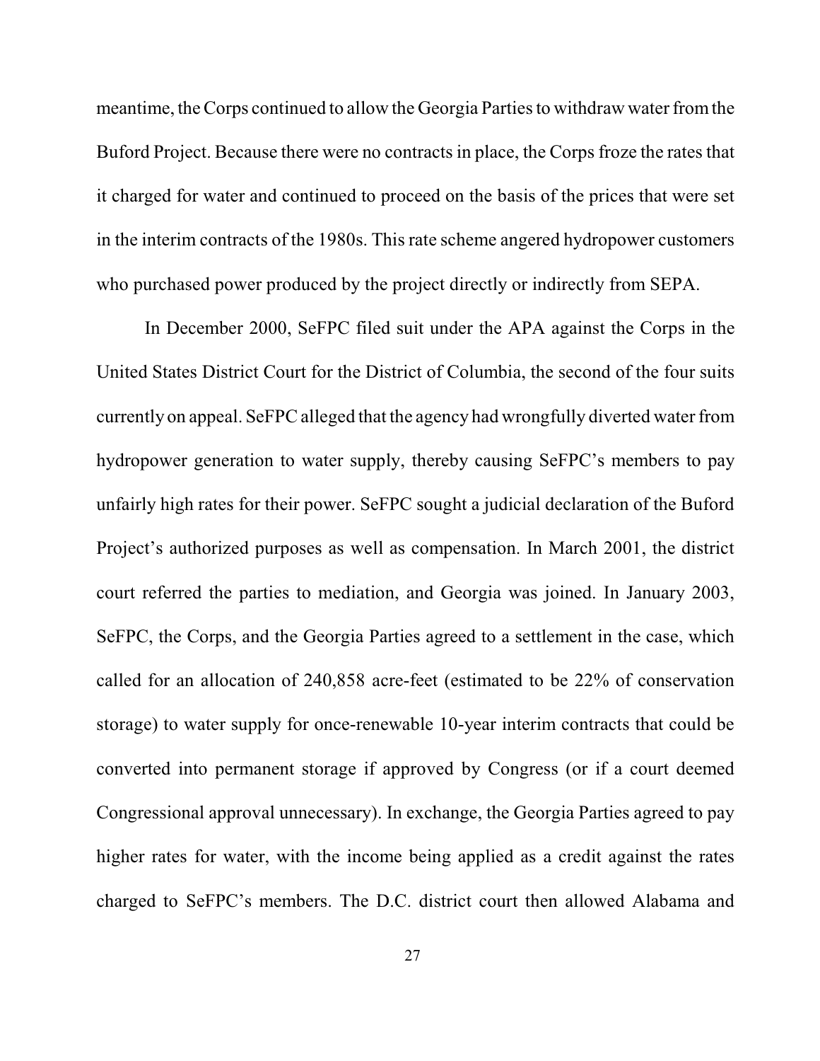meantime, the Corps continued to allow the Georgia Parties to withdraw water from the Buford Project. Because there were no contracts in place, the Corps froze the rates that it charged for water and continued to proceed on the basis of the prices that were set in the interim contracts of the 1980s. This rate scheme angered hydropower customers who purchased power produced by the project directly or indirectly from SEPA.

In December 2000, SeFPC filed suit under the APA against the Corps in the United States District Court for the District of Columbia, the second of the four suits currently on appeal. SeFPC alleged that the agency had wrongfully diverted water from hydropower generation to water supply, thereby causing SeFPC's members to pay unfairly high rates for their power. SeFPC sought a judicial declaration of the Buford Project's authorized purposes as well as compensation. In March 2001, the district court referred the parties to mediation, and Georgia was joined. In January 2003, SeFPC, the Corps, and the Georgia Parties agreed to a settlement in the case, which called for an allocation of 240,858 acre-feet (estimated to be 22% of conservation storage) to water supply for once-renewable 10-year interim contracts that could be converted into permanent storage if approved by Congress (or if a court deemed Congressional approval unnecessary). In exchange, the Georgia Parties agreed to pay higher rates for water, with the income being applied as a credit against the rates charged to SeFPC's members. The D.C. district court then allowed Alabama and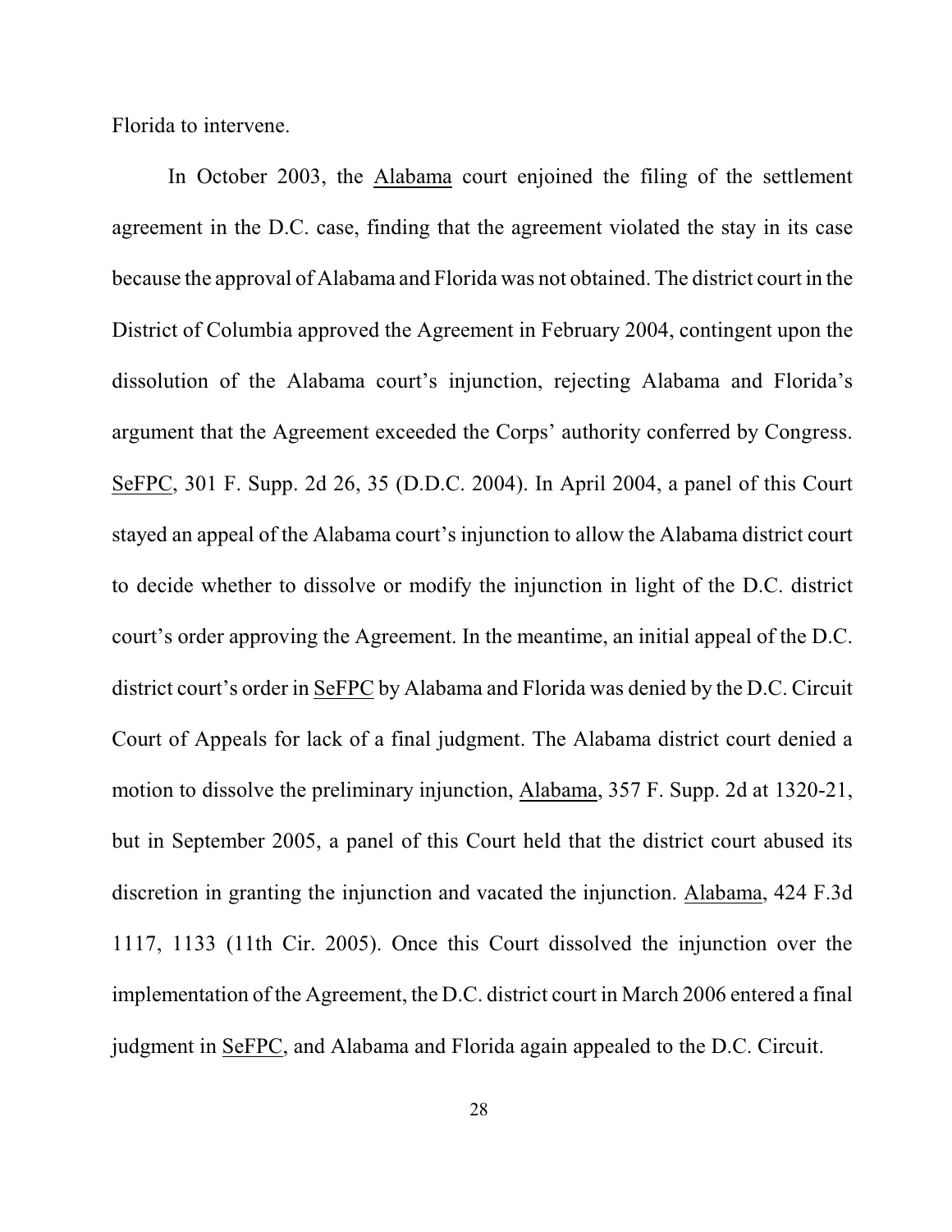Florida to intervene.

In October 2003, the Alabama court enjoined the filing of the settlement agreement in the D.C. case, finding that the agreement violated the stay in its case because the approval of Alabama and Florida was not obtained. The district court in the District of Columbia approved the Agreement in February 2004, contingent upon the dissolution of the Alabama court's injunction, rejecting Alabama and Florida's argument that the Agreement exceeded the Corps' authority conferred by Congress. SeFPC, 301 F. Supp. 2d 26, 35 (D.D.C. 2004). In April 2004, a panel of this Court stayed an appeal of the Alabama court's injunction to allow the Alabama district court to decide whether to dissolve or modify the injunction in light of the D.C. district court's order approving the Agreement. In the meantime, an initial appeal of the D.C. district court's order in SeFPC by Alabama and Florida was denied by the D.C. Circuit Court of Appeals for lack of a final judgment. The Alabama district court denied a motion to dissolve the preliminary injunction, Alabama, 357 F. Supp. 2d at 1320-21, but in September 2005, a panel of this Court held that the district court abused its discretion in granting the injunction and vacated the injunction. Alabama, 424 F.3d 1117, 1133 (11th Cir. 2005). Once this Court dissolved the injunction over the implementation of the Agreement, the D.C. district court in March 2006 entered a final judgment in SeFPC, and Alabama and Florida again appealed to the D.C. Circuit.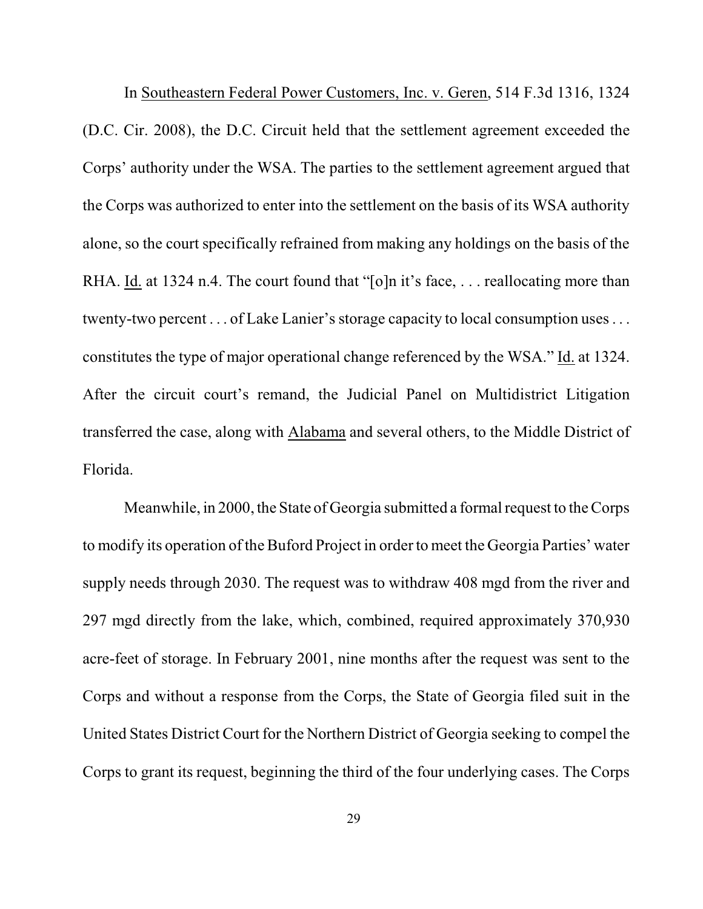In Southeastern Federal Power Customers, Inc. v. Geren, 514 F.3d 1316, 1324 (D.C. Cir. 2008), the D.C. Circuit held that the settlement agreement exceeded the Corps' authority under the WSA. The parties to the settlement agreement argued that the Corps was authorized to enter into the settlement on the basis of its WSA authority alone, so the court specifically refrained from making any holdings on the basis of the RHA. Id. at 1324 n.4. The court found that "[o]n it's face, . . . reallocating more than twenty-two percent . . . of Lake Lanier's storage capacity to local consumption uses . . . constitutes the type of major operational change referenced by the WSA." Id. at 1324. After the circuit court's remand, the Judicial Panel on Multidistrict Litigation transferred the case, along with Alabama and several others, to the Middle District of Florida.

Meanwhile, in 2000, the State of Georgia submitted a formal request to the Corps to modify its operation of the Buford Project in order to meet the Georgia Parties' water supply needs through 2030. The request was to withdraw 408 mgd from the river and 297 mgd directly from the lake, which, combined, required approximately 370,930 acre-feet of storage. In February 2001, nine months after the request was sent to the Corps and without a response from the Corps, the State of Georgia filed suit in the United States District Court for the Northern District of Georgia seeking to compel the Corps to grant its request, beginning the third of the four underlying cases. The Corps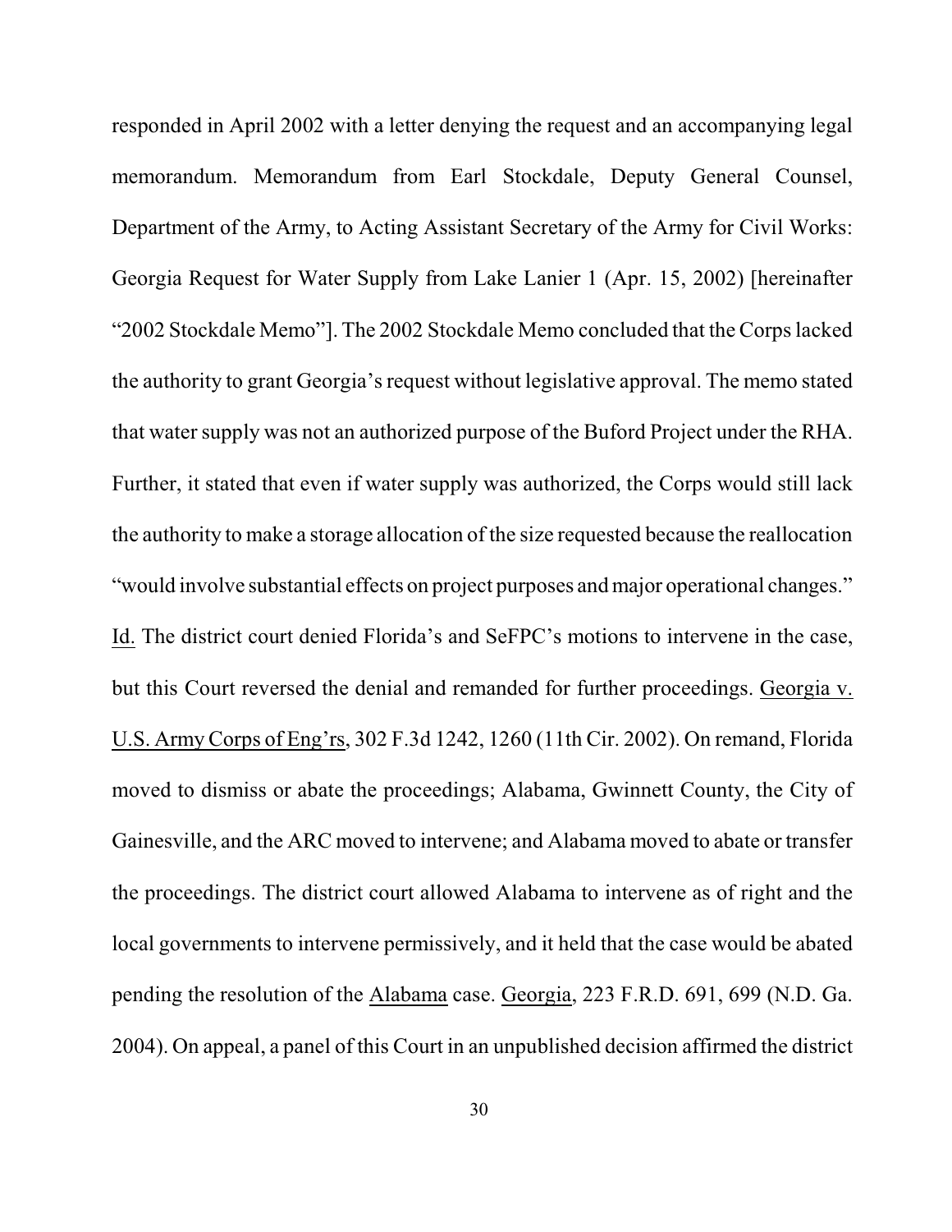responded in April 2002 with a letter denying the request and an accompanying legal memorandum. Memorandum from Earl Stockdale, Deputy General Counsel, Department of the Army, to Acting Assistant Secretary of the Army for Civil Works: Georgia Request for Water Supply from Lake Lanier 1 (Apr. 15, 2002) [hereinafter "2002 Stockdale Memo"]. The 2002 Stockdale Memo concluded that the Corps lacked the authority to grant Georgia's request without legislative approval. The memo stated that water supply was not an authorized purpose of the Buford Project under the RHA. Further, it stated that even if water supply was authorized, the Corps would still lack the authority to make a storage allocation of the size requested because the reallocation "would involve substantial effects on project purposes and major operational changes." Id. The district court denied Florida's and SeFPC's motions to intervene in the case, but this Court reversed the denial and remanded for further proceedings. Georgia v. U.S. Army Corps of Eng'rs, 302 F.3d 1242, 1260 (11th Cir. 2002). On remand, Florida moved to dismiss or abate the proceedings; Alabama, Gwinnett County, the City of Gainesville, and the ARC moved to intervene; and Alabama moved to abate or transfer the proceedings. The district court allowed Alabama to intervene as of right and the local governments to intervene permissively, and it held that the case would be abated pending the resolution of the Alabama case. Georgia, 223 F.R.D. 691, 699 (N.D. Ga. 2004). On appeal, a panel of this Court in an unpublished decision affirmed the district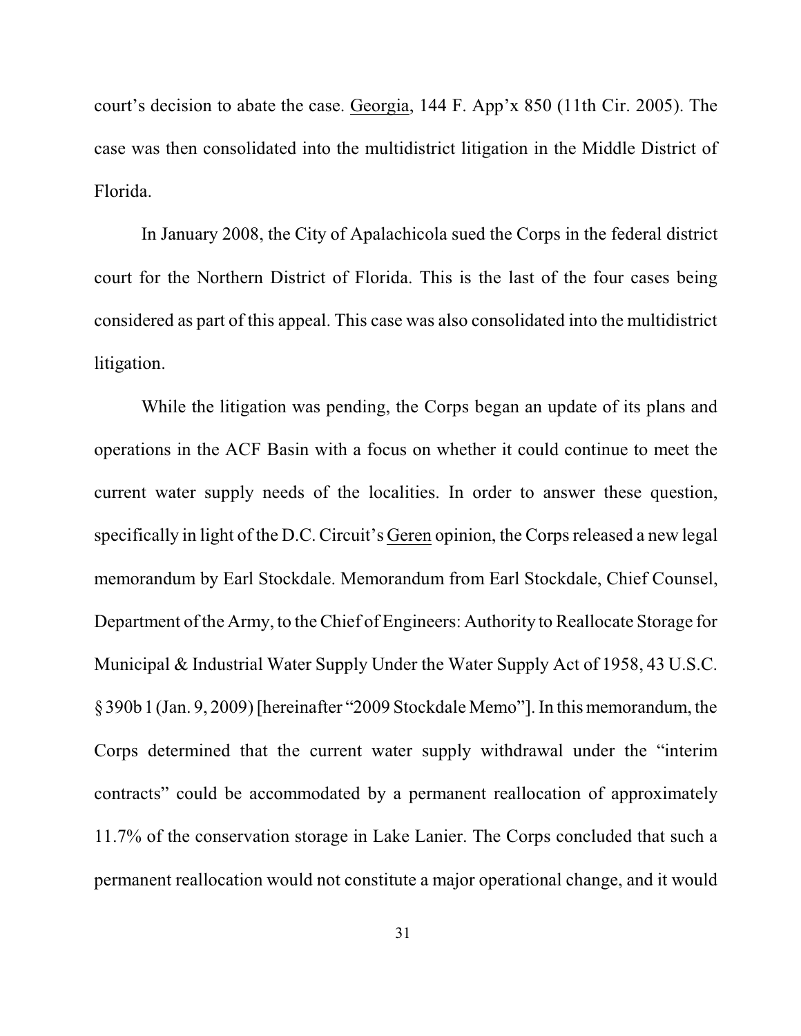court's decision to abate the case. Georgia, 144 F. App'x 850 (11th Cir. 2005). The case was then consolidated into the multidistrict litigation in the Middle District of Florida.

In January 2008, the City of Apalachicola sued the Corps in the federal district court for the Northern District of Florida. This is the last of the four cases being considered as part of this appeal. This case was also consolidated into the multidistrict litigation.

While the litigation was pending, the Corps began an update of its plans and operations in the ACF Basin with a focus on whether it could continue to meet the current water supply needs of the localities. In order to answer these question, specifically in light of the D.C. Circuit's Geren opinion, the Corps released a new legal memorandum by Earl Stockdale. Memorandum from Earl Stockdale, Chief Counsel, Department of the Army, to the Chief of Engineers: Authority to Reallocate Storage for Municipal & Industrial Water Supply Under the Water Supply Act of 1958, 43 U.S.C. § 390b 1 (Jan. 9, 2009) [hereinafter "2009 Stockdale Memo"]. In this memorandum, the Corps determined that the current water supply withdrawal under the "interim contracts" could be accommodated by a permanent reallocation of approximately 11.7% of the conservation storage in Lake Lanier. The Corps concluded that such a permanent reallocation would not constitute a major operational change, and it would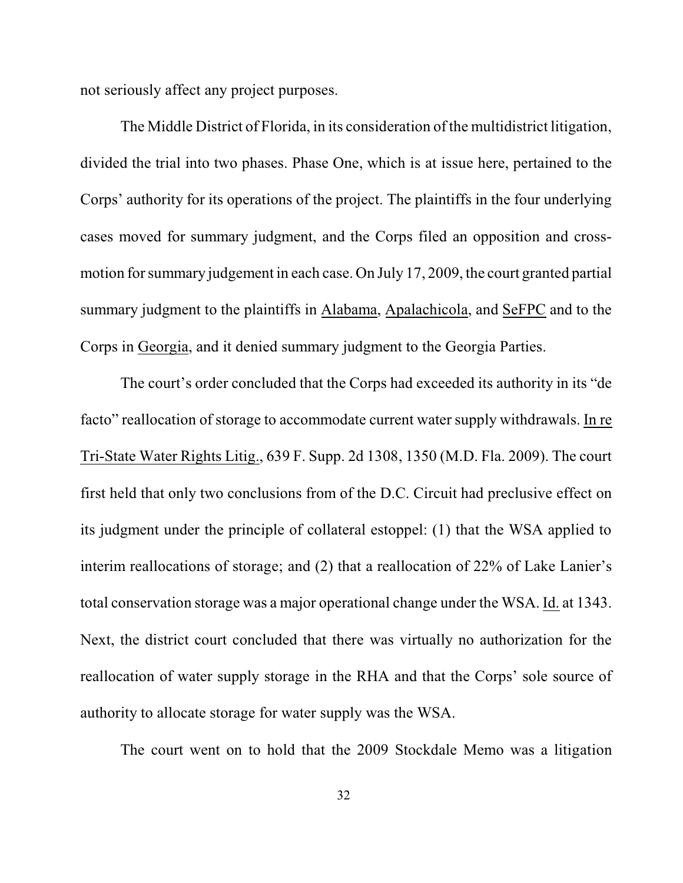not seriously affect any project purposes.

The Middle District of Florida, in its consideration of the multidistrict litigation, divided the trial into two phases. Phase One, which is at issue here, pertained to the Corps' authority for its operations of the project. The plaintiffs in the four underlying cases moved for summary judgment, and the Corps filed an opposition and cross-motion for summary judgement in each case. On July 17, 2009, the court granted partial summary judgment to the plaintiffs in Alabama, Apalachicola, and SeFPC and to the Corps in Georgia, and it denied summary judgment to the Georgia Parties.

The court's order concluded that the Corps had exceeded its authority in its "de facto" reallocation of storage to accommodate current water supply withdrawals. In re Tri-State Water Rights Litig., 639 F. Supp. 2d 1308, 1350 (M.D. Fla. 2009). The court first held that only two conclusions from of the D.C. Circuit had preclusive effect on its judgment under the principle of collateral estoppel: (1) that the WSA applied to interim reallocations of storage; and (2) that a reallocation of 22% of Lake Lanier's total conservation storage was a major operational change under the WSA. Id. at 1343. Next, the district court concluded that there was virtually no authorization for the reallocation of water supply storage in the RHA and that the Corps' sole source of authority to allocate storage for water supply was the WSA.

The court went on to hold that the 2009 Stockdale Memo was a litigation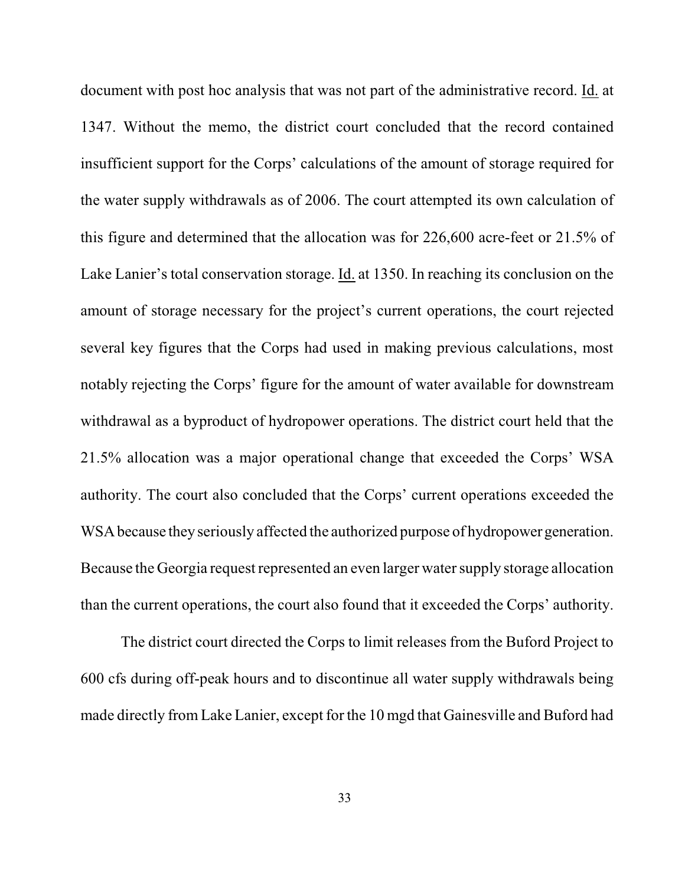document with post hoc analysis that was not part of the administrative record. Id. at 1347. Without the memo, the district court concluded that the record contained insufficient support for the Corps' calculations of the amount of storage required for the water supply withdrawals as of 2006. The court attempted its own calculation of this figure and determined that the allocation was for 226,600 acre-feet or 21.5% of Lake Lanier's total conservation storage. Id. at 1350. In reaching its conclusion on the amount of storage necessary for the project's current operations, the court rejected several key figures that the Corps had used in making previous calculations, most notably rejecting the Corps' figure for the amount of water available for downstream withdrawal as a byproduct of hydropower operations. The district court held that the 21.5% allocation was a major operational change that exceeded the Corps' WSA authority. The court also concluded that the Corps' current operations exceeded the WSA because they seriously affected the authorized purpose of hydropower generation. Because the Georgia request represented an even larger water supply storage allocation than the current operations, the court also found that it exceeded the Corps' authority.

The district court directed the Corps to limit releases from the Buford Project to 600 cfs during off-peak hours and to discontinue all water supply withdrawals being made directly from Lake Lanier, except for the 10 mgd that Gainesville and Buford had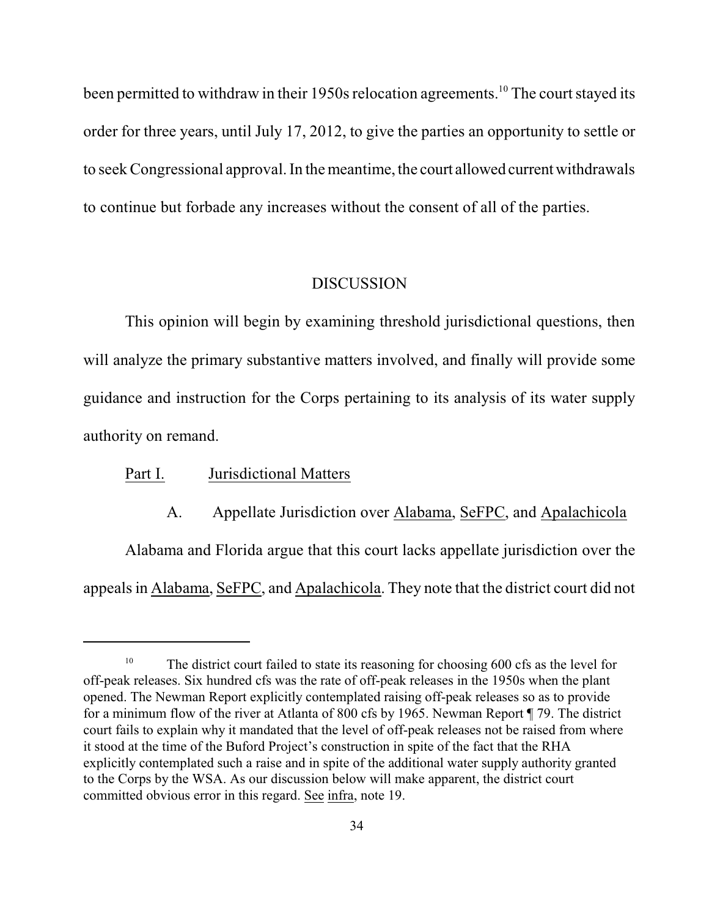been permitted to withdraw in their 1950s relocation agreements.[10] The court stayed its order for three years, until July 17, 2012, to give the parties an opportunity to settle or to seek Congressional approval. In the meantime, the court allowed current withdrawals to continue but forbade any increases without the consent of all of the parties.

## DISCUSSION

This opinion will begin by examining threshold jurisdictional questions, then will analyze the primary substantive matters involved, and finally will provide some guidance and instruction for the Corps pertaining to its analysis of its water supply authority on remand.

### Part I. Jurisdictional Matters

#### A. Appellate Jurisdiction over *Alabama*, *SeFPC*, and *Apalachicola*

Alabama and Florida argue that this court lacks appellate jurisdiction over the appeals in *Alabama*, *SeFPC*, and *Apalachicola*. They note that the district court did not

---

[10] The district court failed to state its reasoning for choosing 600 cfs as the level for off-peak releases. Six hundred cfs was the rate of off-peak releases in the 1950s when the plant opened. The Newman Report explicitly contemplated raising off-peak releases so as to provide for a minimum flow of the river at Atlanta of 800 cfs by 1965. Newman Report ¶ 79. The district court fails to explain why it mandated that the level of off-peak releases not be raised from where it stood at the time of the Buford Project's construction in spite of the fact that the RHA explicitly contemplated such a raise and in spite of the additional water supply authority granted to the Corps by the WSA. As our discussion below will make apparent, the district court committed obvious error in this regard. *See infra*, note 19.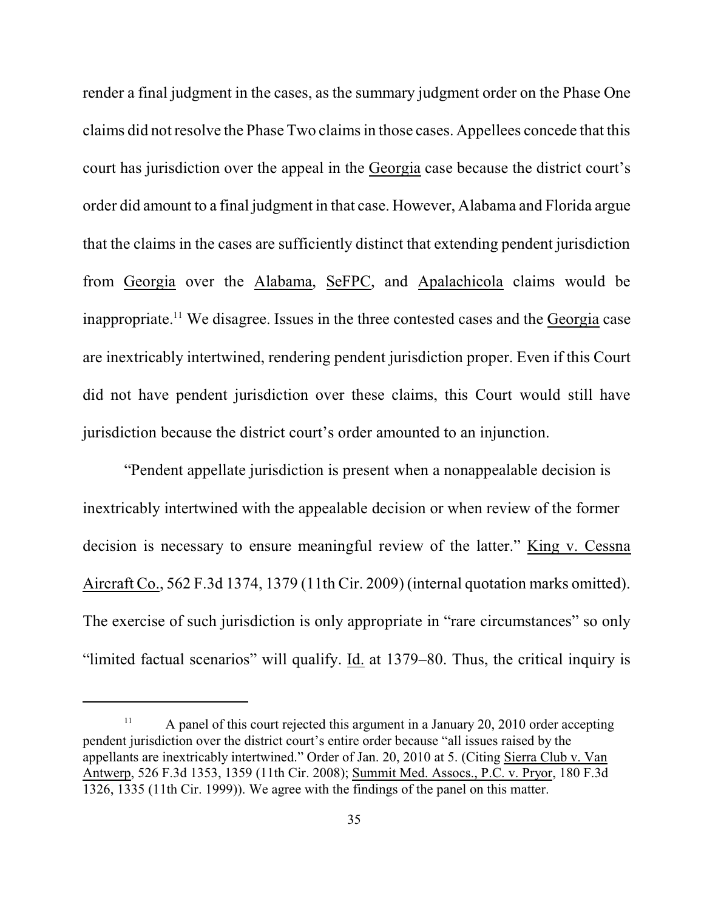render a final judgment in the cases, as the summary judgment order on the Phase One claims did not resolve the Phase Two claims in those cases. Appellees concede that this court has jurisdiction over the appeal in the Georgia case because the district court's order did amount to a final judgment in that case. However, Alabama and Florida argue that the claims in the cases are sufficiently distinct that extending pendent jurisdiction from Georgia over the Alabama, SeFPC, and Apalachicola claims would be inappropriate.[11] We disagree. Issues in the three contested cases and the Georgia case are inextricably intertwined, rendering pendent jurisdiction proper. Even if this Court did not have pendent jurisdiction over these claims, this Court would still have jurisdiction because the district court's order amounted to an injunction.

"Pendent appellate jurisdiction is present when a nonappealable decision is inextricably intertwined with the appealable decision or when review of the former decision is necessary to ensure meaningful review of the latter." King v. Cessna Aircraft Co., 562 F.3d 1374, 1379 (11th Cir. 2009) (internal quotation marks omitted). The exercise of such jurisdiction is only appropriate in "rare circumstances" so only "limited factual scenarios" will qualify. Id. at 1379–80. Thus, the critical inquiry is

[11] A panel of this court rejected this argument in a January 20, 2010 order accepting pendent jurisdiction over the district court's entire order because "all issues raised by the appellants are inextricably intertwined." Order of Jan. 20, 2010 at 5. (Citing Sierra Club v. Van Antwerp, 526 F.3d 1353, 1359 (11th Cir. 2008); Summit Med. Assocs., P.C. v. Pryor, 180 F.3d 1326, 1335 (11th Cir. 1999)). We agree with the findings of the panel on this matter.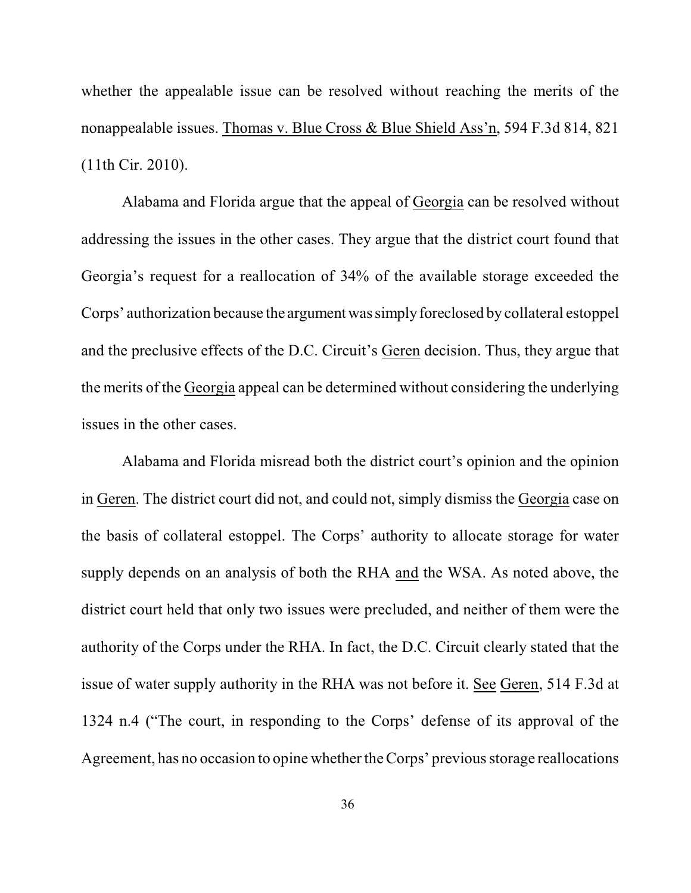whether the appealable issue can be resolved without reaching the merits of the nonappealable issues. Thomas v. Blue Cross & Blue Shield Ass'n, 594 F.3d 814, 821 (11th Cir. 2010).

Alabama and Florida argue that the appeal of Georgia can be resolved without addressing the issues in the other cases. They argue that the district court found that Georgia's request for a reallocation of 34% of the available storage exceeded the Corps' authorization because the argument was simply foreclosed by collateral estoppel and the preclusive effects of the D.C. Circuit's Geren decision. Thus, they argue that the merits of the Georgia appeal can be determined without considering the underlying issues in the other cases.

Alabama and Florida misread both the district court's opinion and the opinion in Geren. The district court did not, and could not, simply dismiss the Georgia case on the basis of collateral estoppel. The Corps' authority to allocate storage for water supply depends on an analysis of both the RHA and the WSA. As noted above, the district court held that only two issues were precluded, and neither of them were the authority of the Corps under the RHA. In fact, the D.C. Circuit clearly stated that the issue of water supply authority in the RHA was not before it. See Geren, 514 F.3d at 1324 n.4 ("The court, in responding to the Corps' defense of its approval of the Agreement, has no occasion to opine whether the Corps' previous storage reallocations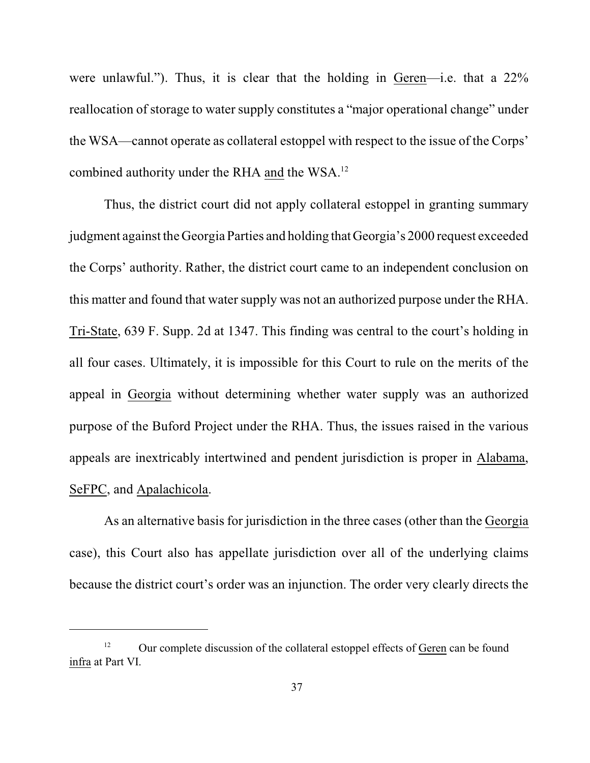were unlawful."). Thus, it is clear that the holding in Geren—i.e. that a 22% reallocation of storage to water supply constitutes a "major operational change" under the WSA—cannot operate as collateral estoppel with respect to the issue of the Corps' combined authority under the RHA and the WSA.[12]

Thus, the district court did not apply collateral estoppel in granting summary judgment against the Georgia Parties and holding that Georgia's 2000 request exceeded the Corps' authority. Rather, the district court came to an independent conclusion on this matter and found that water supply was not an authorized purpose under the RHA. Tri-State, 639 F. Supp. 2d at 1347. This finding was central to the court's holding in all four cases. Ultimately, it is impossible for this Court to rule on the merits of the appeal in Georgia without determining whether water supply was an authorized purpose of the Buford Project under the RHA. Thus, the issues raised in the various appeals are inextricably intertwined and pendent jurisdiction is proper in Alabama, SeFPC, and Apalachicola.

As an alternative basis for jurisdiction in the three cases (other than the Georgia case), this Court also has appellate jurisdiction over all of the underlying claims because the district court's order was an injunction. The order very clearly directs the

[12] Our complete discussion of the collateral estoppel effects of Geren can be found infra at Part VI.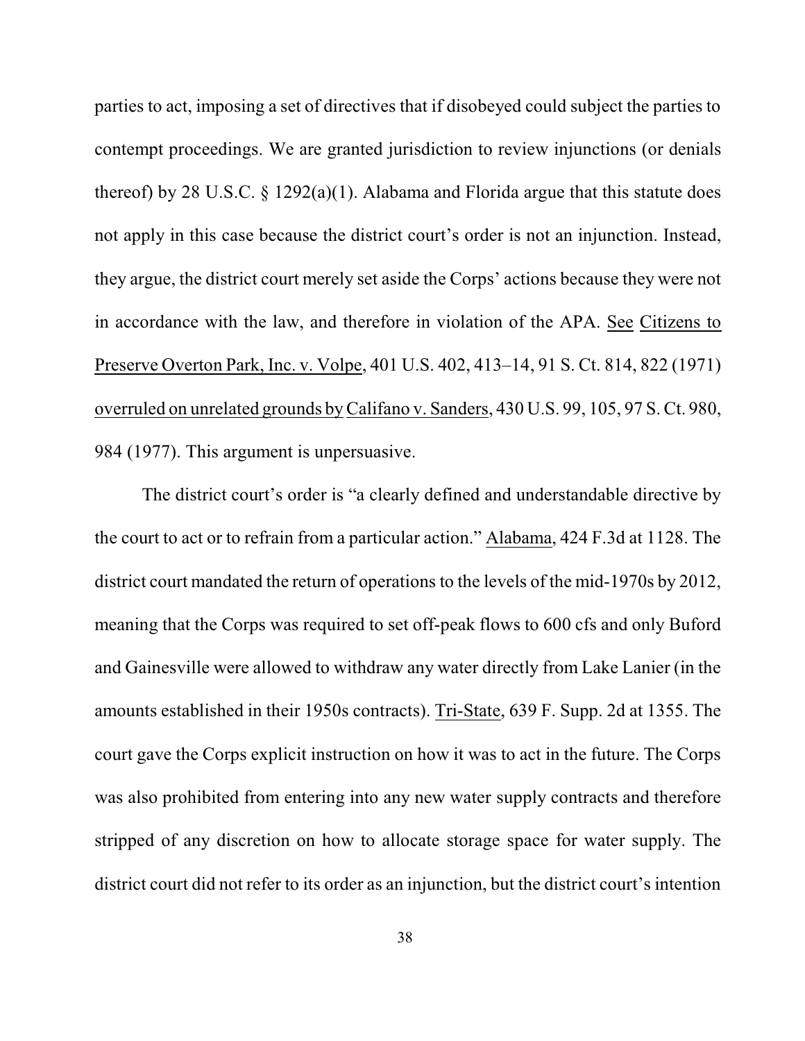parties to act, imposing a set of directives that if disobeyed could subject the parties to contempt proceedings. We are granted jurisdiction to review injunctions (or denials thereof) by 28 U.S.C. § 1292(a)(1). Alabama and Florida argue that this statute does not apply in this case because the district court's order is not an injunction. Instead, they argue, the district court merely set aside the Corps' actions because they were not in accordance with the law, and therefore in violation of the APA. See Citizens to Preserve Overton Park, Inc. v. Volpe, 401 U.S. 402, 413–14, 91 S. Ct. 814, 822 (1971) overruled on unrelated grounds by Califano v. Sanders, 430 U.S. 99, 105, 97 S. Ct. 980, 984 (1977). This argument is unpersuasive.

The district court's order is "a clearly defined and understandable directive by the court to act or to refrain from a particular action." Alabama, 424 F.3d at 1128. The district court mandated the return of operations to the levels of the mid-1970s by 2012, meaning that the Corps was required to set off-peak flows to 600 cfs and only Buford and Gainesville were allowed to withdraw any water directly from Lake Lanier (in the amounts established in their 1950s contracts). Tri-State, 639 F. Supp. 2d at 1355. The court gave the Corps explicit instruction on how it was to act in the future. The Corps was also prohibited from entering into any new water supply contracts and therefore stripped of any discretion on how to allocate storage space for water supply. The district court did not refer to its order as an injunction, but the district court's intention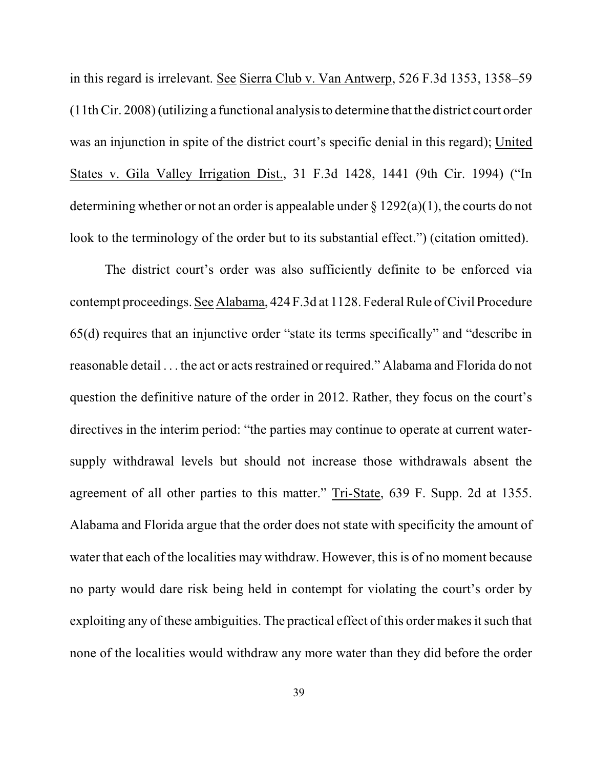in this regard is irrelevant. See Sierra Club v. Van Antwerp, 526 F.3d 1353, 1358–59 (11th Cir. 2008) (utilizing a functional analysis to determine that the district court order was an injunction in spite of the district court's specific denial in this regard); United States v. Gila Valley Irrigation Dist., 31 F.3d 1428, 1441 (9th Cir. 1994) ("In determining whether or not an order is appealable under § 1292(a)(1), the courts do not look to the terminology of the order but to its substantial effect.") (citation omitted).

The district court's order was also sufficiently definite to be enforced via contempt proceedings. See Alabama, 424 F.3d at 1128. Federal Rule of Civil Procedure 65(d) requires that an injunctive order "state its terms specifically" and "describe in reasonable detail . . . the act or acts restrained or required." Alabama and Florida do not question the definitive nature of the order in 2012. Rather, they focus on the court's directives in the interim period: "the parties may continue to operate at current water-supply withdrawal levels but should not increase those withdrawals absent the agreement of all other parties to this matter." Tri-State, 639 F. Supp. 2d at 1355. Alabama and Florida argue that the order does not state with specificity the amount of water that each of the localities may withdraw. However, this is of no moment because no party would dare risk being held in contempt for violating the court's order by exploiting any of these ambiguities. The practical effect of this order makes it such that none of the localities would withdraw any more water than they did before the order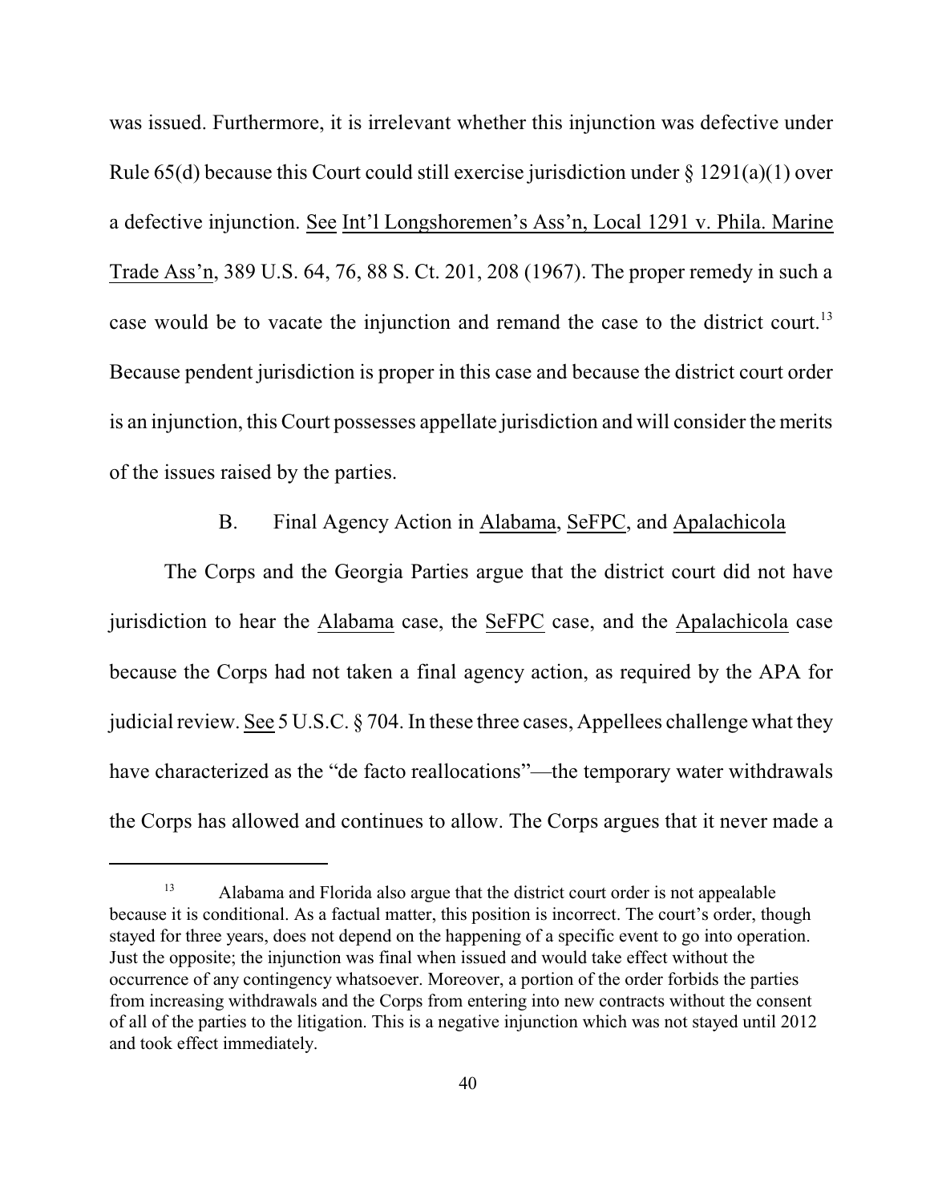was issued. Furthermore, it is irrelevant whether this injunction was defective under Rule 65(d) because this Court could still exercise jurisdiction under § 1291(a)(1) over a defective injunction. See Int'l Longshoremen's Ass'n, Local 1291 v. Phila. Marine Trade Ass'n, 389 U.S. 64, 76, 88 S. Ct. 201, 208 (1967). The proper remedy in such a case would be to vacate the injunction and remand the case to the district court.[13] Because pendent jurisdiction is proper in this case and because the district court order is an injunction, this Court possesses appellate jurisdiction and will consider the merits of the issues raised by the parties.

### B. Final Agency Action in Alabama, SeFPC, and Apalachicola

The Corps and the Georgia Parties argue that the district court did not have jurisdiction to hear the Alabama case, the SeFPC case, and the Apalachicola case because the Corps had not taken a final agency action, as required by the APA for judicial review. See 5 U.S.C. § 704. In these three cases, Appellees challenge what they have characterized as the "de facto reallocations"—the temporary water withdrawals the Corps has allowed and continues to allow. The Corps argues that it never made a

---

[13] Alabama and Florida also argue that the district court order is not appealable because it is conditional. As a factual matter, this position is incorrect. The court's order, though stayed for three years, does not depend on the happening of a specific event to go into operation. Just the opposite; the injunction was final when issued and would take effect without the occurrence of any contingency whatsoever. Moreover, a portion of the order forbids the parties from increasing withdrawals and the Corps from entering into new contracts without the consent of all of the parties to the litigation. This is a negative injunction which was not stayed until 2012 and took effect immediately.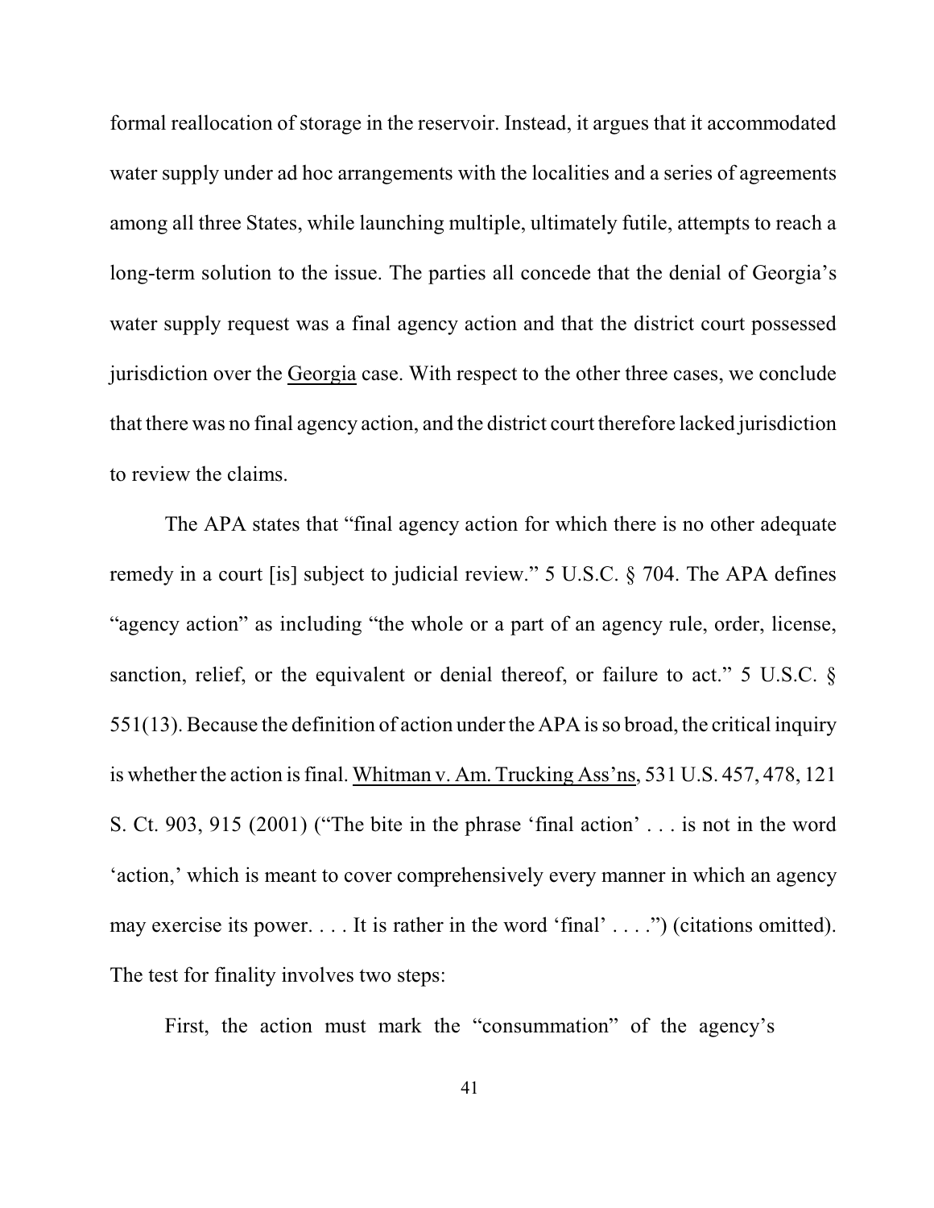formal reallocation of storage in the reservoir. Instead, it argues that it accommodated water supply under ad hoc arrangements with the localities and a series of agreements among all three States, while launching multiple, ultimately futile, attempts to reach a long-term solution to the issue. The parties all concede that the denial of Georgia's water supply request was a final agency action and that the district court possessed jurisdiction over the Georgia case. With respect to the other three cases, we conclude that there was no final agency action, and the district court therefore lacked jurisdiction to review the claims.

The APA states that "final agency action for which there is no other adequate remedy in a court [is] subject to judicial review." 5 U.S.C. § 704. The APA defines "agency action" as including "the whole or a part of an agency rule, order, license, sanction, relief, or the equivalent or denial thereof, or failure to act." 5 U.S.C. § 551(13). Because the definition of action under the APA is so broad, the critical inquiry is whether the action is final. Whitman v. Am. Trucking Ass'ns, 531 U.S. 457, 478, 121 S. Ct. 903, 915 (2001) ("The bite in the phrase 'final action' . . . is not in the word 'action,' which is meant to cover comprehensively every manner in which an agency may exercise its power. . . . It is rather in the word 'final' . . . .") (citations omitted). The test for finality involves two steps:

First, the action must mark the "consummation" of the agency's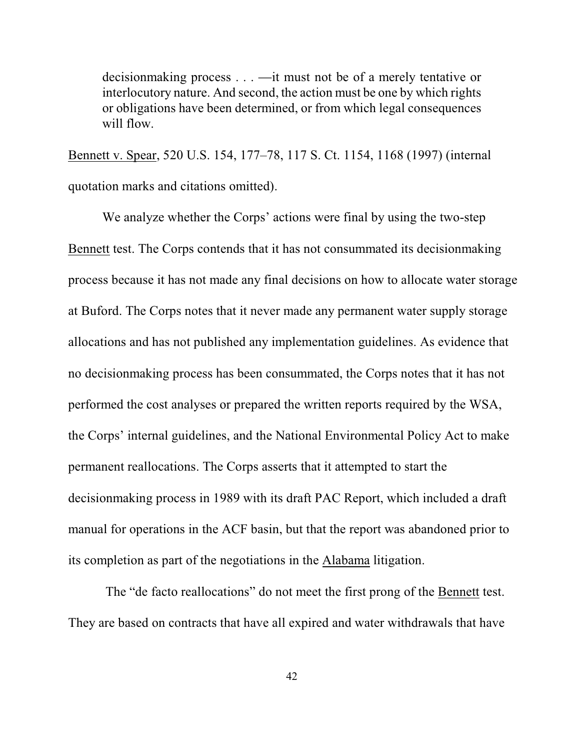> decisionmaking process . . . —it must not be of a merely tentative or interlocutory nature. And second, the action must be one by which rights or obligations have been determined, or from which legal consequences will flow.

Bennett v. Spear, 520 U.S. 154, 177–78, 117 S. Ct. 1154, 1168 (1997) (internal quotation marks and citations omitted).

We analyze whether the Corps' actions were final by using the two-step Bennett test. The Corps contends that it has not consummated its decisionmaking process because it has not made any final decisions on how to allocate water storage at Buford. The Corps notes that it never made any permanent water supply storage allocations and has not published any implementation guidelines. As evidence that no decisionmaking process has been consummated, the Corps notes that it has not performed the cost analyses or prepared the written reports required by the WSA, the Corps' internal guidelines, and the National Environmental Policy Act to make permanent reallocations. The Corps asserts that it attempted to start the decisionmaking process in 1989 with its draft PAC Report, which included a draft manual for operations in the ACF basin, but that the report was abandoned prior to its completion as part of the negotiations in the Alabama litigation.

The "de facto reallocations" do not meet the first prong of the Bennett test. They are based on contracts that have all expired and water withdrawals that have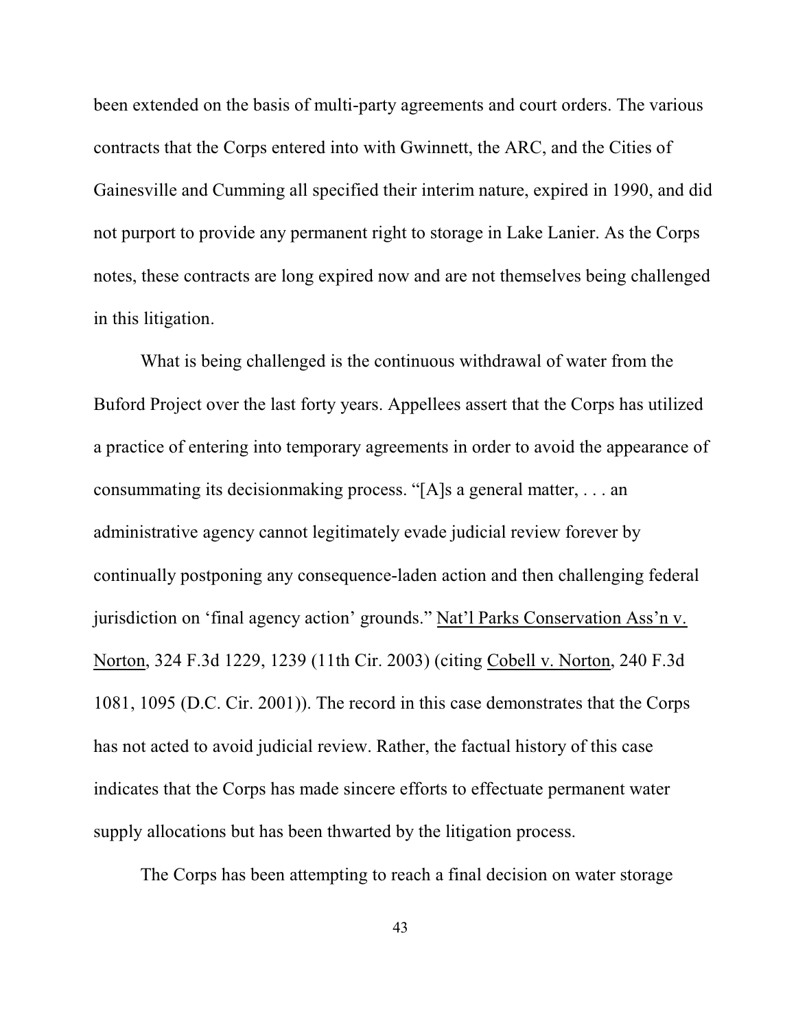been extended on the basis of multi-party agreements and court orders. The various contracts that the Corps entered into with Gwinnett, the ARC, and the Cities of Gainesville and Cumming all specified their interim nature, expired in 1990, and did not purport to provide any permanent right to storage in Lake Lanier. As the Corps notes, these contracts are long expired now and are not themselves being challenged in this litigation.

What is being challenged is the continuous withdrawal of water from the Buford Project over the last forty years. Appellees assert that the Corps has utilized a practice of entering into temporary agreements in order to avoid the appearance of consummating its decisionmaking process. "[A]s a general matter, . . . an administrative agency cannot legitimately evade judicial review forever by continually postponing any consequence-laden action and then challenging federal jurisdiction on 'final agency action' grounds." Nat'l Parks Conservation Ass'n v. Norton, 324 F.3d 1229, 1239 (11th Cir. 2003) (citing Cobell v. Norton, 240 F.3d 1081, 1095 (D.C. Cir. 2001)). The record in this case demonstrates that the Corps has not acted to avoid judicial review. Rather, the factual history of this case indicates that the Corps has made sincere efforts to effectuate permanent water supply allocations but has been thwarted by the litigation process.

The Corps has been attempting to reach a final decision on water storage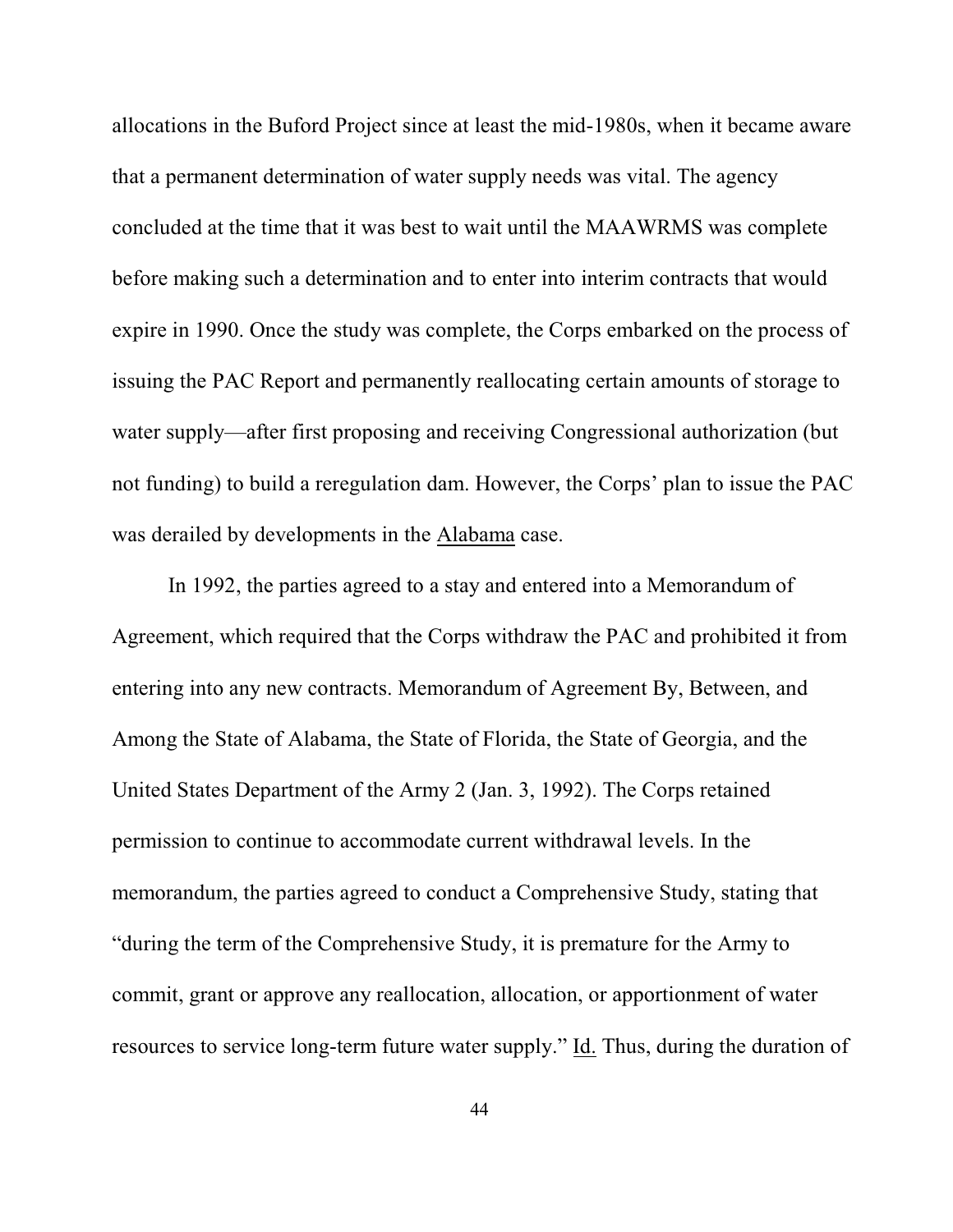allocations in the Buford Project since at least the mid-1980s, when it became aware that a permanent determination of water supply needs was vital. The agency concluded at the time that it was best to wait until the MAAWRMS was complete before making such a determination and to enter into interim contracts that would expire in 1990. Once the study was complete, the Corps embarked on the process of issuing the PAC Report and permanently reallocating certain amounts of storage to water supply—after first proposing and receiving Congressional authorization (but not funding) to build a reregulation dam. However, the Corps' plan to issue the PAC was derailed by developments in the Alabama case.

In 1992, the parties agreed to a stay and entered into a Memorandum of Agreement, which required that the Corps withdraw the PAC and prohibited it from entering into any new contracts. Memorandum of Agreement By, Between, and Among the State of Alabama, the State of Florida, the State of Georgia, and the United States Department of the Army 2 (Jan. 3, 1992). The Corps retained permission to continue to accommodate current withdrawal levels. In the memorandum, the parties agreed to conduct a Comprehensive Study, stating that "during the term of the Comprehensive Study, it is premature for the Army to commit, grant or approve any reallocation, allocation, or apportionment of water resources to service long-term future water supply." Id. Thus, during the duration of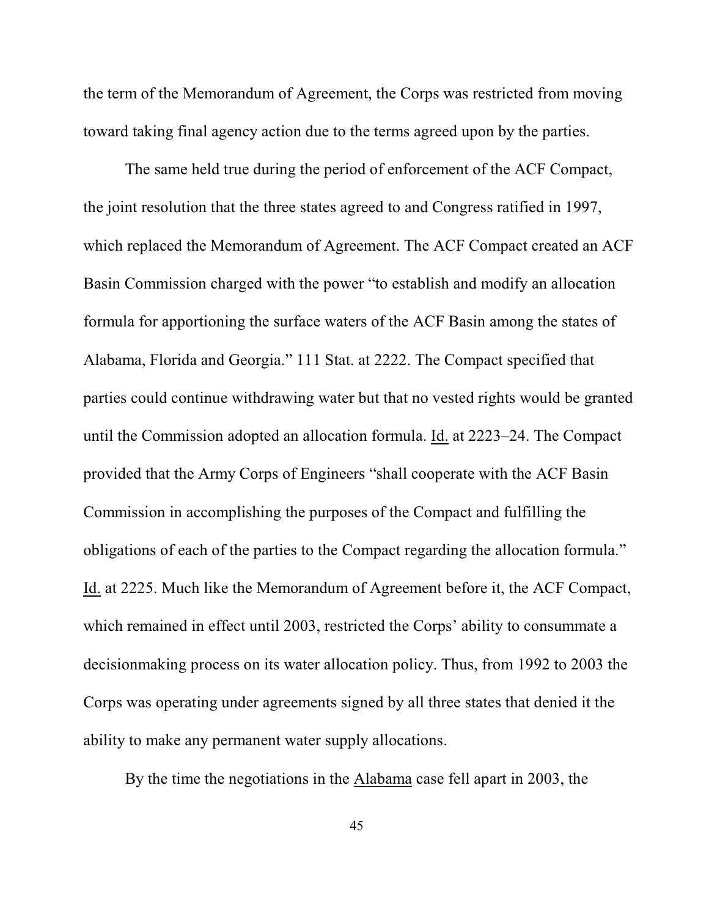the term of the Memorandum of Agreement, the Corps was restricted from moving toward taking final agency action due to the terms agreed upon by the parties.

The same held true during the period of enforcement of the ACF Compact, the joint resolution that the three states agreed to and Congress ratified in 1997, which replaced the Memorandum of Agreement. The ACF Compact created an ACF Basin Commission charged with the power "to establish and modify an allocation formula for apportioning the surface waters of the ACF Basin among the states of Alabama, Florida and Georgia." 111 Stat. at 2222. The Compact specified that parties could continue withdrawing water but that no vested rights would be granted until the Commission adopted an allocation formula. Id. at 2223–24. The Compact provided that the Army Corps of Engineers "shall cooperate with the ACF Basin Commission in accomplishing the purposes of the Compact and fulfilling the obligations of each of the parties to the Compact regarding the allocation formula." Id. at 2225. Much like the Memorandum of Agreement before it, the ACF Compact, which remained in effect until 2003, restricted the Corps' ability to consummate a decisionmaking process on its water allocation policy. Thus, from 1992 to 2003 the Corps was operating under agreements signed by all three states that denied it the ability to make any permanent water supply allocations.

By the time the negotiations in the Alabama case fell apart in 2003, the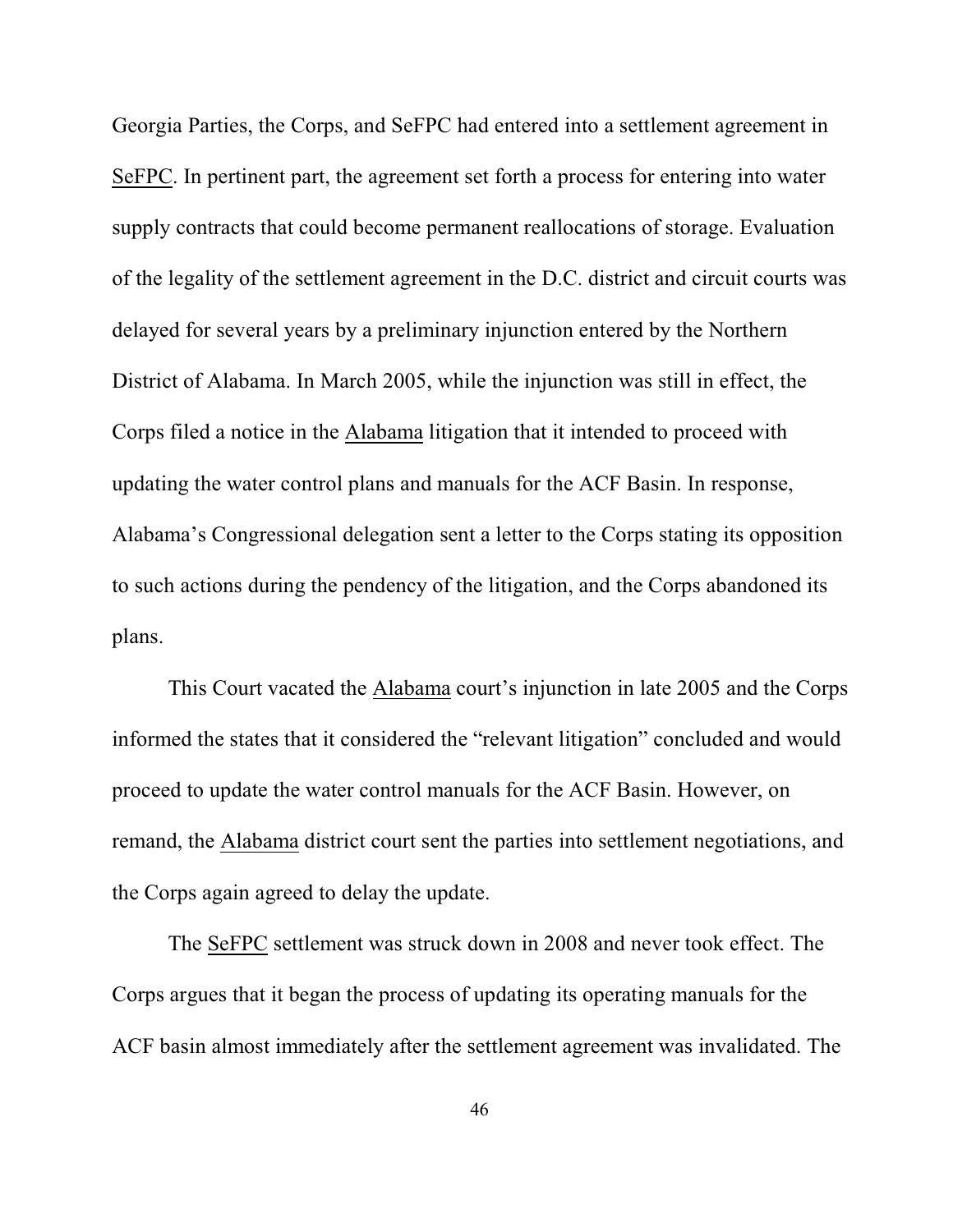Georgia Parties, the Corps, and SeFPC had entered into a settlement agreement in SeFPC. In pertinent part, the agreement set forth a process for entering into water supply contracts that could become permanent reallocations of storage. Evaluation of the legality of the settlement agreement in the D.C. district and circuit courts was delayed for several years by a preliminary injunction entered by the Northern District of Alabama. In March 2005, while the injunction was still in effect, the Corps filed a notice in the Alabama litigation that it intended to proceed with updating the water control plans and manuals for the ACF Basin. In response, Alabama's Congressional delegation sent a letter to the Corps stating its opposition to such actions during the pendency of the litigation, and the Corps abandoned its plans.

This Court vacated the Alabama court's injunction in late 2005 and the Corps informed the states that it considered the "relevant litigation" concluded and would proceed to update the water control manuals for the ACF Basin. However, on remand, the Alabama district court sent the parties into settlement negotiations, and the Corps again agreed to delay the update.

The SeFPC settlement was struck down in 2008 and never took effect. The Corps argues that it began the process of updating its operating manuals for the ACF basin almost immediately after the settlement agreement was invalidated. The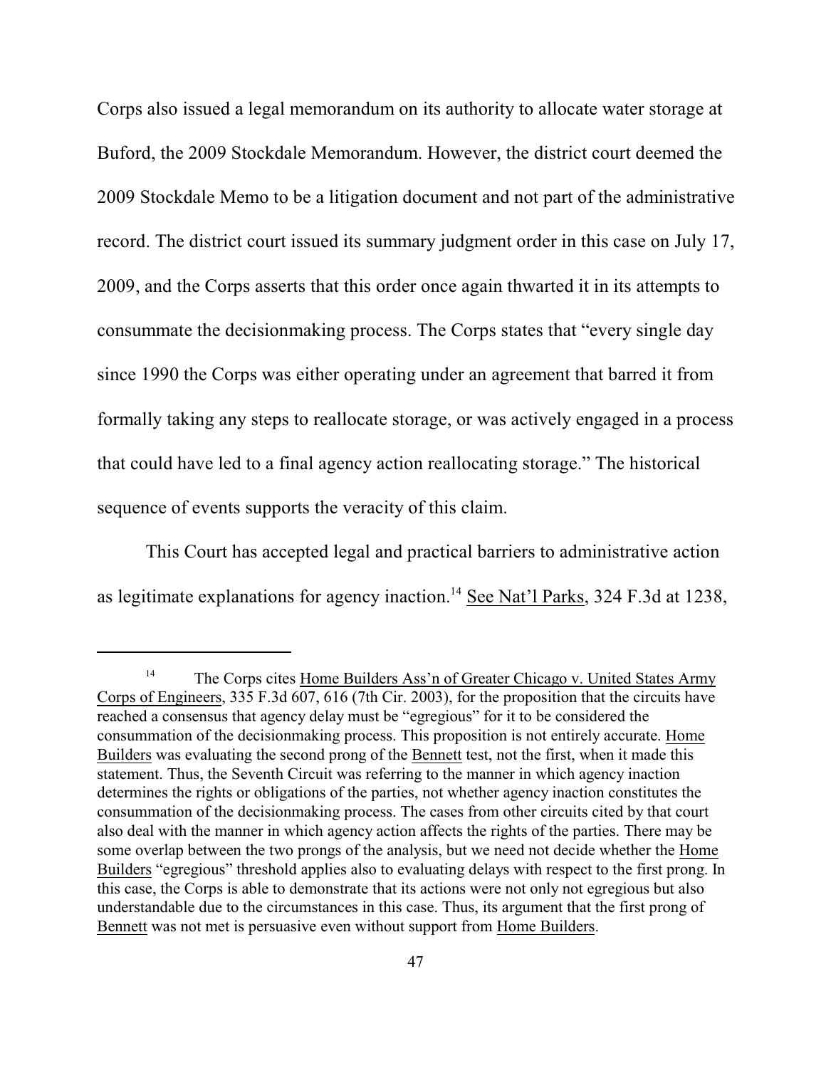Corps also issued a legal memorandum on its authority to allocate water storage at Buford, the 2009 Stockdale Memorandum. However, the district court deemed the 2009 Stockdale Memo to be a litigation document and not part of the administrative record. The district court issued its summary judgment order in this case on July 17, 2009, and the Corps asserts that this order once again thwarted it in its attempts to consummate the decisionmaking process. The Corps states that "every single day since 1990 the Corps was either operating under an agreement that barred it from formally taking any steps to reallocate storage, or was actively engaged in a process that could have led to a final agency action reallocating storage." The historical sequence of events supports the veracity of this claim.

This Court has accepted legal and practical barriers to administrative action as legitimate explanations for agency inaction.[14] See Nat'l Parks, 324 F.3d at 1238,

---

[14] The Corps cites Home Builders Ass'n of Greater Chicago v. United States Army Corps of Engineers, 335 F.3d 607, 616 (7th Cir. 2003), for the proposition that the circuits have reached a consensus that agency delay must be "egregious" for it to be considered the consummation of the decisionmaking process. This proposition is not entirely accurate. Home Builders was evaluating the second prong of the Bennett test, not the first, when it made this statement. Thus, the Seventh Circuit was referring to the manner in which agency inaction determines the rights or obligations of the parties, not whether agency inaction constitutes the consummation of the decisionmaking process. The cases from other circuits cited by that court also deal with the manner in which agency action affects the rights of the parties. There may be some overlap between the two prongs of the analysis, but we need not decide whether the Home Builders "egregious" threshold applies also to evaluating delays with respect to the first prong. In this case, the Corps is able to demonstrate that its actions were not only not egregious but also understandable due to the circumstances in this case. Thus, its argument that the first prong of Bennett was not met is persuasive even without support from Home Builders.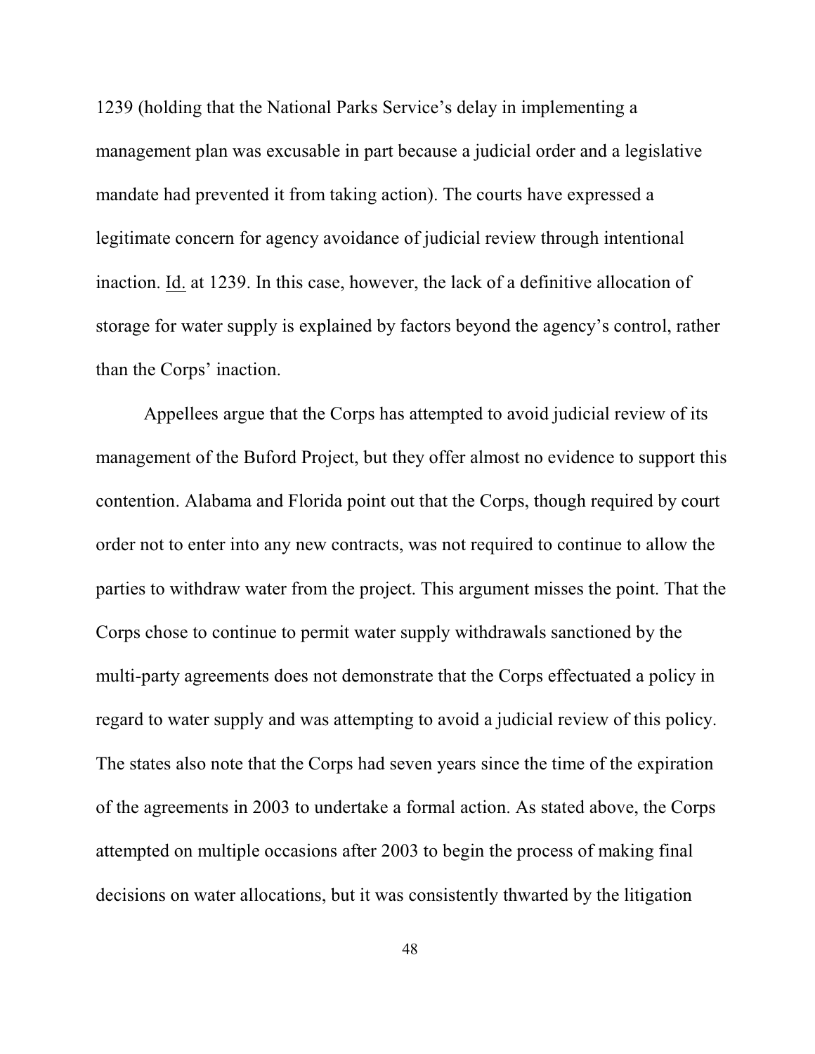1239 (holding that the National Parks Service's delay in implementing a management plan was excusable in part because a judicial order and a legislative mandate had prevented it from taking action). The courts have expressed a legitimate concern for agency avoidance of judicial review through intentional inaction. Id. at 1239. In this case, however, the lack of a definitive allocation of storage for water supply is explained by factors beyond the agency's control, rather than the Corps' inaction.

Appellees argue that the Corps has attempted to avoid judicial review of its management of the Buford Project, but they offer almost no evidence to support this contention. Alabama and Florida point out that the Corps, though required by court order not to enter into any new contracts, was not required to continue to allow the parties to withdraw water from the project. This argument misses the point. That the Corps chose to continue to permit water supply withdrawals sanctioned by the multi-party agreements does not demonstrate that the Corps effectuated a policy in regard to water supply and was attempting to avoid a judicial review of this policy. The states also note that the Corps had seven years since the time of the expiration of the agreements in 2003 to undertake a formal action. As stated above, the Corps attempted on multiple occasions after 2003 to begin the process of making final decisions on water allocations, but it was consistently thwarted by the litigation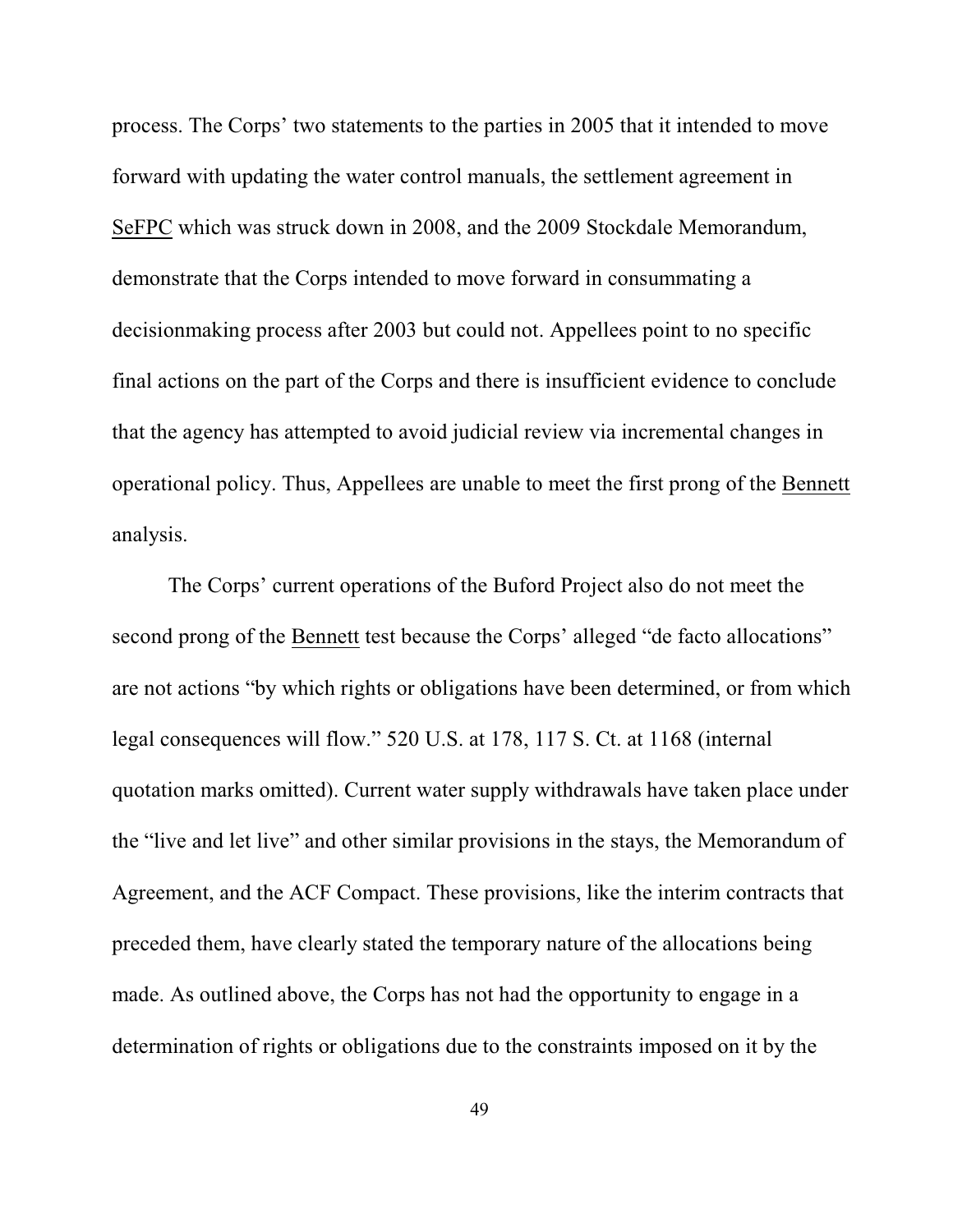process. The Corps' two statements to the parties in 2005 that it intended to move forward with updating the water control manuals, the settlement agreement in SeFPC which was struck down in 2008, and the 2009 Stockdale Memorandum, demonstrate that the Corps intended to move forward in consummating a decisionmaking process after 2003 but could not. Appellees point to no specific final actions on the part of the Corps and there is insufficient evidence to conclude that the agency has attempted to avoid judicial review via incremental changes in operational policy. Thus, Appellees are unable to meet the first prong of the Bennett analysis.

The Corps' current operations of the Buford Project also do not meet the second prong of the Bennett test because the Corps' alleged "de facto allocations" are not actions "by which rights or obligations have been determined, or from which legal consequences will flow." 520 U.S. at 178, 117 S. Ct. at 1168 (internal quotation marks omitted). Current water supply withdrawals have taken place under the "live and let live" and other similar provisions in the stays, the Memorandum of Agreement, and the ACF Compact. These provisions, like the interim contracts that preceded them, have clearly stated the temporary nature of the allocations being made. As outlined above, the Corps has not had the opportunity to engage in a determination of rights or obligations due to the constraints imposed on it by the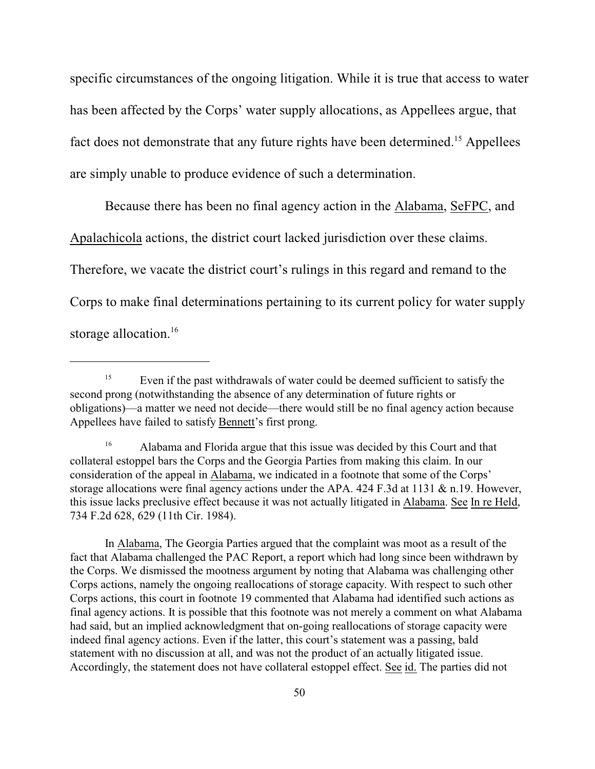specific circumstances of the ongoing litigation. While it is true that access to water has been affected by the Corps' water supply allocations, as Appellees argue, that fact does not demonstrate that any future rights have been determined.[15] Appellees are simply unable to produce evidence of such a determination.

Because there has been no final agency action in the Alabama, SeFPC, and Apalachicola actions, the district court lacked jurisdiction over these claims. Therefore, we vacate the district court's rulings in this regard and remand to the Corps to make final determinations pertaining to its current policy for water supply storage allocation.[16]

---

[15] Even if the past withdrawals of water could be deemed sufficient to satisfy the second prong (notwithstanding the absence of any determination of future rights or obligations)—a matter we need not decide—there would still be no final agency action because Appellees have failed to satisfy Bennett's first prong.

[16] Alabama and Florida argue that this issue was decided by this Court and that collateral estoppel bars the Corps and the Georgia Parties from making this claim. In our consideration of the appeal in Alabama, we indicated in a footnote that some of the Corps' storage allocations were final agency actions under the APA. 424 F.3d at 1131 & n.19. However, this issue lacks preclusive effect because it was not actually litigated in Alabama. See In re Held, 734 F.2d 628, 629 (11th Cir. 1984).

In Alabama, The Georgia Parties argued that the complaint was moot as a result of the fact that Alabama challenged the PAC Report, a report which had long since been withdrawn by the Corps. We dismissed the mootness argument by noting that Alabama was challenging other Corps actions, namely the ongoing reallocations of storage capacity. With respect to such other Corps actions, this court in footnote 19 commented that Alabama had identified such actions as final agency actions. It is possible that this footnote was not merely a comment on what Alabama had said, but an implied acknowledgment that on-going reallocations of storage capacity were indeed final agency actions. Even if the latter, this court's statement was a passing, bald statement with no discussion at all, and was not the product of an actually litigated issue. Accordingly, the statement does not have collateral estoppel effect. See id. The parties did not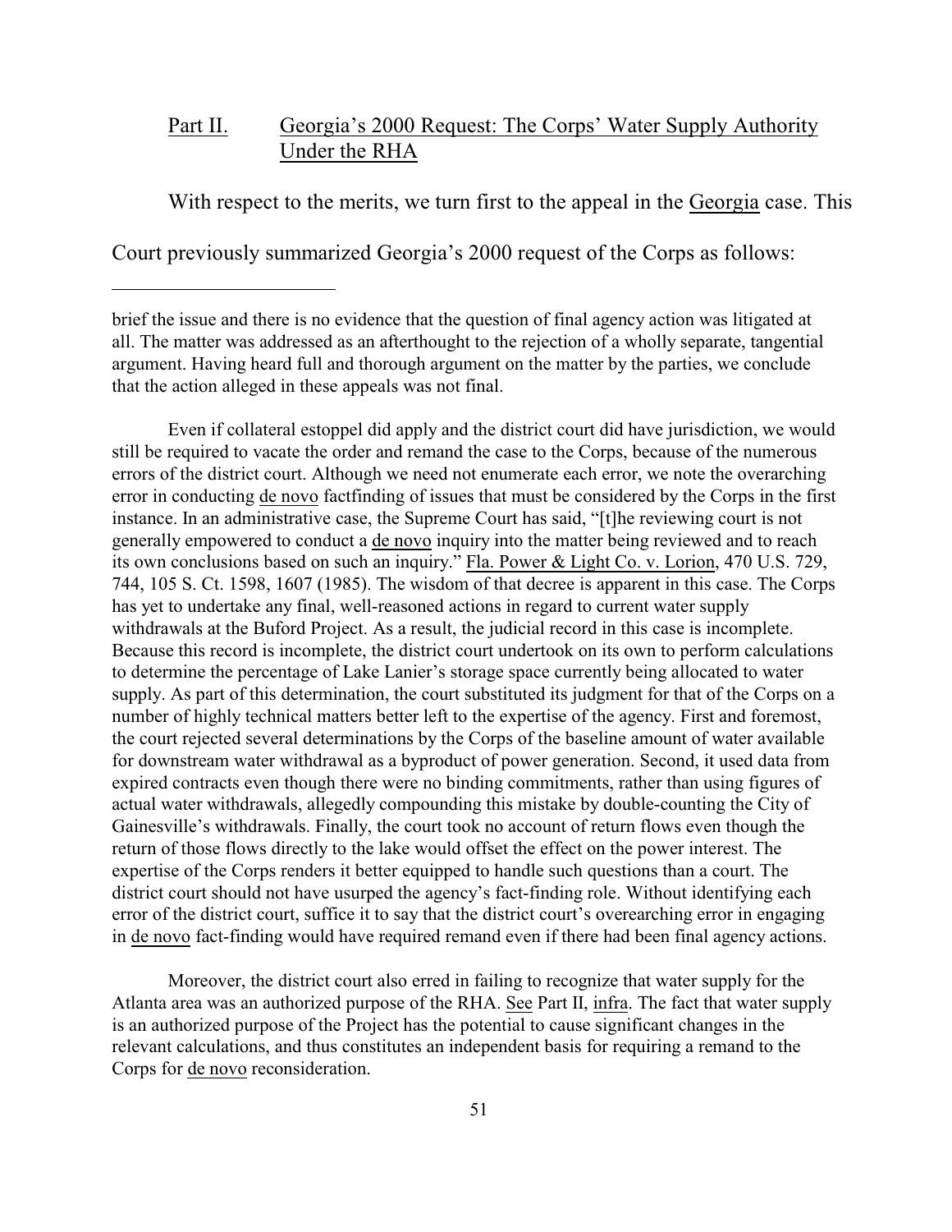## <u>Part II.</u> <u>Georgia's 2000 Request: The Corps' Water Supply Authority Under the RHA</u>

With respect to the merits, we turn first to the appeal in the <u>Georgia</u> case. This Court previously summarized Georgia's 2000 request of the Corps as follows:

---

brief the issue and there is no evidence that the question of final agency action was litigated at all. The matter was addressed as an afterthought to the rejection of a wholly separate, tangential argument. Having heard full and thorough argument on the matter by the parties, we conclude that the action alleged in these appeals was not final.

Even if collateral estoppel did apply and the district court did have jurisdiction, we would still be required to vacate the order and remand the case to the Corps, because of the numerous errors of the district court. Although we need not enumerate each error, we note the overarching error in conducting <u>de novo</u> factfinding of issues that must be considered by the Corps in the first instance. In an administrative case, the Supreme Court has said, "[t]he reviewing court is not generally empowered to conduct a <u>de novo</u> inquiry into the matter being reviewed and to reach its own conclusions based on such an inquiry." <u>Fla. Power & Light Co. v. Lorion</u>, 470 U.S. 729, 744, 105 S. Ct. 1598, 1607 (1985). The wisdom of that decree is apparent in this case. The Corps has yet to undertake any final, well-reasoned actions in regard to current water supply withdrawals at the Buford Project. As a result, the judicial record in this case is incomplete. Because this record is incomplete, the district court undertook on its own to perform calculations to determine the percentage of Lake Lanier's storage space currently being allocated to water supply. As part of this determination, the court substituted its judgment for that of the Corps on a number of highly technical matters better left to the expertise of the agency. First and foremost, the court rejected several determinations by the Corps of the baseline amount of water available for downstream water withdrawal as a byproduct of power generation. Second, it used data from expired contracts even though there were no binding commitments, rather than using figures of actual water withdrawals, allegedly compounding this mistake by double-counting the City of Gainesville's withdrawals. Finally, the court took no account of return flows even though the return of those flows directly to the lake would offset the effect on the power interest. The expertise of the Corps renders it better equipped to handle such questions than a court. The district court should not have usurped the agency's fact-finding role. Without identifying each error of the district court, suffice it to say that the district court's overarching error in engaging in <u>de novo</u> fact-finding would have required remand even if there had been final agency actions.

Moreover, the district court also erred in failing to recognize that water supply for the Atlanta area was an authorized purpose of the RHA. <u>See</u> Part II, <u>infra</u>. The fact that water supply is an authorized purpose of the Project has the potential to cause significant changes in the relevant calculations, and thus constitutes an independent basis for requiring a remand to the Corps for <u>de novo</u> reconsideration.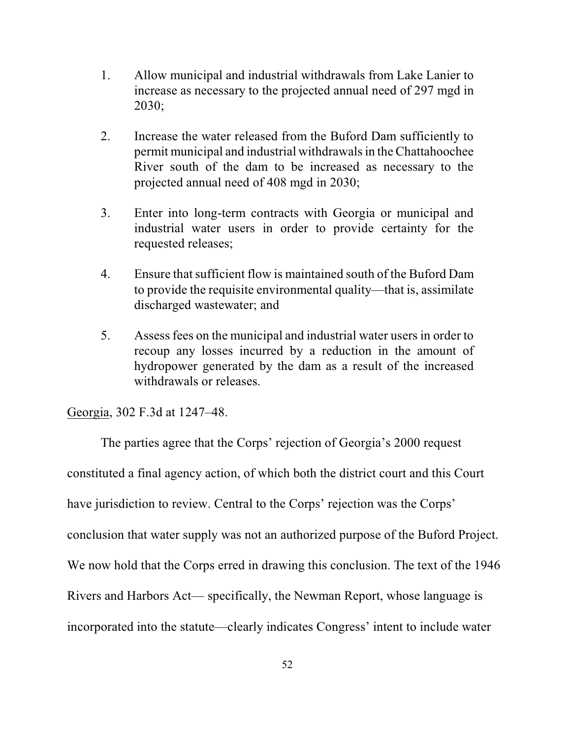1. Allow municipal and industrial withdrawals from Lake Lanier to increase as necessary to the projected annual need of 297 mgd in 2030;

2. Increase the water released from the Buford Dam sufficiently to permit municipal and industrial withdrawals in the Chattahoochee River south of the dam to be increased as necessary to the projected annual need of 408 mgd in 2030;

3. Enter into long-term contracts with Georgia or municipal and industrial water users in order to provide certainty for the requested releases;

4. Ensure that sufficient flow is maintained south of the Buford Dam to provide the requisite environmental quality—that is, assimilate discharged wastewater; and

5. Assess fees on the municipal and industrial water users in order to recoup any losses incurred by a reduction in the amount of hydropower generated by the dam as a result of the increased withdrawals or releases.

Georgia, 302 F.3d at 1247–48.

The parties agree that the Corps' rejection of Georgia's 2000 request constituted a final agency action, of which both the district court and this Court have jurisdiction to review. Central to the Corps' rejection was the Corps' conclusion that water supply was not an authorized purpose of the Buford Project. We now hold that the Corps erred in drawing this conclusion. The text of the 1946 Rivers and Harbors Act— specifically, the Newman Report, whose language is incorporated into the statute—clearly indicates Congress' intent to include water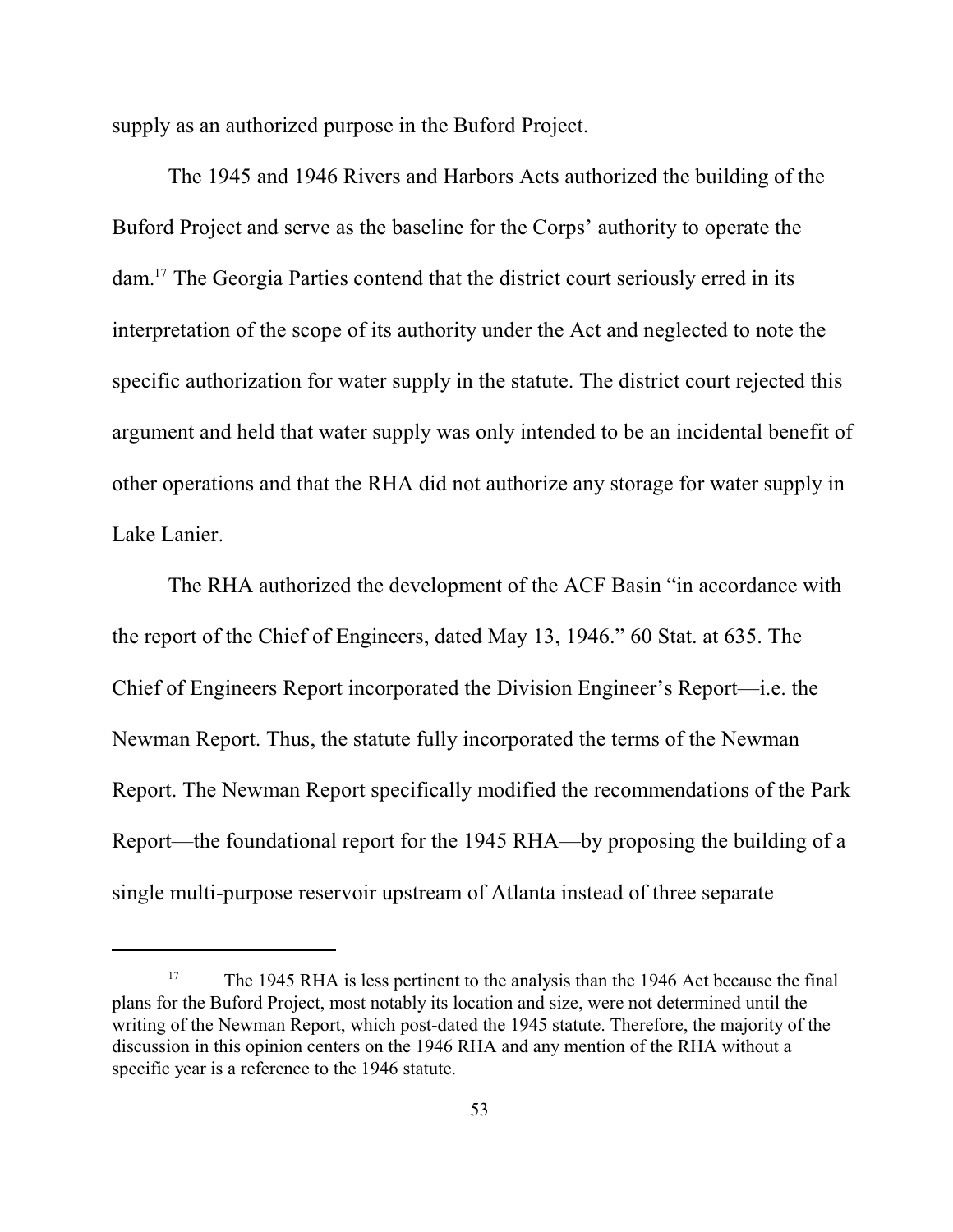supply as an authorized purpose in the Buford Project.

The 1945 and 1946 Rivers and Harbors Acts authorized the building of the Buford Project and serve as the baseline for the Corps' authority to operate the dam.[17] The Georgia Parties contend that the district court seriously erred in its interpretation of the scope of its authority under the Act and neglected to note the specific authorization for water supply in the statute. The district court rejected this argument and held that water supply was only intended to be an incidental benefit of other operations and that the RHA did not authorize any storage for water supply in Lake Lanier.

The RHA authorized the development of the ACF Basin "in accordance with the report of the Chief of Engineers, dated May 13, 1946." 60 Stat. at 635. The Chief of Engineers Report incorporated the Division Engineer's Report—i.e. the Newman Report. Thus, the statute fully incorporated the terms of the Newman Report. The Newman Report specifically modified the recommendations of the Park Report—the foundational report for the 1945 RHA—by proposing the building of a single multi-purpose reservoir upstream of Atlanta instead of three separate

---

[17] The 1945 RHA is less pertinent to the analysis than the 1946 Act because the final plans for the Buford Project, most notably its location and size, were not determined until the writing of the Newman Report, which post-dated the 1945 statute. Therefore, the majority of the discussion in this opinion centers on the 1946 RHA and any mention of the RHA without a specific year is a reference to the 1946 statute.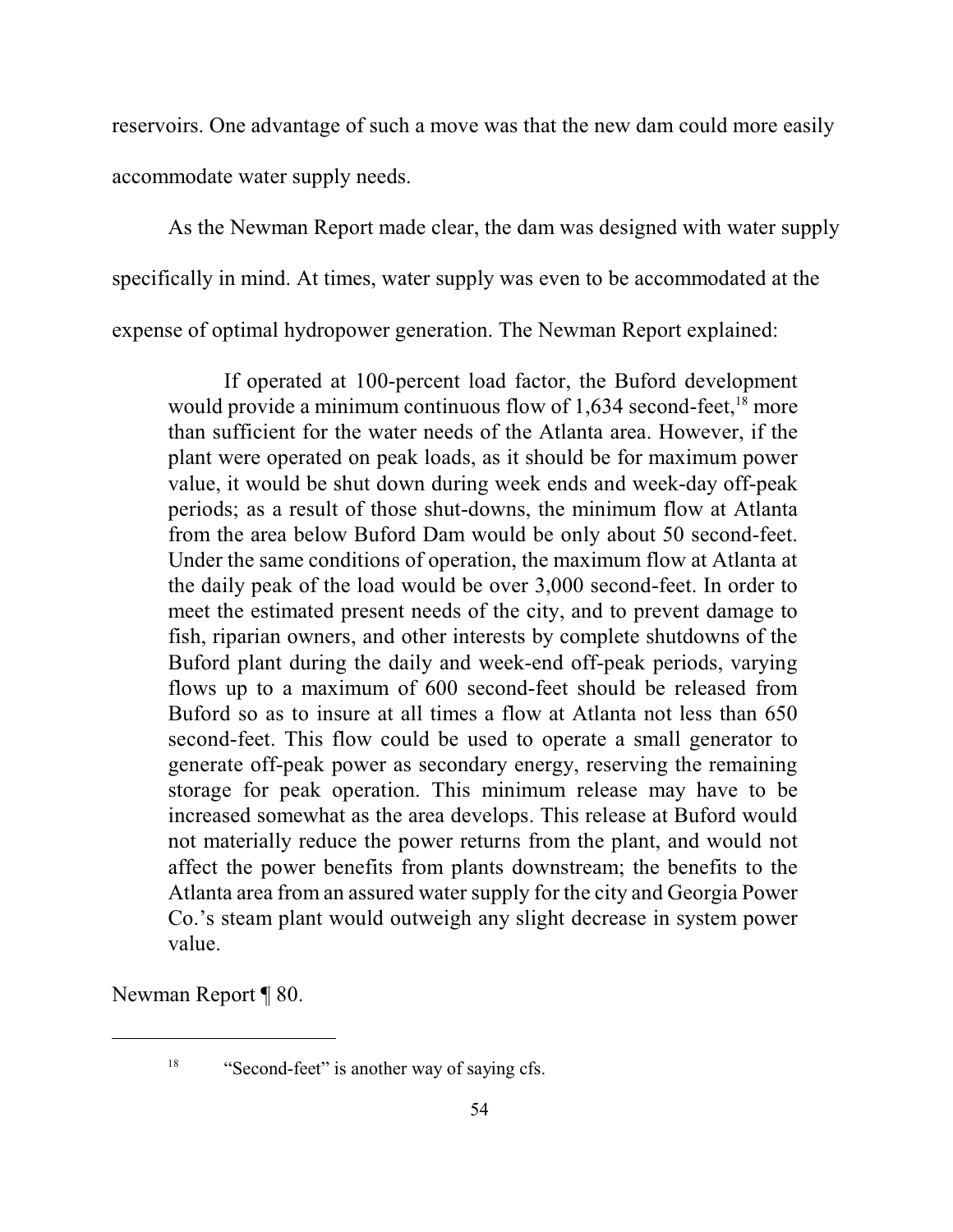reservoirs. One advantage of such a move was that the new dam could more easily accommodate water supply needs.

As the Newman Report made clear, the dam was designed with water supply specifically in mind. At times, water supply was even to be accommodated at the expense of optimal hydropower generation. The Newman Report explained:

> If operated at 100-percent load factor, the Buford development would provide a minimum continuous flow of 1,634 second-feet,[18] more than sufficient for the water needs of the Atlanta area. However, if the plant were operated on peak loads, as it should be for maximum power value, it would be shut down during week ends and week-day off-peak periods; as a result of those shut-downs, the minimum flow at Atlanta from the area below Buford Dam would be only about 50 second-feet. Under the same conditions of operation, the maximum flow at Atlanta at the daily peak of the load would be over 3,000 second-feet. In order to meet the estimated present needs of the city, and to prevent damage to fish, riparian owners, and other interests by complete shutdowns of the Buford plant during the daily and week-end off-peak periods, varying flows up to a maximum of 600 second-feet should be released from Buford so as to insure at all times a flow at Atlanta not less than 650 second-feet. This flow could be used to operate a small generator to generate off-peak power as secondary energy, reserving the remaining storage for peak operation. This minimum release may have to be increased somewhat as the area develops. This release at Buford would not materially reduce the power returns from the plant, and would not affect the power benefits from plants downstream; the benefits to the Atlanta area from an assured water supply for the city and Georgia Power Co.'s steam plant would outweigh any slight decrease in system power value.

Newman Report ¶ 80.

---

[18] "Second-feet" is another way of saying cfs.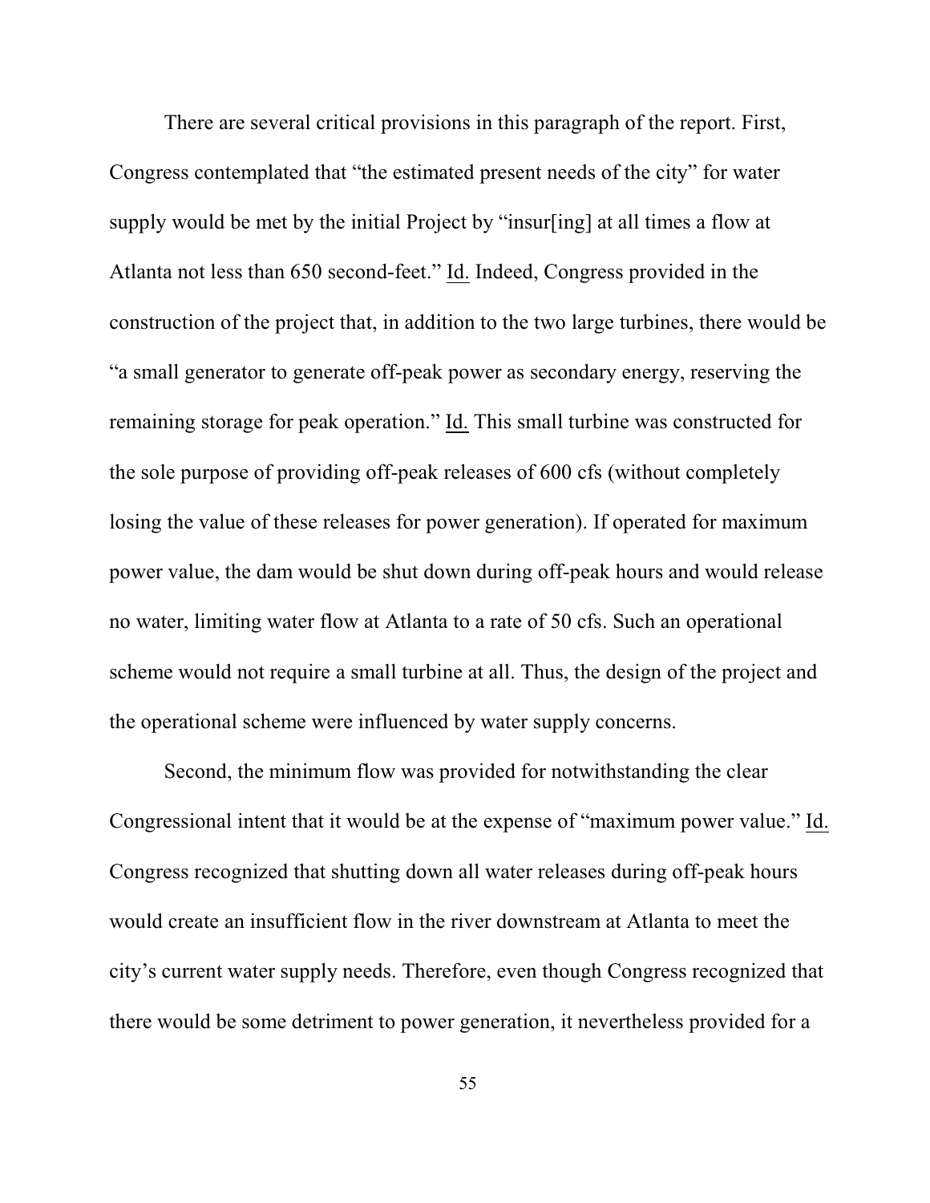There are several critical provisions in this paragraph of the report. First, Congress contemplated that "the estimated present needs of the city" for water supply would be met by the initial Project by "insur[ing] at all times a flow at Atlanta not less than 650 second-feet." Id. Indeed, Congress provided in the construction of the project that, in addition to the two large turbines, there would be "a small generator to generate off-peak power as secondary energy, reserving the remaining storage for peak operation." Id. This small turbine was constructed for the sole purpose of providing off-peak releases of 600 cfs (without completely losing the value of these releases for power generation). If operated for maximum power value, the dam would be shut down during off-peak hours and would release no water, limiting water flow at Atlanta to a rate of 50 cfs. Such an operational scheme would not require a small turbine at all. Thus, the design of the project and the operational scheme were influenced by water supply concerns.

Second, the minimum flow was provided for notwithstanding the clear Congressional intent that it would be at the expense of "maximum power value." Id. Congress recognized that shutting down all water releases during off-peak hours would create an insufficient flow in the river downstream at Atlanta to meet the city's current water supply needs. Therefore, even though Congress recognized that there would be some detriment to power generation, it nevertheless provided for a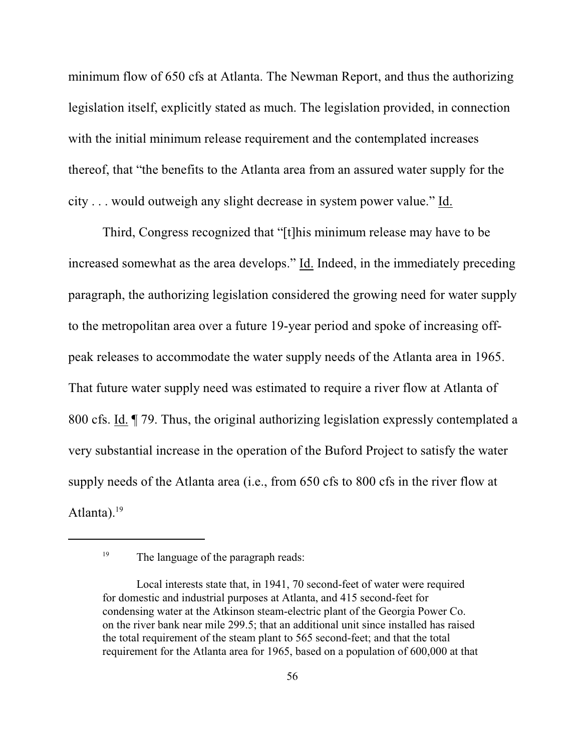minimum flow of 650 cfs at Atlanta. The Newman Report, and thus the authorizing legislation itself, explicitly stated as much. The legislation provided, in connection with the initial minimum release requirement and the contemplated increases thereof, that "the benefits to the Atlanta area from an assured water supply for the city . . . would outweigh any slight decrease in system power value." Id.

Third, Congress recognized that "[t]his minimum release may have to be increased somewhat as the area develops." Id. Indeed, in the immediately preceding paragraph, the authorizing legislation considered the growing need for water supply to the metropolitan area over a future 19-year period and spoke of increasing off-peak releases to accommodate the water supply needs of the Atlanta area in 1965. That future water supply need was estimated to require a river flow at Atlanta of 800 cfs. Id. ¶ 79. Thus, the original authorizing legislation expressly contemplated a very substantial increase in the operation of the Buford Project to satisfy the water supply needs of the Atlanta area (i.e., from 650 cfs to 800 cfs in the river flow at Atlanta).[19]

---

[19] The language of the paragraph reads:

> Local interests state that, in 1941, 70 second-feet of water were required for domestic and industrial purposes at Atlanta, and 415 second-feet for condensing water at the Atkinson steam-electric plant of the Georgia Power Co. on the river bank near mile 299.5; that an additional unit since installed has raised the total requirement of the steam plant to 565 second-feet; and that the total requirement for the Atlanta area for 1965, based on a population of 600,000 at that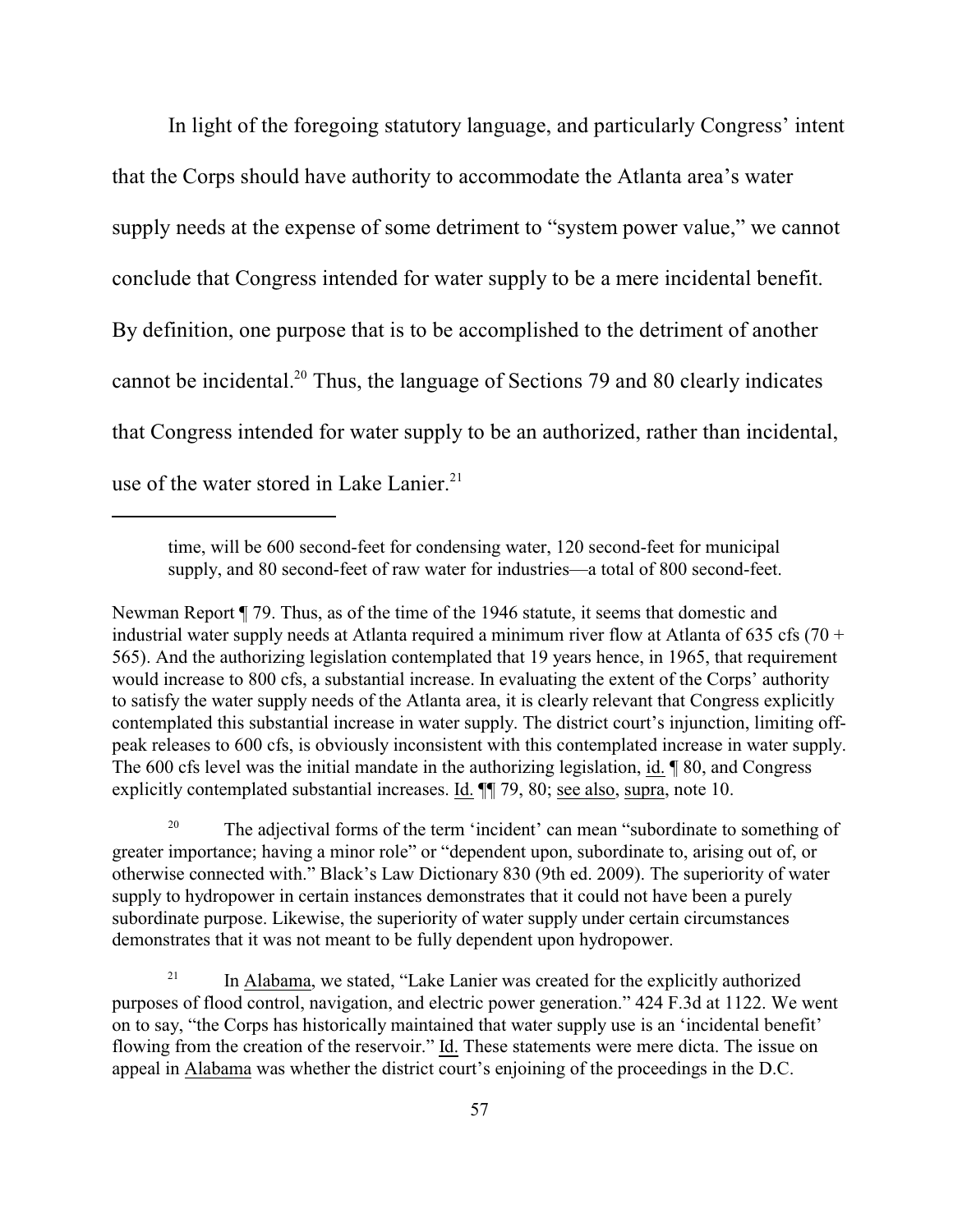In light of the foregoing statutory language, and particularly Congress' intent that the Corps should have authority to accommodate the Atlanta area's water supply needs at the expense of some detriment to "system power value," we cannot conclude that Congress intended for water supply to be a mere incidental benefit. By definition, one purpose that is to be accomplished to the detriment of another cannot be incidental.[20] Thus, the language of Sections 79 and 80 clearly indicates that Congress intended for water supply to be an authorized, rather than incidental, use of the water stored in Lake Lanier.[21]

---

> time, will be 600 second-feet for condensing water, 120 second-feet for municipal supply, and 80 second-feet of raw water for industries—a total of 800 second-feet.

Newman Report ¶ 79. Thus, as of the time of the 1946 statute, it seems that domestic and industrial water supply needs at Atlanta required a minimum river flow at Atlanta of 635 cfs (70 + 565). And the authorizing legislation contemplated that 19 years hence, in 1965, that requirement would increase to 800 cfs, a substantial increase. In evaluating the extent of the Corps' authority to satisfy the water supply needs of the Atlanta area, it is clearly relevant that Congress explicitly contemplated this substantial increase in water supply. The district court's injunction, limiting off-peak releases to 600 cfs, is obviously inconsistent with this contemplated increase in water supply. The 600 cfs level was the initial mandate in the authorizing legislation, id. ¶ 80, and Congress explicitly contemplated substantial increases. Id. ¶¶ 79, 80; see also, supra, note 10.

[20] The adjectival forms of the term 'incident' can mean "subordinate to something of greater importance; having a minor role" or "dependent upon, subordinate to, arising out of, or otherwise connected with." Black's Law Dictionary 830 (9th ed. 2009). The superiority of water supply to hydropower in certain instances demonstrates that it could not have been a purely subordinate purpose. Likewise, the superiority of water supply under certain circumstances demonstrates that it was not meant to be fully dependent upon hydropower.

[21] In Alabama, we stated, "Lake Lanier was created for the explicitly authorized purposes of flood control, navigation, and electric power generation." 424 F.3d at 1122. We went on to say, "the Corps has historically maintained that water supply use is an 'incidental benefit' flowing from the creation of the reservoir." Id. These statements were mere dicta. The issue on appeal in Alabama was whether the district court's enjoining of the proceedings in the D.C.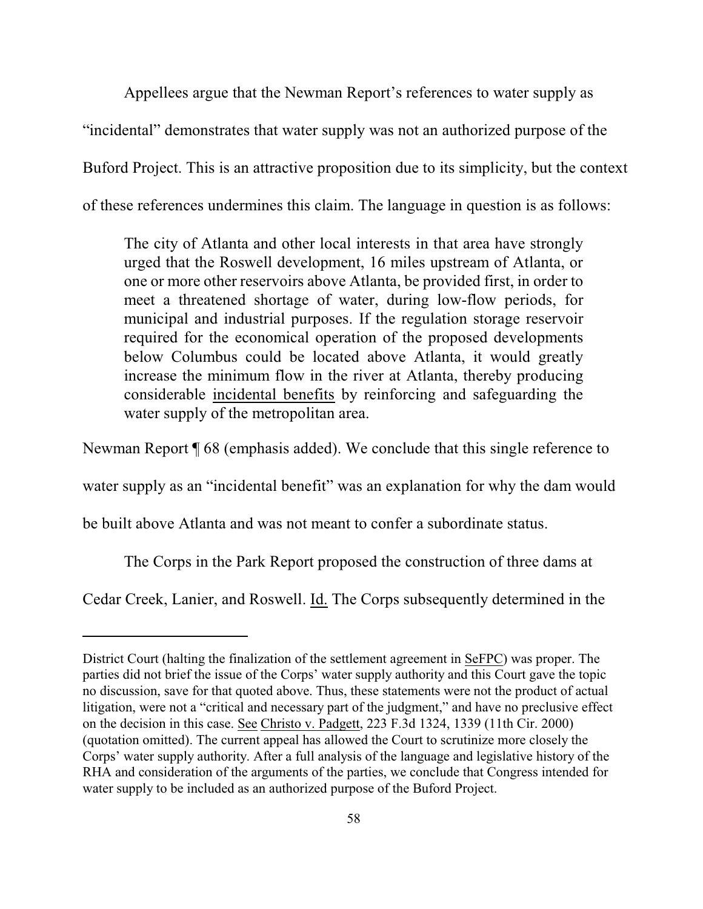Appellees argue that the Newman Report's references to water supply as "incidental" demonstrates that water supply was not an authorized purpose of the Buford Project. This is an attractive proposition due to its simplicity, but the context of these references undermines this claim. The language in question is as follows:

> The city of Atlanta and other local interests in that area have strongly urged that the Roswell development, 16 miles upstream of Atlanta, or one or more other reservoirs above Atlanta, be provided first, in order to meet a threatened shortage of water, during low-flow periods, for municipal and industrial purposes. If the regulation storage reservoir required for the economical operation of the proposed developments below Columbus could be located above Atlanta, it would greatly increase the minimum flow in the river at Atlanta, thereby producing considerable <u>incidental benefits</u> by reinforcing and safeguarding the water supply of the metropolitan area.

Newman Report ¶ 68 (emphasis added). We conclude that this single reference to water supply as an "incidental benefit" was an explanation for why the dam would be built above Atlanta and was not meant to confer a subordinate status.

The Corps in the Park Report proposed the construction of three dams at Cedar Creek, Lanier, and Roswell. Id. The Corps subsequently determined in the

---

District Court (halting the finalization of the settlement agreement in SeFPC) was proper. The parties did not brief the issue of the Corps' water supply authority and this Court gave the topic no discussion, save for that quoted above. Thus, these statements were not the product of actual litigation, were not a "critical and necessary part of the judgment," and have no preclusive effect on the decision in this case. See Christo v. Padgett, 223 F.3d 1324, 1339 (11th Cir. 2000) (quotation omitted). The current appeal has allowed the Court to scrutinize more closely the Corps' water supply authority. After a full analysis of the language and legislative history of the RHA and consideration of the arguments of the parties, we conclude that Congress intended for water supply to be included as an authorized purpose of the Buford Project.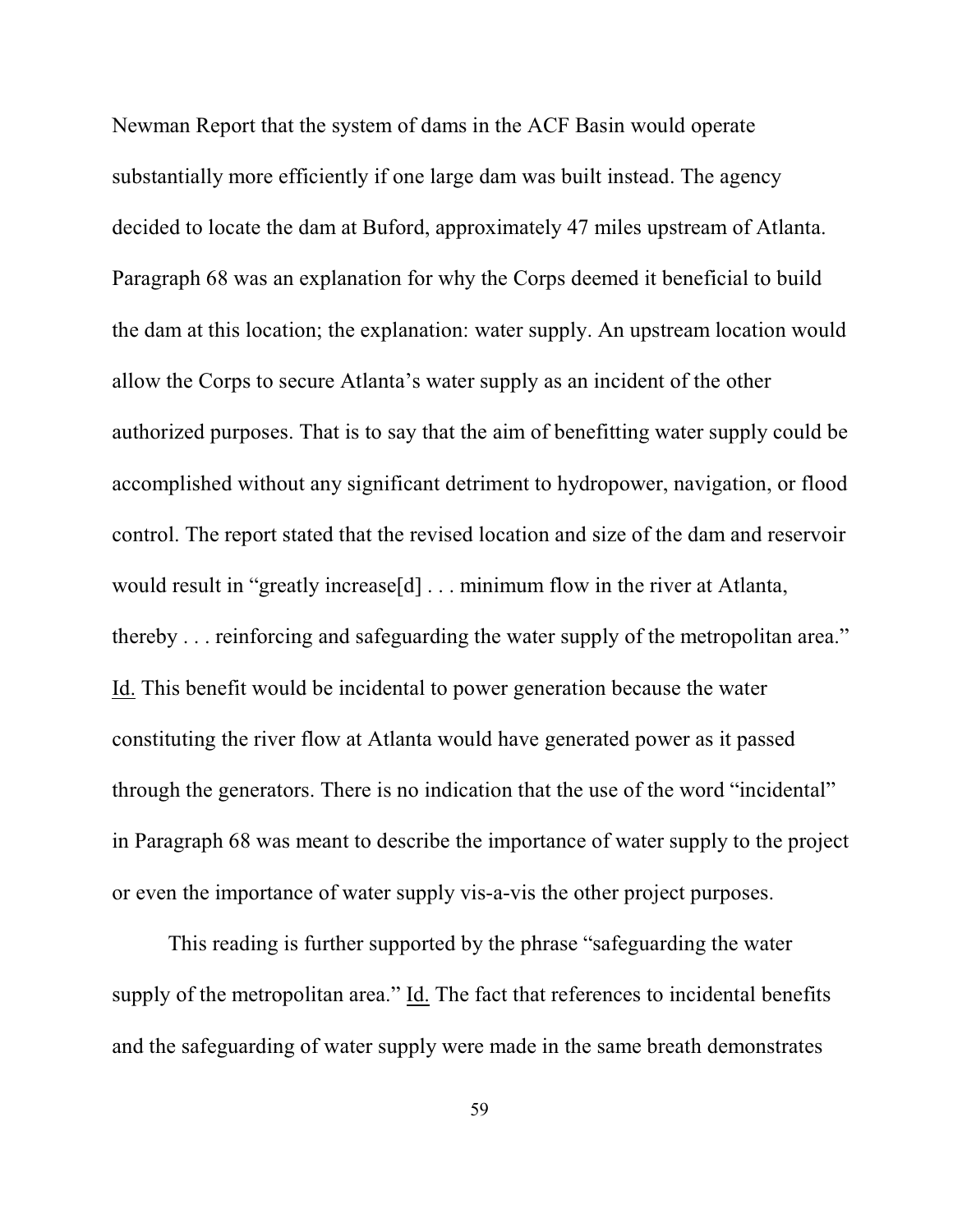Newman Report that the system of dams in the ACF Basin would operate substantially more efficiently if one large dam was built instead. The agency decided to locate the dam at Buford, approximately 47 miles upstream of Atlanta. Paragraph 68 was an explanation for why the Corps deemed it beneficial to build the dam at this location; the explanation: water supply. An upstream location would allow the Corps to secure Atlanta's water supply as an incident of the other authorized purposes. That is to say that the aim of benefitting water supply could be accomplished without any significant detriment to hydropower, navigation, or flood control. The report stated that the revised location and size of the dam and reservoir would result in "greatly increase[d] . . . minimum flow in the river at Atlanta, thereby . . . reinforcing and safeguarding the water supply of the metropolitan area." Id. This benefit would be incidental to power generation because the water constituting the river flow at Atlanta would have generated power as it passed through the generators. There is no indication that the use of the word "incidental" in Paragraph 68 was meant to describe the importance of water supply to the project or even the importance of water supply vis-a-vis the other project purposes.

This reading is further supported by the phrase "safeguarding the water supply of the metropolitan area." Id. The fact that references to incidental benefits and the safeguarding of water supply were made in the same breath demonstrates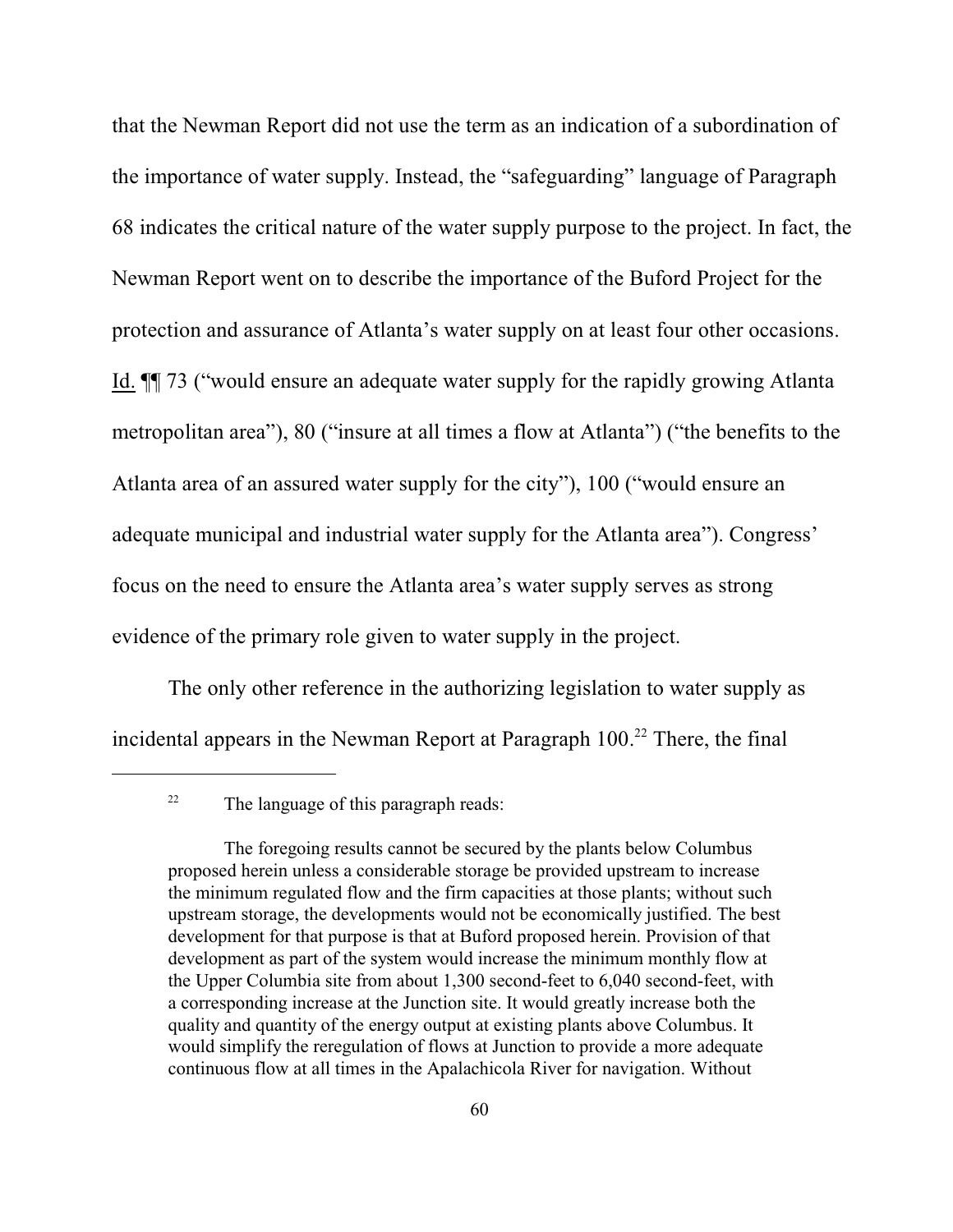that the Newman Report did not use the term as an indication of a subordination of the importance of water supply. Instead, the "safeguarding" language of Paragraph 68 indicates the critical nature of the water supply purpose to the project. In fact, the Newman Report went on to describe the importance of the Buford Project for the protection and assurance of Atlanta's water supply on at least four other occasions. Id. ¶¶ 73 ("would ensure an adequate water supply for the rapidly growing Atlanta metropolitan area"), 80 ("insure at all times a flow at Atlanta") ("the benefits to the Atlanta area of an assured water supply for the city"), 100 ("would ensure an adequate municipal and industrial water supply for the Atlanta area"). Congress' focus on the need to ensure the Atlanta area's water supply serves as strong evidence of the primary role given to water supply in the project.

The only other reference in the authorizing legislation to water supply as incidental appears in the Newman Report at Paragraph 100.[22] There, the final

---

[22] The language of this paragraph reads:

> The foregoing results cannot be secured by the plants below Columbus proposed herein unless a considerable storage be provided upstream to increase the minimum regulated flow and the firm capacities at those plants; without such upstream storage, the developments would not be economically justified. The best development for that purpose is that at Buford proposed herein. Provision of that development as part of the system would increase the minimum monthly flow at the Upper Columbia site from about 1,300 second-feet to 6,040 second-feet, with a corresponding increase at the Junction site. It would greatly increase both the quality and quantity of the energy output at existing plants above Columbus. It would simplify the reregulation of flows at Junction to provide a more adequate continuous flow at all times in the Apalachicola River for navigation. Without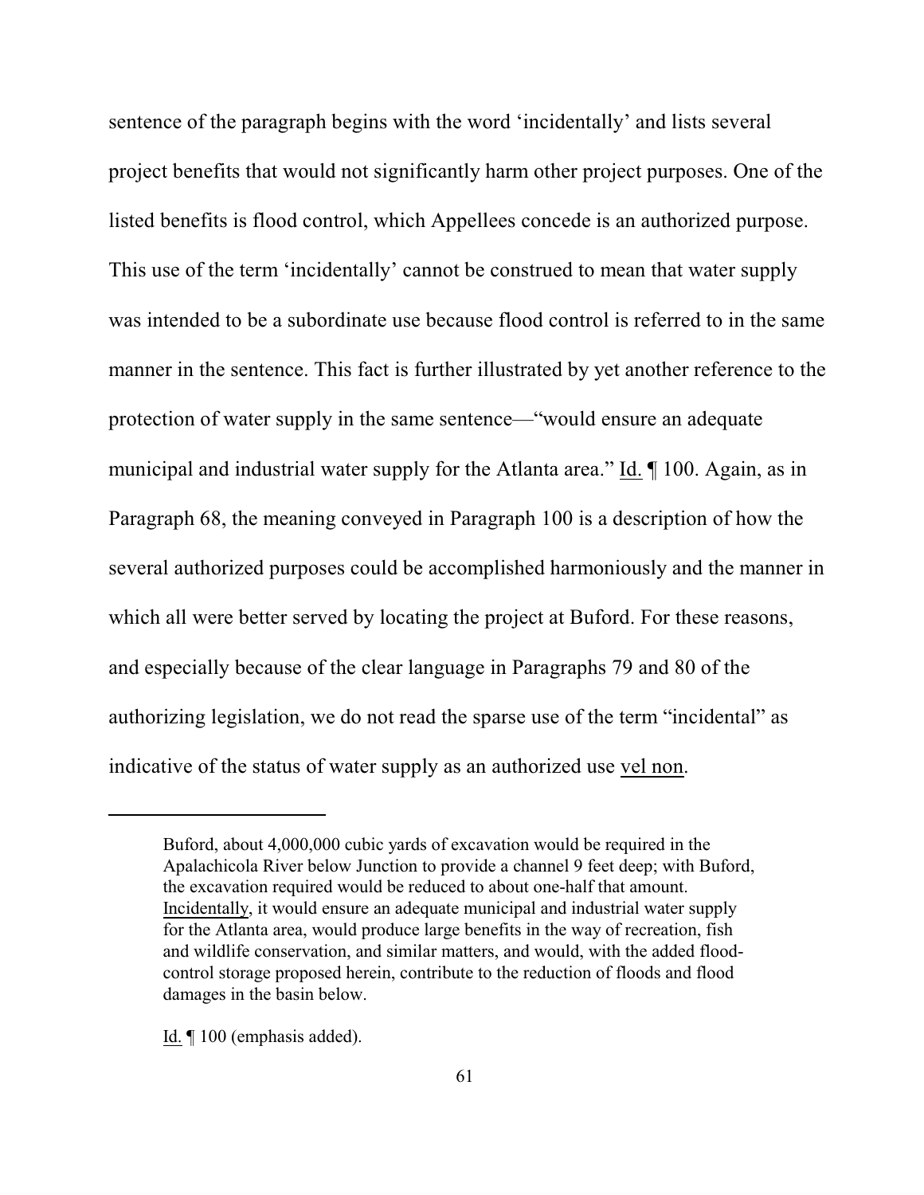sentence of the paragraph begins with the word 'incidentally' and lists several project benefits that would not significantly harm other project purposes. One of the listed benefits is flood control, which Appellees concede is an authorized purpose. This use of the term 'incidentally' cannot be construed to mean that water supply was intended to be a subordinate use because flood control is referred to in the same manner in the sentence. This fact is further illustrated by yet another reference to the protection of water supply in the same sentence—"would ensure an adequate municipal and industrial water supply for the Atlanta area." Id. ¶ 100. Again, as in Paragraph 68, the meaning conveyed in Paragraph 100 is a description of how the several authorized purposes could be accomplished harmoniously and the manner in which all were better served by locating the project at Buford. For these reasons, and especially because of the clear language in Paragraphs 79 and 80 of the authorizing legislation, we do not read the sparse use of the term "incidental" as indicative of the status of water supply as an authorized use *vel non*.

---

> Buford, about 4,000,000 cubic yards of excavation would be required in the Apalachicola River below Junction to provide a channel 9 feet deep; with Buford, the excavation required would be reduced to about one-half that amount. Incidentally, it would ensure an adequate municipal and industrial water supply for the Atlanta area, would produce large benefits in the way of recreation, fish and wildlife conservation, and similar matters, and would, with the added flood-control storage proposed herein, contribute to the reduction of floods and flood damages in the basin below.

Id. ¶ 100 (emphasis added).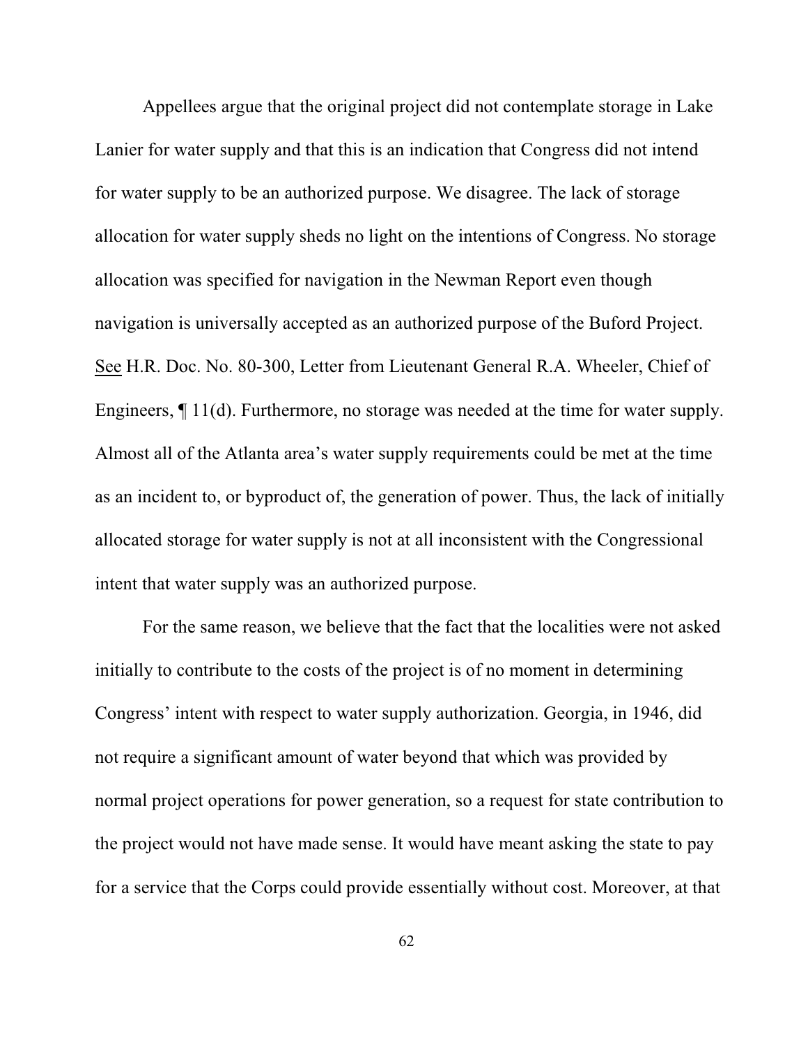Appellees argue that the original project did not contemplate storage in Lake Lanier for water supply and that this is an indication that Congress did not intend for water supply to be an authorized purpose. We disagree. The lack of storage allocation for water supply sheds no light on the intentions of Congress. No storage allocation was specified for navigation in the Newman Report even though navigation is universally accepted as an authorized purpose of the Buford Project. See H.R. Doc. No. 80-300, Letter from Lieutenant General R.A. Wheeler, Chief of Engineers, ¶ 11(d). Furthermore, no storage was needed at the time for water supply. Almost all of the Atlanta area's water supply requirements could be met at the time as an incident to, or byproduct of, the generation of power. Thus, the lack of initially allocated storage for water supply is not at all inconsistent with the Congressional intent that water supply was an authorized purpose.

For the same reason, we believe that the fact that the localities were not asked initially to contribute to the costs of the project is of no moment in determining Congress' intent with respect to water supply authorization. Georgia, in 1946, did not require a significant amount of water beyond that which was provided by normal project operations for power generation, so a request for state contribution to the project would not have made sense. It would have meant asking the state to pay for a service that the Corps could provide essentially without cost. Moreover, at that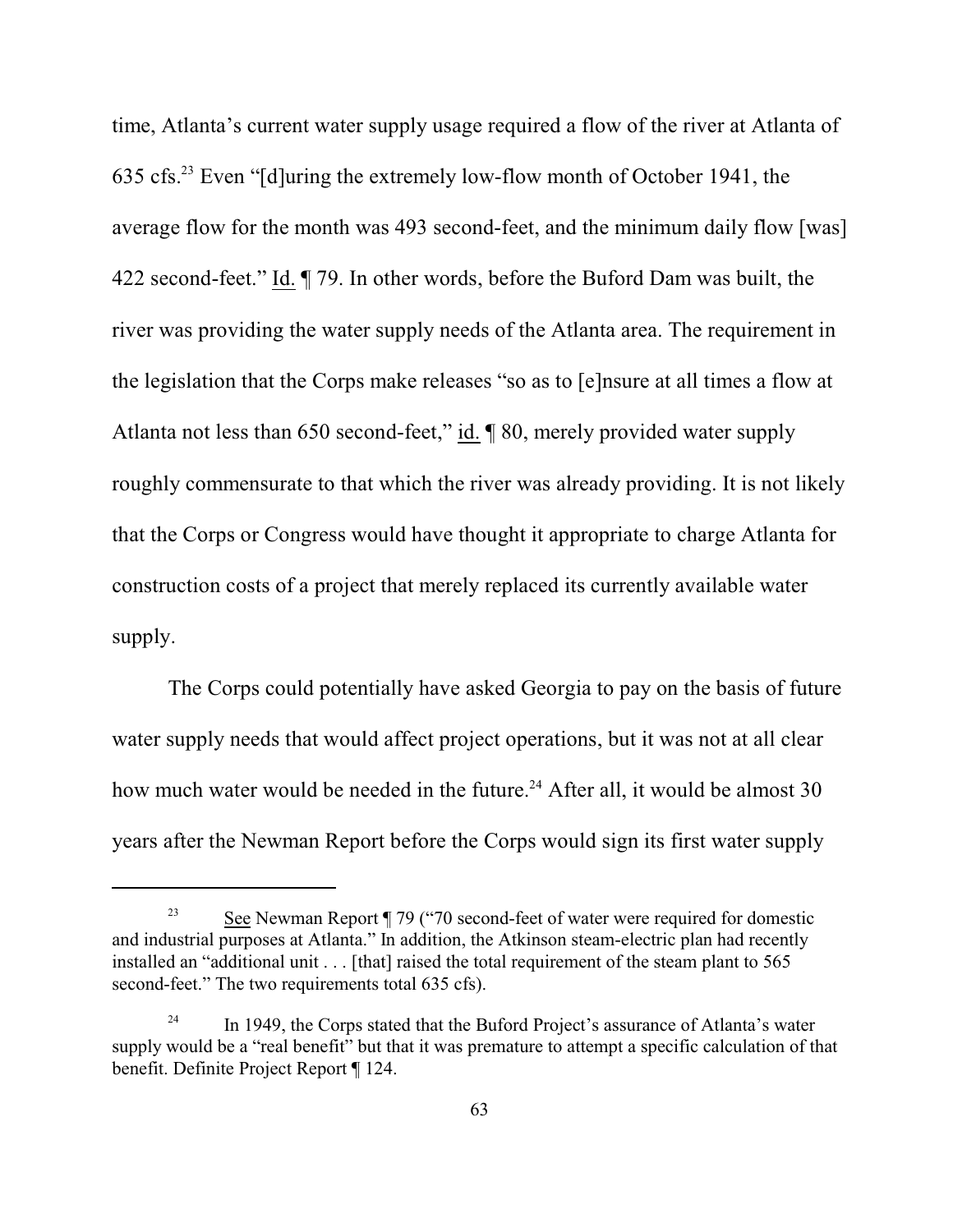time, Atlanta's current water supply usage required a flow of the river at Atlanta of 635 cfs.[23] Even "[d]uring the extremely low-flow month of October 1941, the average flow for the month was 493 second-feet, and the minimum daily flow [was] 422 second-feet." Id. ¶ 79. In other words, before the Buford Dam was built, the river was providing the water supply needs of the Atlanta area. The requirement in the legislation that the Corps make releases "so as to [e]nsure at all times a flow at Atlanta not less than 650 second-feet," id. ¶ 80, merely provided water supply roughly commensurate to that which the river was already providing. It is not likely that the Corps or Congress would have thought it appropriate to charge Atlanta for construction costs of a project that merely replaced its currently available water supply.

The Corps could potentially have asked Georgia to pay on the basis of future water supply needs that would affect project operations, but it was not at all clear how much water would be needed in the future.[24] After all, it would be almost 30 years after the Newman Report before the Corps would sign its first water supply

---

[23] See Newman Report ¶ 79 ("70 second-feet of water were required for domestic and industrial purposes at Atlanta." In addition, the Atkinson steam-electric plan had recently installed an "additional unit . . . [that] raised the total requirement of the steam plant to 565 second-feet." The two requirements total 635 cfs).

[24] In 1949, the Corps stated that the Buford Project's assurance of Atlanta's water supply would be a "real benefit" but that it was premature to attempt a specific calculation of that benefit. Definite Project Report ¶ 124.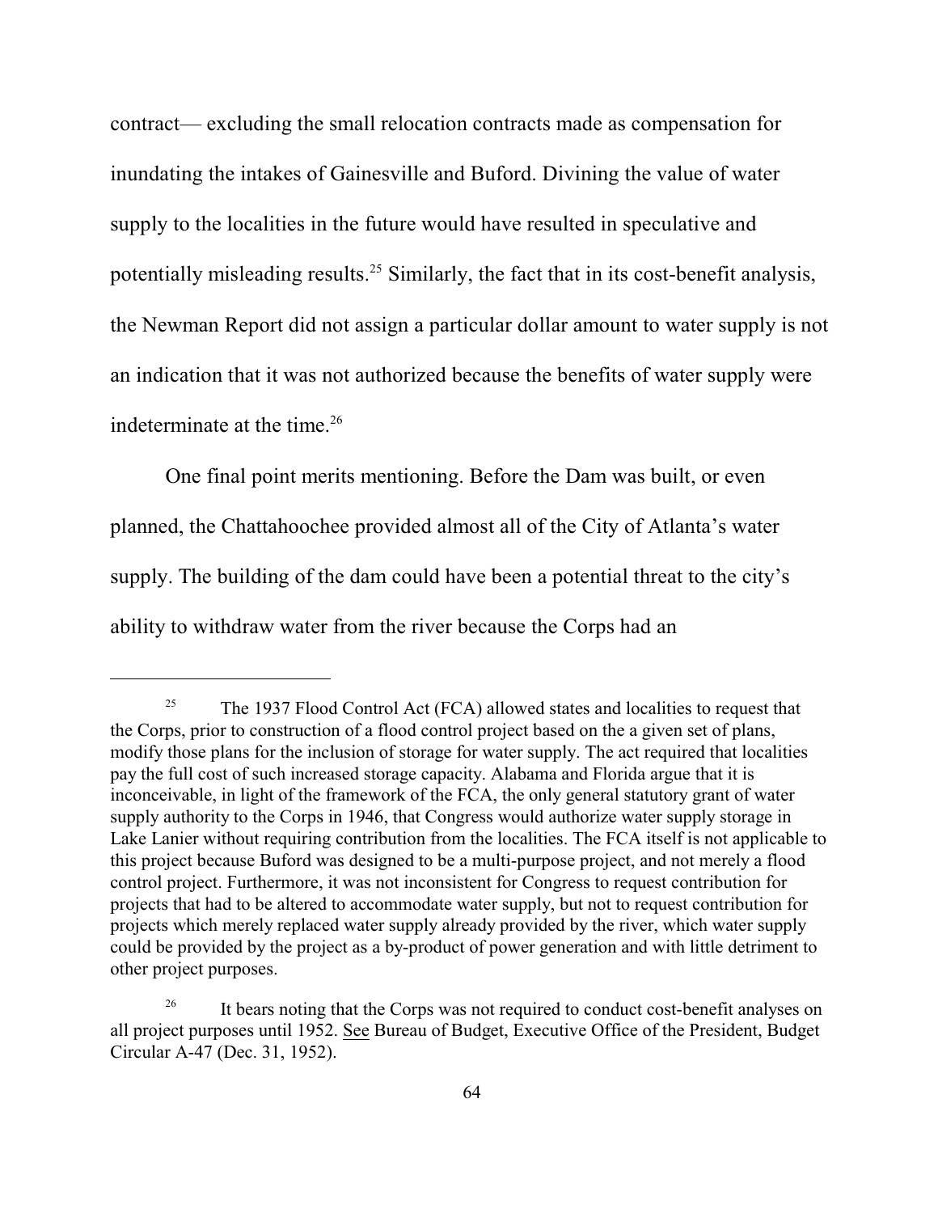contract— excluding the small relocation contracts made as compensation for inundating the intakes of Gainesville and Buford. Divining the value of water supply to the localities in the future would have resulted in speculative and potentially misleading results.[25] Similarly, the fact that in its cost-benefit analysis, the Newman Report did not assign a particular dollar amount to water supply is not an indication that it was not authorized because the benefits of water supply were indeterminate at the time.[26]

One final point merits mentioning. Before the Dam was built, or even planned, the Chattahoochee provided almost all of the City of Atlanta's water supply. The building of the dam could have been a potential threat to the city's ability to withdraw water from the river because the Corps had an

---

[25] The 1937 Flood Control Act (FCA) allowed states and localities to request that the Corps, prior to construction of a flood control project based on the a given set of plans, modify those plans for the inclusion of storage for water supply. The act required that localities pay the full cost of such increased storage capacity. Alabama and Florida argue that it is inconceivable, in light of the framework of the FCA, the only general statutory grant of water supply authority to the Corps in 1946, that Congress would authorize water supply storage in Lake Lanier without requiring contribution from the localities. The FCA itself is not applicable to this project because Buford was designed to be a multi-purpose project, and not merely a flood control project. Furthermore, it was not inconsistent for Congress to request contribution for projects that had to be altered to accommodate water supply, but not to request contribution for projects which merely replaced water supply already provided by the river, which water supply could be provided by the project as a by-product of power generation and with little detriment to other project purposes.

[26] It bears noting that the Corps was not required to conduct cost-benefit analyses on all project purposes until 1952. <u>See</u> Bureau of Budget, Executive Office of the President, Budget Circular A-47 (Dec. 31, 1952).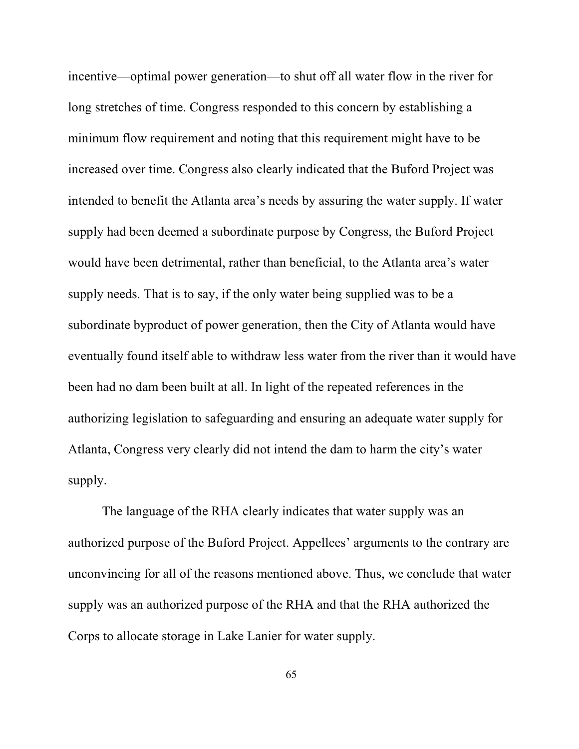incentive—optimal power generation—to shut off all water flow in the river for long stretches of time. Congress responded to this concern by establishing a minimum flow requirement and noting that this requirement might have to be increased over time. Congress also clearly indicated that the Buford Project was intended to benefit the Atlanta area's needs by assuring the water supply. If water supply had been deemed a subordinate purpose by Congress, the Buford Project would have been detrimental, rather than beneficial, to the Atlanta area's water supply needs. That is to say, if the only water being supplied was to be a subordinate byproduct of power generation, then the City of Atlanta would have eventually found itself able to withdraw less water from the river than it would have been had no dam been built at all. In light of the repeated references in the authorizing legislation to safeguarding and ensuring an adequate water supply for Atlanta, Congress very clearly did not intend the dam to harm the city's water supply.

The language of the RHA clearly indicates that water supply was an authorized purpose of the Buford Project. Appellees' arguments to the contrary are unconvincing for all of the reasons mentioned above. Thus, we conclude that water supply was an authorized purpose of the RHA and that the RHA authorized the Corps to allocate storage in Lake Lanier for water supply.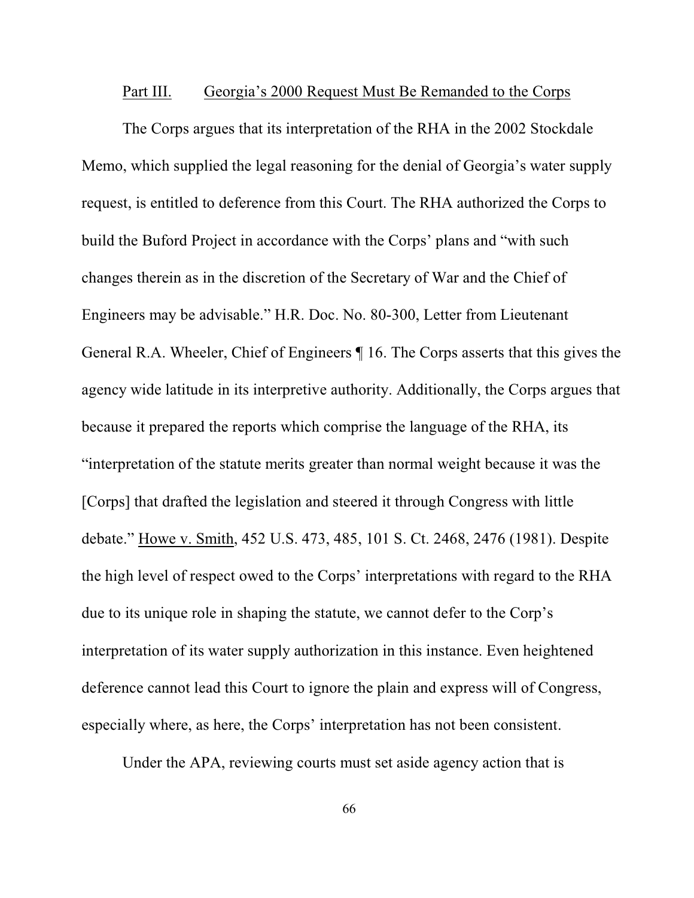## Part III. Georgia's 2000 Request Must Be Remanded to the Corps

The Corps argues that its interpretation of the RHA in the 2002 Stockdale Memo, which supplied the legal reasoning for the denial of Georgia's water supply request, is entitled to deference from this Court. The RHA authorized the Corps to build the Buford Project in accordance with the Corps' plans and "with such changes therein as in the discretion of the Secretary of War and the Chief of Engineers may be advisable." H.R. Doc. No. 80-300, Letter from Lieutenant General R.A. Wheeler, Chief of Engineers ¶ 16. The Corps asserts that this gives the agency wide latitude in its interpretive authority. Additionally, the Corps argues that because it prepared the reports which comprise the language of the RHA, its "interpretation of the statute merits greater than normal weight because it was the [Corps] that drafted the legislation and steered it through Congress with little debate." Howe v. Smith, 452 U.S. 473, 485, 101 S. Ct. 2468, 2476 (1981). Despite the high level of respect owed to the Corps' interpretations with regard to the RHA due to its unique role in shaping the statute, we cannot defer to the Corp's interpretation of its water supply authorization in this instance. Even heightened deference cannot lead this Court to ignore the plain and express will of Congress, especially where, as here, the Corps' interpretation has not been consistent.

Under the APA, reviewing courts must set aside agency action that is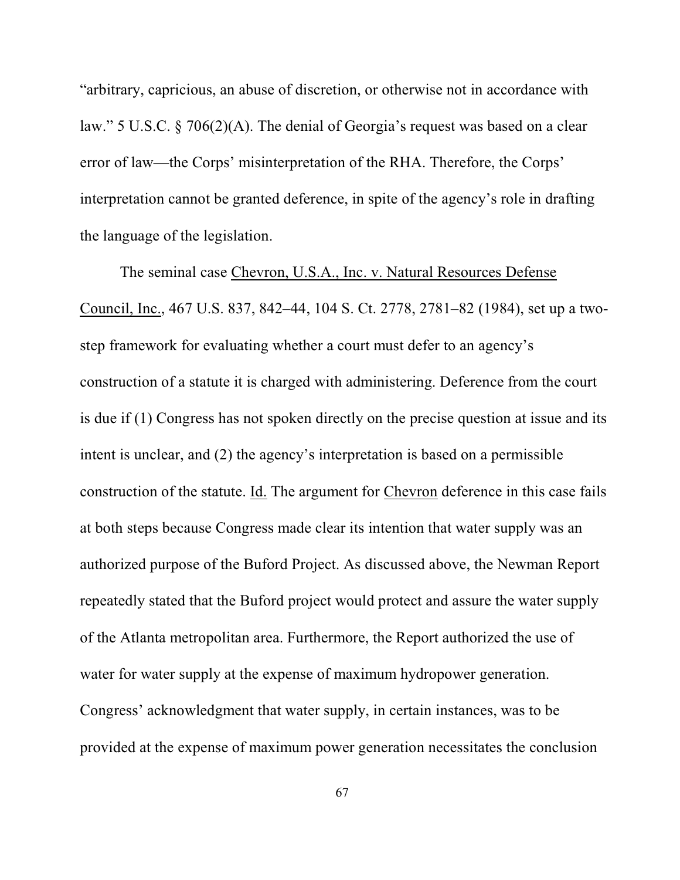"arbitrary, capricious, an abuse of discretion, or otherwise not in accordance with law." 5 U.S.C. § 706(2)(A). The denial of Georgia's request was based on a clear error of law—the Corps' misinterpretation of the RHA. Therefore, the Corps' interpretation cannot be granted deference, in spite of the agency's role in drafting the language of the legislation.

The seminal case Chevron, U.S.A., Inc. v. Natural Resources Defense Council, Inc., 467 U.S. 837, 842–44, 104 S. Ct. 2778, 2781–82 (1984), set up a two-step framework for evaluating whether a court must defer to an agency's construction of a statute it is charged with administering. Deference from the court is due if (1) Congress has not spoken directly on the precise question at issue and its intent is unclear, and (2) the agency's interpretation is based on a permissible construction of the statute. Id. The argument for Chevron deference in this case fails at both steps because Congress made clear its intention that water supply was an authorized purpose of the Buford Project. As discussed above, the Newman Report repeatedly stated that the Buford project would protect and assure the water supply of the Atlanta metropolitan area. Furthermore, the Report authorized the use of water for water supply at the expense of maximum hydropower generation. Congress' acknowledgment that water supply, in certain instances, was to be provided at the expense of maximum power generation necessitates the conclusion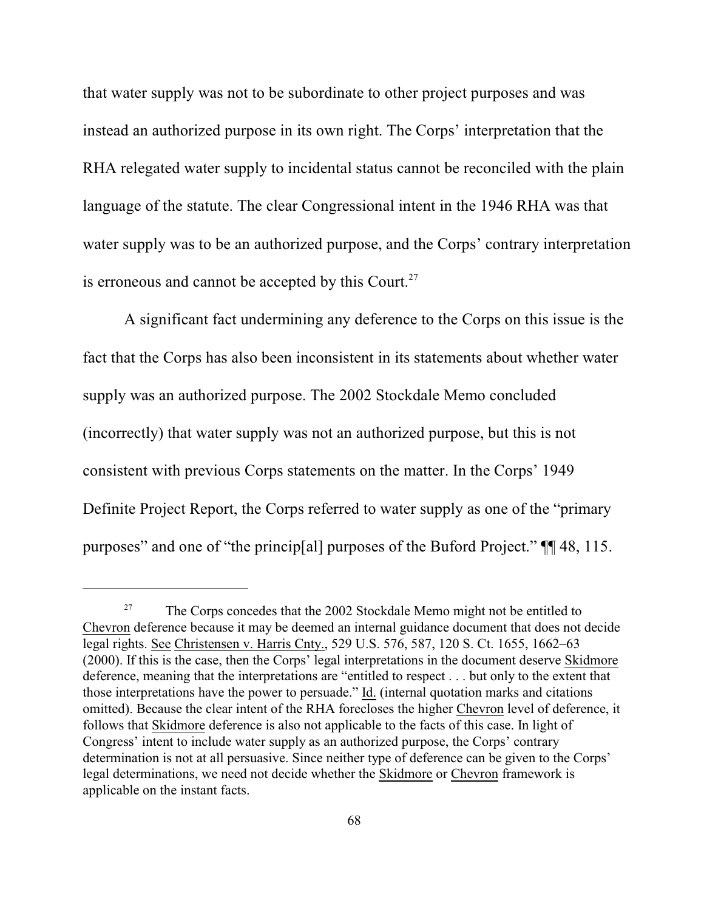that water supply was not to be subordinate to other project purposes and was instead an authorized purpose in its own right. The Corps' interpretation that the RHA relegated water supply to incidental status cannot be reconciled with the plain language of the statute. The clear Congressional intent in the 1946 RHA was that water supply was to be an authorized purpose, and the Corps' contrary interpretation is erroneous and cannot be accepted by this Court.[27]

A significant fact undermining any deference to the Corps on this issue is the fact that the Corps has also been inconsistent in its statements about whether water supply was an authorized purpose. The 2002 Stockdale Memo concluded (incorrectly) that water supply was not an authorized purpose, but this is not consistent with previous Corps statements on the matter. In the Corps' 1949 Definite Project Report, the Corps referred to water supply as one of the "primary purposes" and one of "the princip[al] purposes of the Buford Project." ¶¶ 48, 115.

---

[27] The Corps concedes that the 2002 Stockdale Memo might not be entitled to Chevron deference because it may be deemed an internal guidance document that does not decide legal rights. See Christensen v. Harris Cnty., 529 U.S. 576, 587, 120 S. Ct. 1655, 1662–63 (2000). If this is the case, then the Corps' legal interpretations in the document deserve Skidmore deference, meaning that the interpretations are "entitled to respect . . . but only to the extent that those interpretations have the power to persuade." Id. (internal quotation marks and citations omitted). Because the clear intent of the RHA forecloses the higher Chevron level of deference, it follows that Skidmore deference is also not applicable to the facts of this case. In light of Congress' intent to include water supply as an authorized purpose, the Corps' contrary determination is not at all persuasive. Since neither type of deference can be given to the Corps' legal determinations, we need not decide whether the Skidmore or Chevron framework is applicable on the instant facts.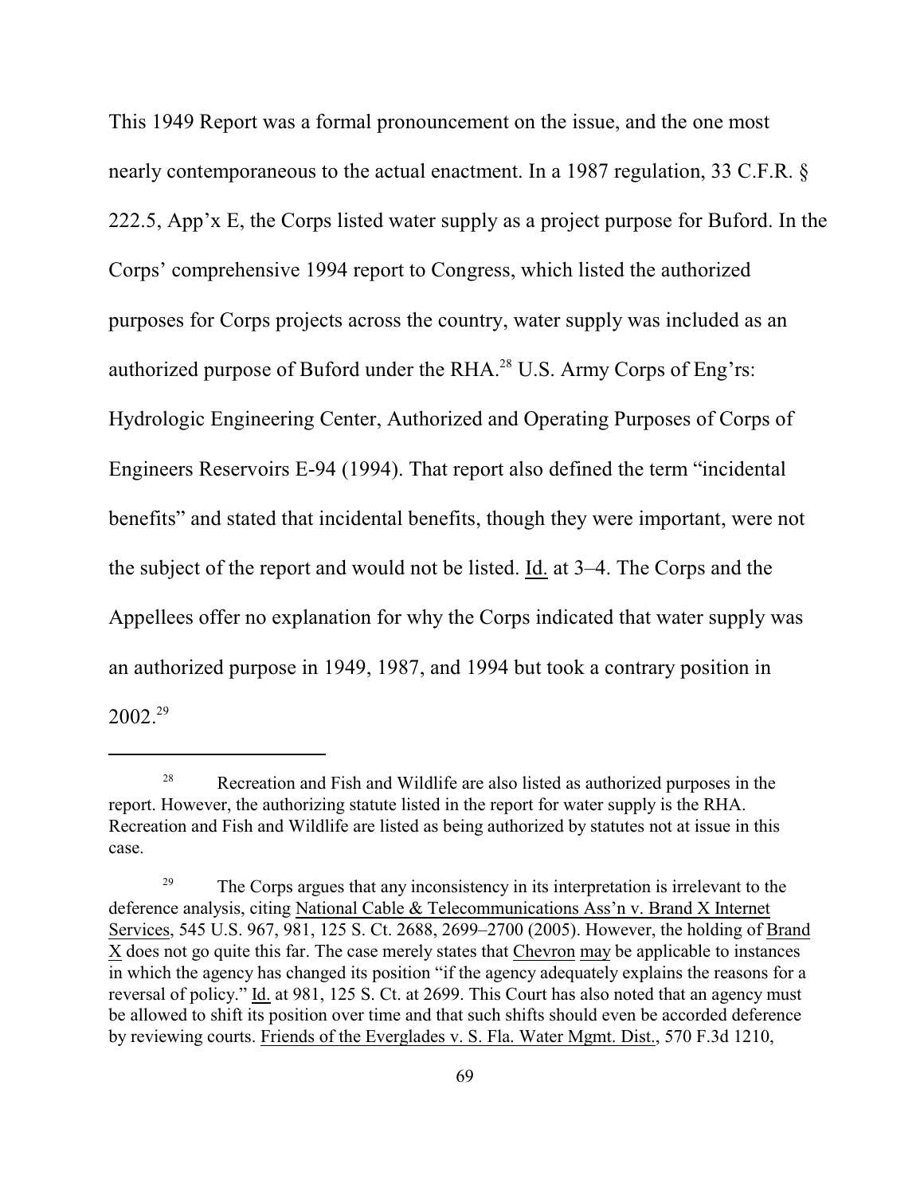This 1949 Report was a formal pronouncement on the issue, and the one most nearly contemporaneous to the actual enactment. In a 1987 regulation, 33 C.F.R. § 222.5, App'x E, the Corps listed water supply as a project purpose for Buford. In the Corps' comprehensive 1994 report to Congress, which listed the authorized purposes for Corps projects across the country, water supply was included as an authorized purpose of Buford under the RHA.[28] U.S. Army Corps of Eng'rs: Hydrologic Engineering Center, Authorized and Operating Purposes of Corps of Engineers Reservoirs E-94 (1994). That report also defined the term "incidental benefits" and stated that incidental benefits, though they were important, were not the subject of the report and would not be listed. Id. at 3–4. The Corps and the Appellees offer no explanation for why the Corps indicated that water supply was an authorized purpose in 1949, 1987, and 1994 but took a contrary position in 2002.[29]

---

[28] Recreation and Fish and Wildlife are also listed as authorized purposes in the report. However, the authorizing statute listed in the report for water supply is the RHA. Recreation and Fish and Wildlife are listed as being authorized by statutes not at issue in this case.

[29] The Corps argues that any inconsistency in its interpretation is irrelevant to the deference analysis, citing National Cable & Telecommunications Ass'n v. Brand X Internet Services, 545 U.S. 967, 981, 125 S. Ct. 2688, 2699–2700 (2005). However, the holding of Brand X does not go quite this far. The case merely states that Chevron may be applicable to instances in which the agency has changed its position "if the agency adequately explains the reasons for a reversal of policy." Id. at 981, 125 S. Ct. at 2699. This Court has also noted that an agency must be allowed to shift its position over time and that such shifts should even be accorded deference by reviewing courts. Friends of the Everglades v. S. Fla. Water Mgmt. Dist., 570 F.3d 1210,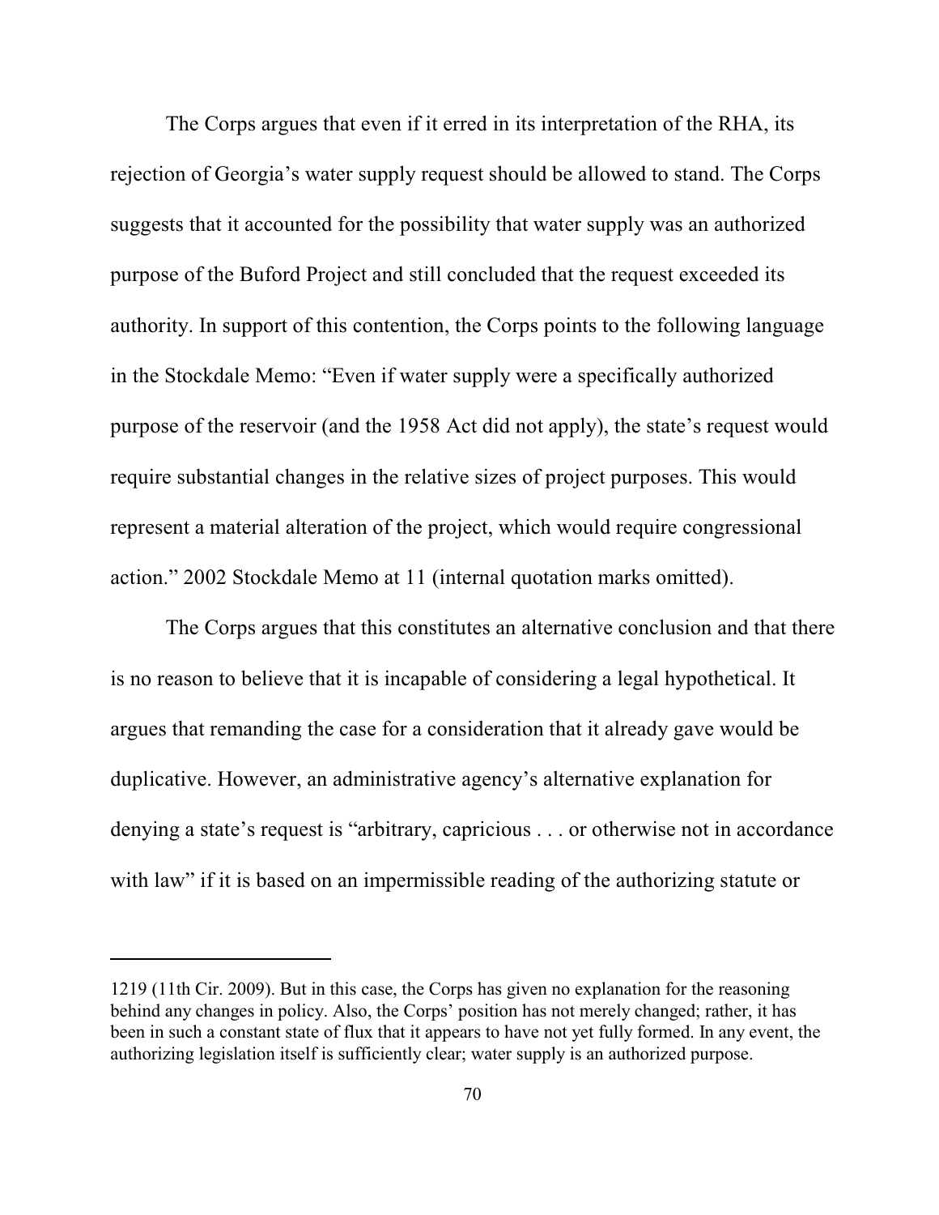The Corps argues that even if it erred in its interpretation of the RHA, its rejection of Georgia's water supply request should be allowed to stand. The Corps suggests that it accounted for the possibility that water supply was an authorized purpose of the Buford Project and still concluded that the request exceeded its authority. In support of this contention, the Corps points to the following language in the Stockdale Memo: "Even if water supply were a specifically authorized purpose of the reservoir (and the 1958 Act did not apply), the state's request would require substantial changes in the relative sizes of project purposes. This would represent a material alteration of the project, which would require congressional action." 2002 Stockdale Memo at 11 (internal quotation marks omitted).

The Corps argues that this constitutes an alternative conclusion and that there is no reason to believe that it is incapable of considering a legal hypothetical. It argues that remanding the case for a consideration that it already gave would be duplicative. However, an administrative agency's alternative explanation for denying a state's request is "arbitrary, capricious . . . or otherwise not in accordance with law" if it is based on an impermissible reading of the authorizing statute or

---

1219 (11th Cir. 2009). But in this case, the Corps has given no explanation for the reasoning behind any changes in policy. Also, the Corps' position has not merely changed; rather, it has been in such a constant state of flux that it appears to have not yet fully formed. In any event, the authorizing legislation itself is sufficiently clear; water supply is an authorized purpose.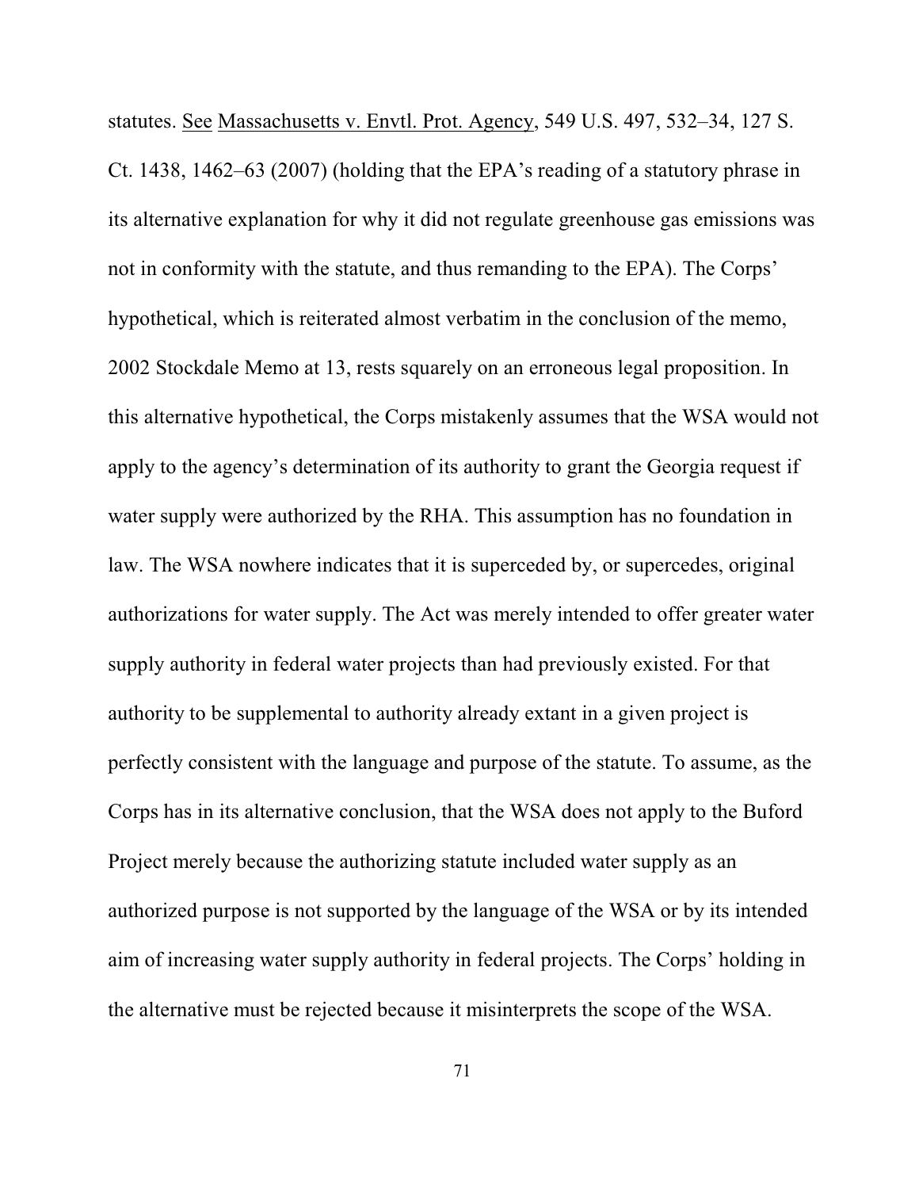statutes. See Massachusetts v. Envtl. Prot. Agency, 549 U.S. 497, 532–34, 127 S. Ct. 1438, 1462–63 (2007) (holding that the EPA's reading of a statutory phrase in its alternative explanation for why it did not regulate greenhouse gas emissions was not in conformity with the statute, and thus remanding to the EPA). The Corps' hypothetical, which is reiterated almost verbatim in the conclusion of the memo, 2002 Stockdale Memo at 13, rests squarely on an erroneous legal proposition. In this alternative hypothetical, the Corps mistakenly assumes that the WSA would not apply to the agency's determination of its authority to grant the Georgia request if water supply were authorized by the RHA. This assumption has no foundation in law. The WSA nowhere indicates that it is superceded by, or supercedes, original authorizations for water supply. The Act was merely intended to offer greater water supply authority in federal water projects than had previously existed. For that authority to be supplemental to authority already extant in a given project is perfectly consistent with the language and purpose of the statute. To assume, as the Corps has in its alternative conclusion, that the WSA does not apply to the Buford Project merely because the authorizing statute included water supply as an authorized purpose is not supported by the language of the WSA or by its intended aim of increasing water supply authority in federal projects. The Corps' holding in the alternative must be rejected because it misinterprets the scope of the WSA.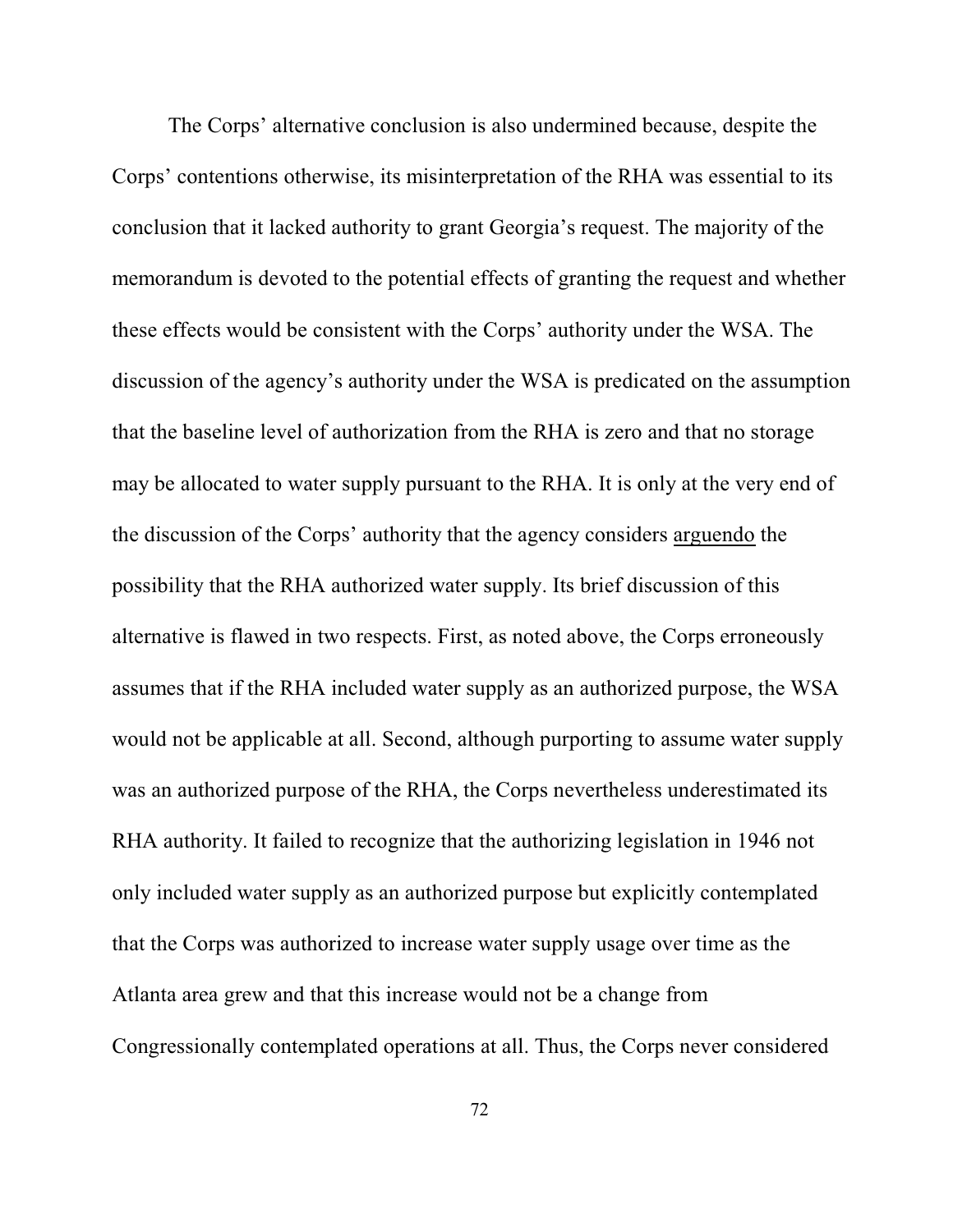The Corps' alternative conclusion is also undermined because, despite the Corps' contentions otherwise, its misinterpretation of the RHA was essential to its conclusion that it lacked authority to grant Georgia's request. The majority of the memorandum is devoted to the potential effects of granting the request and whether these effects would be consistent with the Corps' authority under the WSA. The discussion of the agency's authority under the WSA is predicated on the assumption that the baseline level of authorization from the RHA is zero and that no storage may be allocated to water supply pursuant to the RHA. It is only at the very end of the discussion of the Corps' authority that the agency considers <u>arguendo</u> the possibility that the RHA authorized water supply. Its brief discussion of this alternative is flawed in two respects. First, as noted above, the Corps erroneously assumes that if the RHA included water supply as an authorized purpose, the WSA would not be applicable at all. Second, although purporting to assume water supply was an authorized purpose of the RHA, the Corps nevertheless underestimated its RHA authority. It failed to recognize that the authorizing legislation in 1946 not only included water supply as an authorized purpose but explicitly contemplated that the Corps was authorized to increase water supply usage over time as the Atlanta area grew and that this increase would not be a change from Congressionally contemplated operations at all. Thus, the Corps never considered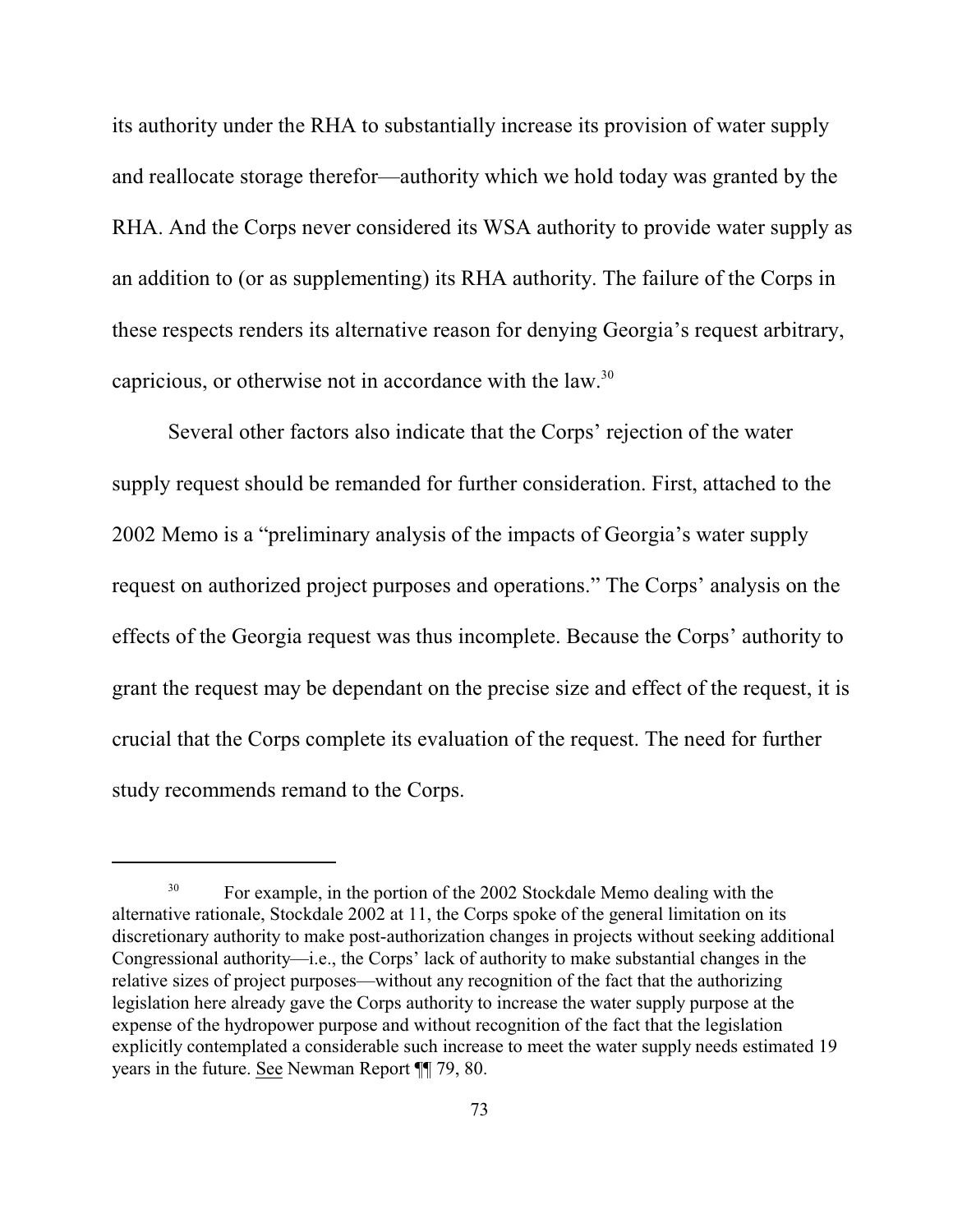its authority under the RHA to substantially increase its provision of water supply and reallocate storage therefor—authority which we hold today was granted by the RHA. And the Corps never considered its WSA authority to provide water supply as an addition to (or as supplementing) its RHA authority. The failure of the Corps in these respects renders its alternative reason for denying Georgia's request arbitrary, capricious, or otherwise not in accordance with the law.[30]

Several other factors also indicate that the Corps' rejection of the water supply request should be remanded for further consideration. First, attached to the 2002 Memo is a "preliminary analysis of the impacts of Georgia's water supply request on authorized project purposes and operations." The Corps' analysis on the effects of the Georgia request was thus incomplete. Because the Corps' authority to grant the request may be dependant on the precise size and effect of the request, it is crucial that the Corps complete its evaluation of the request. The need for further study recommends remand to the Corps.

---

[30] For example, in the portion of the 2002 Stockdale Memo dealing with the alternative rationale, Stockdale 2002 at 11, the Corps spoke of the general limitation on its discretionary authority to make post-authorization changes in projects without seeking additional Congressional authority—i.e., the Corps' lack of authority to make substantial changes in the relative sizes of project purposes—without any recognition of the fact that the authorizing legislation here already gave the Corps authority to increase the water supply purpose at the expense of the hydropower purpose and without recognition of the fact that the legislation explicitly contemplated a considerable such increase to meet the water supply needs estimated 19 years in the future. See Newman Report ¶¶ 79, 80.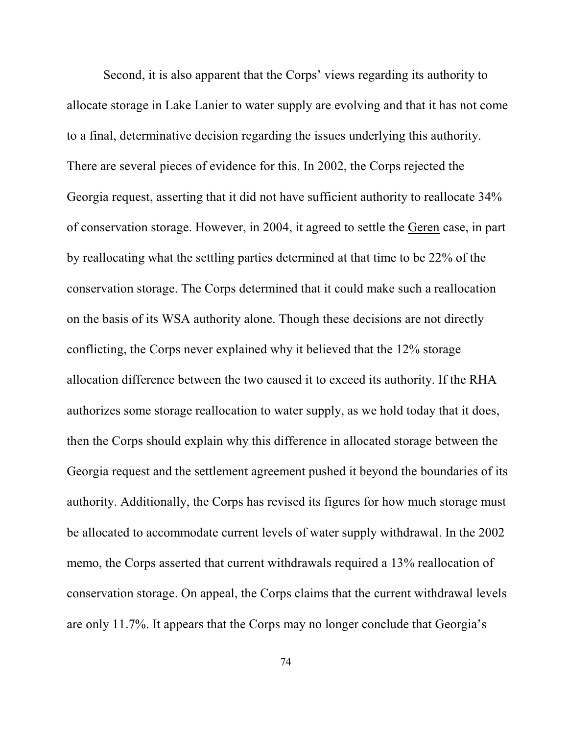Second, it is also apparent that the Corps' views regarding its authority to allocate storage in Lake Lanier to water supply are evolving and that it has not come to a final, determinative decision regarding the issues underlying this authority. There are several pieces of evidence for this. In 2002, the Corps rejected the Georgia request, asserting that it did not have sufficient authority to reallocate 34% of conservation storage. However, in 2004, it agreed to settle the Geren case, in part by reallocating what the settling parties determined at that time to be 22% of the conservation storage. The Corps determined that it could make such a reallocation on the basis of its WSA authority alone. Though these decisions are not directly conflicting, the Corps never explained why it believed that the 12% storage allocation difference between the two caused it to exceed its authority. If the RHA authorizes some storage reallocation to water supply, as we hold today that it does, then the Corps should explain why this difference in allocated storage between the Georgia request and the settlement agreement pushed it beyond the boundaries of its authority. Additionally, the Corps has revised its figures for how much storage must be allocated to accommodate current levels of water supply withdrawal. In the 2002 memo, the Corps asserted that current withdrawals required a 13% reallocation of conservation storage. On appeal, the Corps claims that the current withdrawal levels are only 11.7%. It appears that the Corps may no longer conclude that Georgia's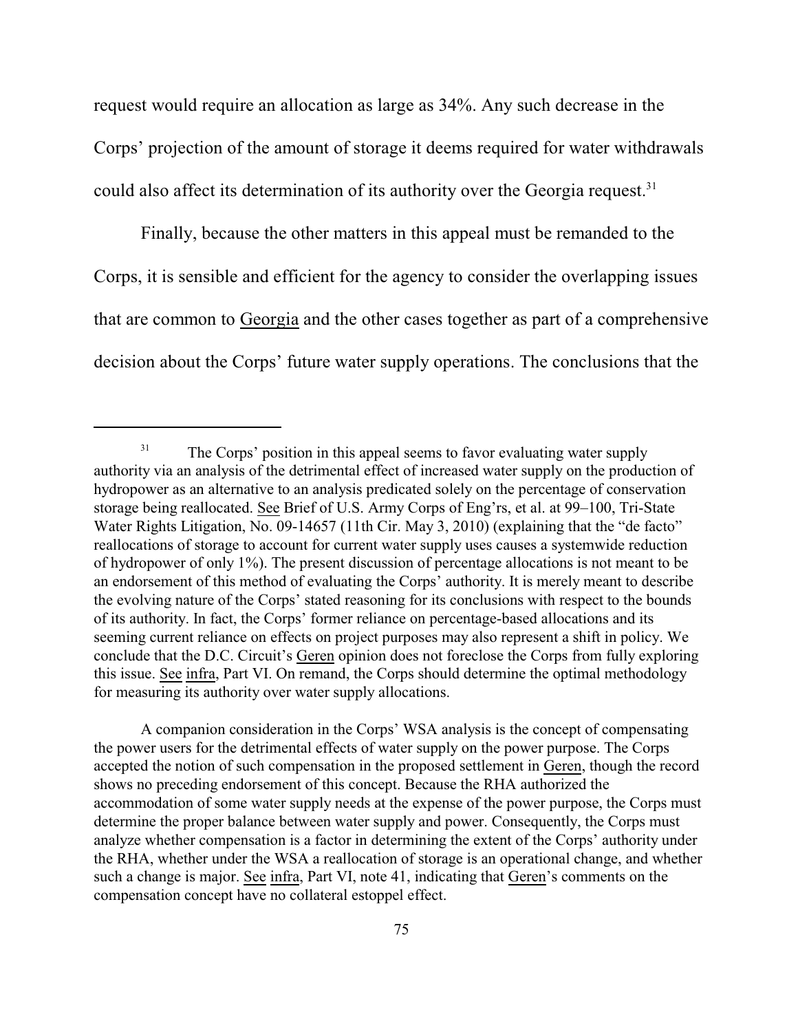request would require an allocation as large as 34%. Any such decrease in the Corps' projection of the amount of storage it deems required for water withdrawals could also affect its determination of its authority over the Georgia request.[31]

Finally, because the other matters in this appeal must be remanded to the Corps, it is sensible and efficient for the agency to consider the overlapping issues that are common to Georgia and the other cases together as part of a comprehensive decision about the Corps' future water supply operations. The conclusions that the

---

[31] The Corps' position in this appeal seems to favor evaluating water supply authority via an analysis of the detrimental effect of increased water supply on the production of hydropower as an alternative to an analysis predicated solely on the percentage of conservation storage being reallocated. See Brief of U.S. Army Corps of Eng'rs, et al. at 99–100, Tri-State Water Rights Litigation, No. 09-14657 (11th Cir. May 3, 2010) (explaining that the "de facto" reallocations of storage to account for current water supply uses causes a systemwide reduction of hydropower of only 1%). The present discussion of percentage allocations is not meant to be an endorsement of this method of evaluating the Corps' authority. It is merely meant to describe the evolving nature of the Corps' stated reasoning for its conclusions with respect to the bounds of its authority. In fact, the Corps' former reliance on percentage-based allocations and its seeming current reliance on effects on project purposes may also represent a shift in policy. We conclude that the D.C. Circuit's Geren opinion does not foreclose the Corps from fully exploring this issue. See infra, Part VI. On remand, the Corps should determine the optimal methodology for measuring its authority over water supply allocations.

A companion consideration in the Corps' WSA analysis is the concept of compensating the power users for the detrimental effects of water supply on the power purpose. The Corps accepted the notion of such compensation in the proposed settlement in Geren, though the record shows no preceding endorsement of this concept. Because the RHA authorized the accommodation of some water supply needs at the expense of the power purpose, the Corps must determine the proper balance between water supply and power. Consequently, the Corps must analyze whether compensation is a factor in determining the extent of the Corps' authority under the RHA, whether under the WSA a reallocation of storage is an operational change, and whether such a change is major. See infra, Part VI, note 41, indicating that Geren's comments on the compensation concept have no collateral estoppel effect.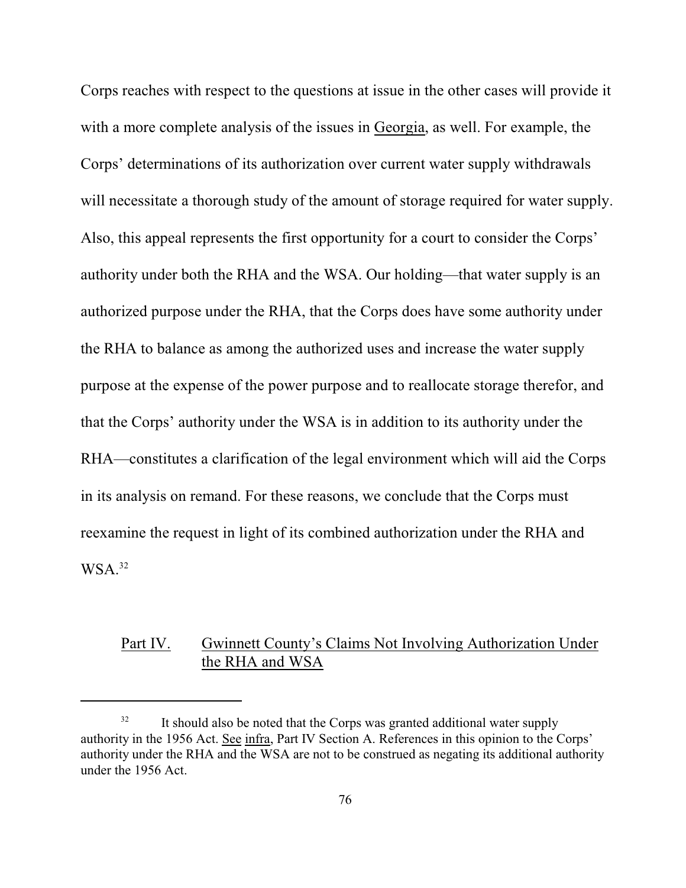Corps reaches with respect to the questions at issue in the other cases will provide it with a more complete analysis of the issues in Georgia, as well. For example, the Corps' determinations of its authorization over current water supply withdrawals will necessitate a thorough study of the amount of storage required for water supply. Also, this appeal represents the first opportunity for a court to consider the Corps' authority under both the RHA and the WSA. Our holding—that water supply is an authorized purpose under the RHA, that the Corps does have some authority under the RHA to balance as among the authorized uses and increase the water supply purpose at the expense of the power purpose and to reallocate storage therefor, and that the Corps' authority under the WSA is in addition to its authority under the RHA—constitutes a clarification of the legal environment which will aid the Corps in its analysis on remand. For these reasons, we conclude that the Corps must reexamine the request in light of its combined authorization under the RHA and WSA.[32]

## Part IV. Gwinnett County's Claims Not Involving Authorization Under the RHA and WSA

---

[32] It should also be noted that the Corps was granted additional water supply authority in the 1956 Act. See infra, Part IV Section A. References in this opinion to the Corps' authority under the RHA and the WSA are not to be construed as negating its additional authority under the 1956 Act.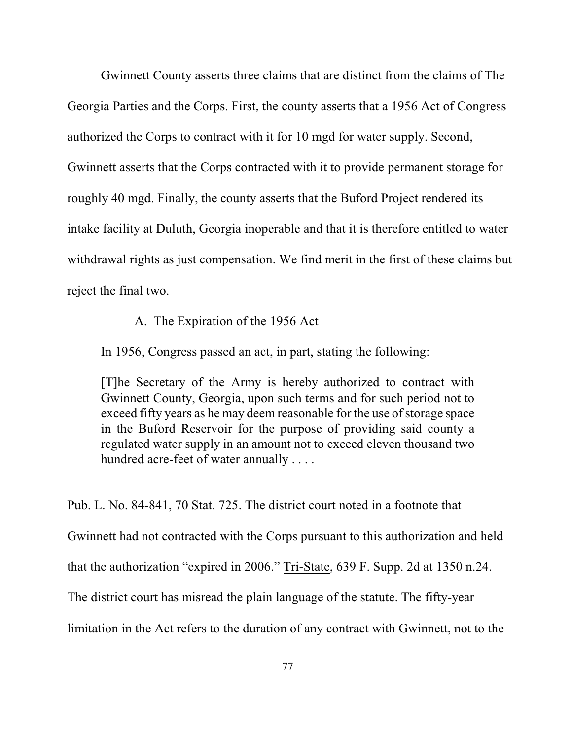Gwinnett County asserts three claims that are distinct from the claims of The Georgia Parties and the Corps. First, the county asserts that a 1956 Act of Congress authorized the Corps to contract with it for 10 mgd for water supply. Second, Gwinnett asserts that the Corps contracted with it to provide permanent storage for roughly 40 mgd. Finally, the county asserts that the Buford Project rendered its intake facility at Duluth, Georgia inoperable and that it is therefore entitled to water withdrawal rights as just compensation. We find merit in the first of these claims but reject the final two.

### A. The Expiration of the 1956 Act

In 1956, Congress passed an act, in part, stating the following:

> [T]he Secretary of the Army is hereby authorized to contract with Gwinnett County, Georgia, upon such terms and for such period not to exceed fifty years as he may deem reasonable for the use of storage space in the Buford Reservoir for the purpose of providing said county a regulated water supply in an amount not to exceed eleven thousand two hundred acre-feet of water annually . . . .

Pub. L. No. 84-841, 70 Stat. 725. The district court noted in a footnote that Gwinnett had not contracted with the Corps pursuant to this authorization and held that the authorization "expired in 2006." Tri-State, 639 F. Supp. 2d at 1350 n.24. The district court has misread the plain language of the statute. The fifty-year limitation in the Act refers to the duration of any contract with Gwinnett, not to the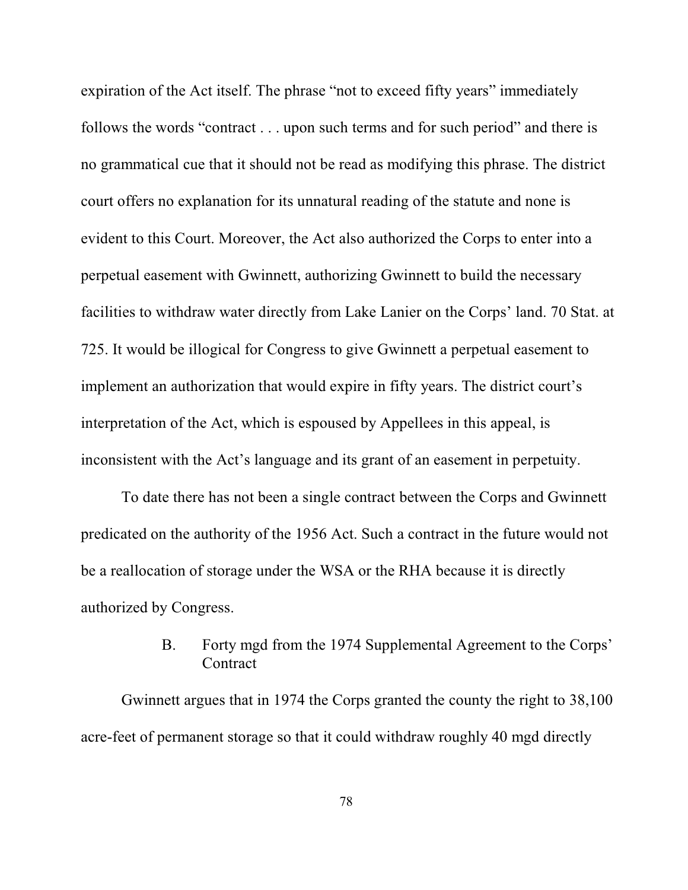expiration of the Act itself. The phrase "not to exceed fifty years" immediately follows the words "contract . . . upon such terms and for such period" and there is no grammatical cue that it should not be read as modifying this phrase. The district court offers no explanation for its unnatural reading of the statute and none is evident to this Court. Moreover, the Act also authorized the Corps to enter into a perpetual easement with Gwinnett, authorizing Gwinnett to build the necessary facilities to withdraw water directly from Lake Lanier on the Corps' land. 70 Stat. at 725. It would be illogical for Congress to give Gwinnett a perpetual easement to implement an authorization that would expire in fifty years. The district court's interpretation of the Act, which is espoused by Appellees in this appeal, is inconsistent with the Act's language and its grant of an easement in perpetuity.

To date there has not been a single contract between the Corps and Gwinnett predicated on the authority of the 1956 Act. Such a contract in the future would not be a reallocation of storage under the WSA or the RHA because it is directly authorized by Congress.

### B. Forty mgd from the 1974 Supplemental Agreement to the Corps' Contract

Gwinnett argues that in 1974 the Corps granted the county the right to 38,100 acre-feet of permanent storage so that it could withdraw roughly 40 mgd directly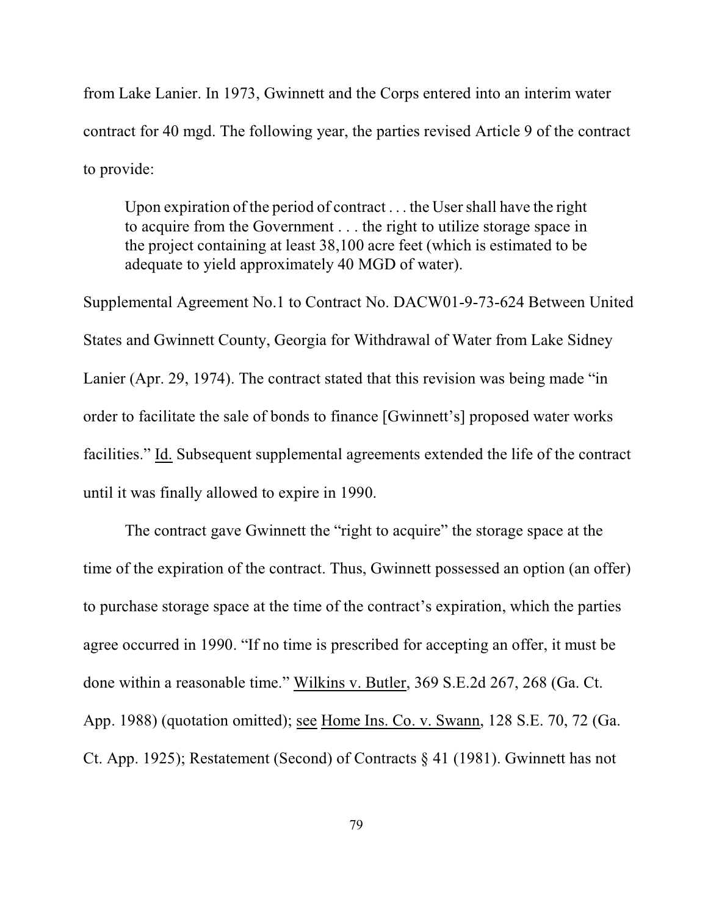from Lake Lanier. In 1973, Gwinnett and the Corps entered into an interim water contract for 40 mgd. The following year, the parties revised Article 9 of the contract to provide:

> Upon expiration of the period of contract . . . the User shall have the right to acquire from the Government . . . the right to utilize storage space in the project containing at least 38,100 acre feet (which is estimated to be adequate to yield approximately 40 MGD of water).

Supplemental Agreement No.1 to Contract No. DACW01-9-73-624 Between United States and Gwinnett County, Georgia for Withdrawal of Water from Lake Sidney Lanier (Apr. 29, 1974). The contract stated that this revision was being made "in order to facilitate the sale of bonds to finance [Gwinnett's] proposed water works facilities." Id. Subsequent supplemental agreements extended the life of the contract until it was finally allowed to expire in 1990.

The contract gave Gwinnett the "right to acquire" the storage space at the time of the expiration of the contract. Thus, Gwinnett possessed an option (an offer) to purchase storage space at the time of the contract's expiration, which the parties agree occurred in 1990. "If no time is prescribed for accepting an offer, it must be done within a reasonable time." Wilkins v. Butler, 369 S.E.2d 267, 268 (Ga. Ct. App. 1988) (quotation omitted); see Home Ins. Co. v. Swann, 128 S.E. 70, 72 (Ga. Ct. App. 1925); Restatement (Second) of Contracts § 41 (1981). Gwinnett has not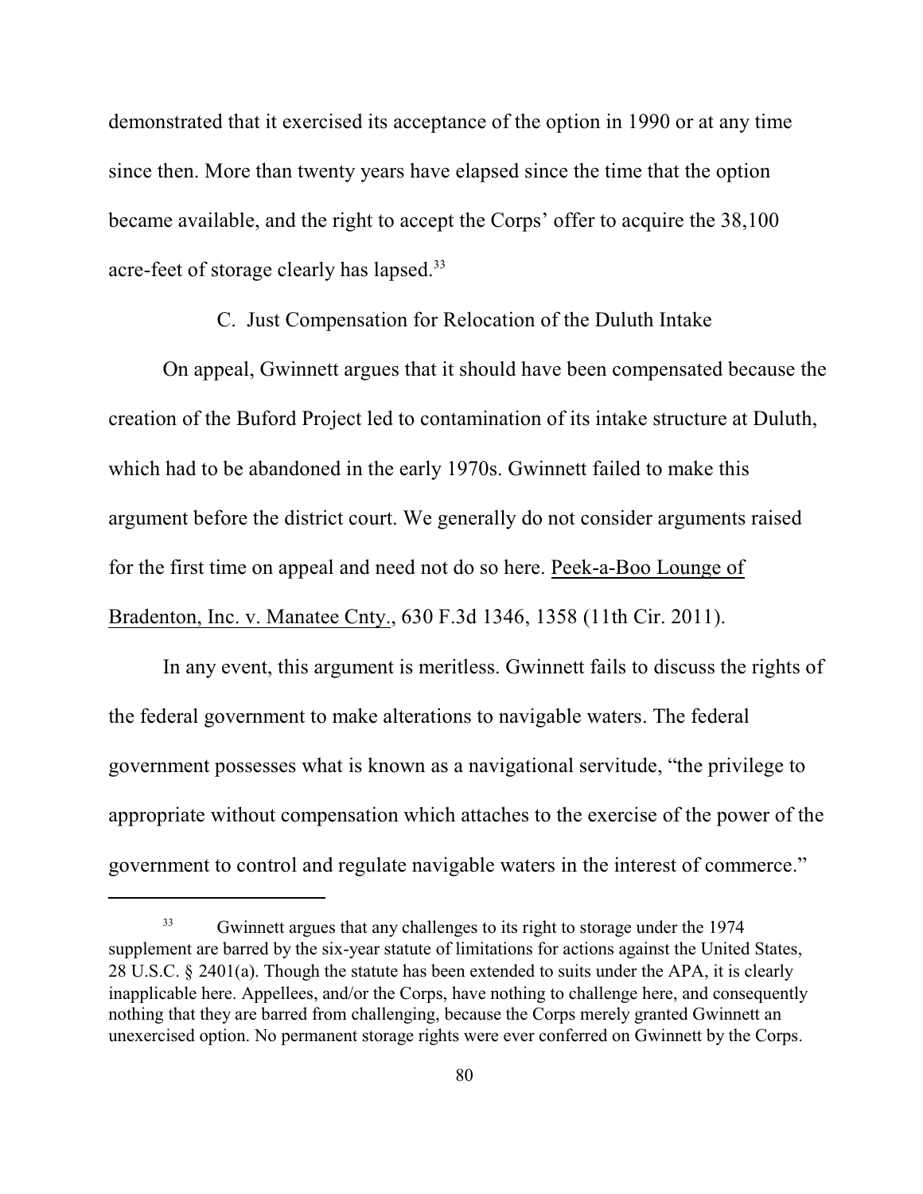demonstrated that it exercised its acceptance of the option in 1990 or at any time since then. More than twenty years have elapsed since the time that the option became available, and the right to accept the Corps' offer to acquire the 38,100 acre-feet of storage clearly has lapsed.[33]

### C. Just Compensation for Relocation of the Duluth Intake

On appeal, Gwinnett argues that it should have been compensated because the creation of the Buford Project led to contamination of its intake structure at Duluth, which had to be abandoned in the early 1970s. Gwinnett failed to make this argument before the district court. We generally do not consider arguments raised for the first time on appeal and need not do so here. Peek-a-Boo Lounge of Bradenton, Inc. v. Manatee Cnty., 630 F.3d 1346, 1358 (11th Cir. 2011).

In any event, this argument is meritless. Gwinnett fails to discuss the rights of the federal government to make alterations to navigable waters. The federal government possesses what is known as a navigational servitude, "the privilege to appropriate without compensation which attaches to the exercise of the power of the government to control and regulate navigable waters in the interest of commerce."

---

[33] Gwinnett argues that any challenges to its right to storage under the 1974 supplement are barred by the six-year statute of limitations for actions against the United States, 28 U.S.C. § 2401(a). Though the statute has been extended to suits under the APA, it is clearly inapplicable here. Appellees, and/or the Corps, have nothing to challenge here, and consequently nothing that they are barred from challenging, because the Corps merely granted Gwinnett an unexercised option. No permanent storage rights were ever conferred on Gwinnett by the Corps.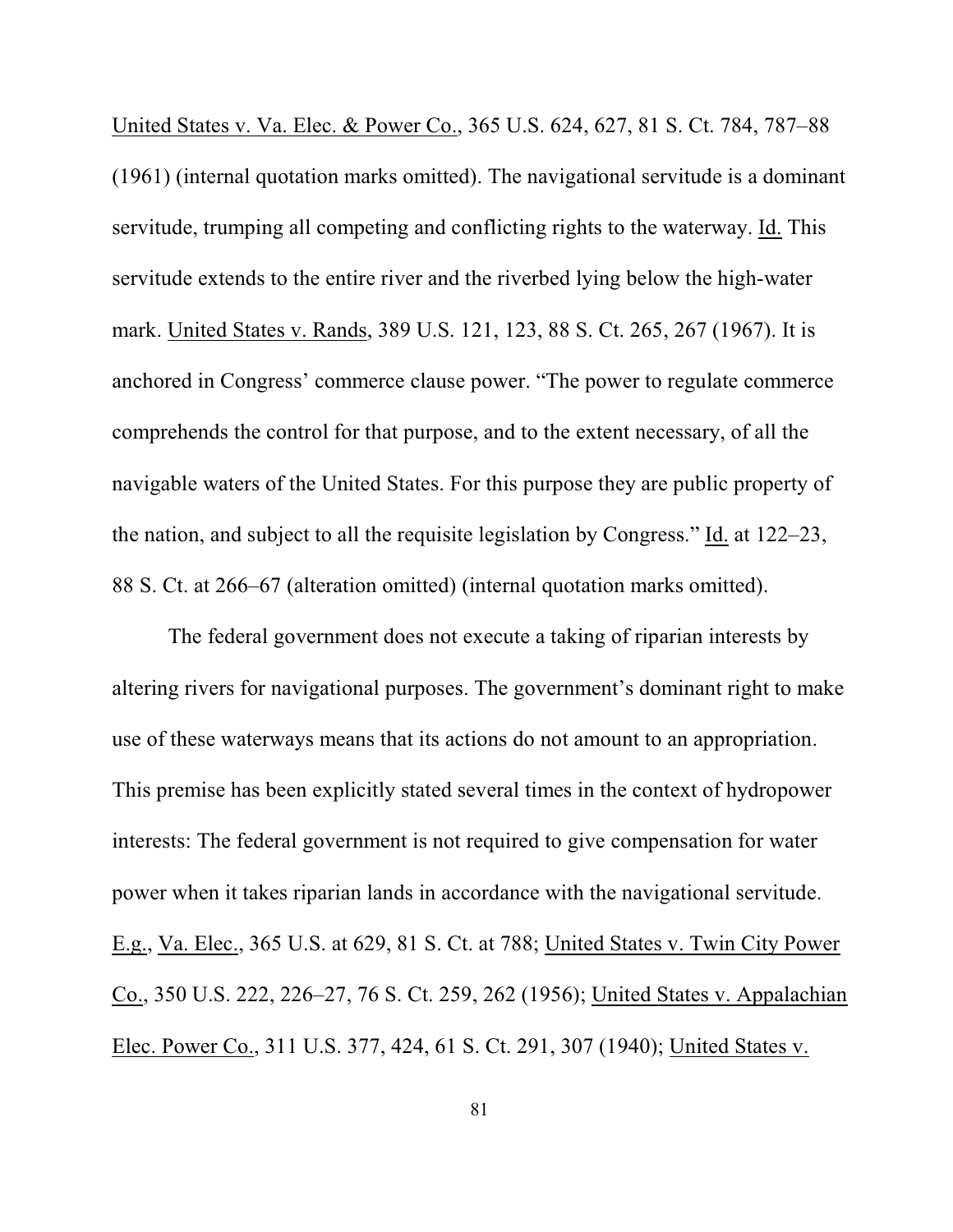United States v. Va. Elec. & Power Co., 365 U.S. 624, 627, 81 S. Ct. 784, 787–88 (1961) (internal quotation marks omitted). The navigational servitude is a dominant servitude, trumping all competing and conflicting rights to the waterway. Id. This servitude extends to the entire river and the riverbed lying below the high-water mark. United States v. Rands, 389 U.S. 121, 123, 88 S. Ct. 265, 267 (1967). It is anchored in Congress' commerce clause power. "The power to regulate commerce comprehends the control for that purpose, and to the extent necessary, of all the navigable waters of the United States. For this purpose they are public property of the nation, and subject to all the requisite legislation by Congress." Id. at 122–23, 88 S. Ct. at 266–67 (alteration omitted) (internal quotation marks omitted).

The federal government does not execute a taking of riparian interests by altering rivers for navigational purposes. The government's dominant right to make use of these waterways means that its actions do not amount to an appropriation. This premise has been explicitly stated several times in the context of hydropower interests: The federal government is not required to give compensation for water power when it takes riparian lands in accordance with the navigational servitude. E.g., Va. Elec., 365 U.S. at 629, 81 S. Ct. at 788; United States v. Twin City Power Co., 350 U.S. 222, 226–27, 76 S. Ct. 259, 262 (1956); United States v. Appalachian Elec. Power Co., 311 U.S. 377, 424, 61 S. Ct. 291, 307 (1940); United States v.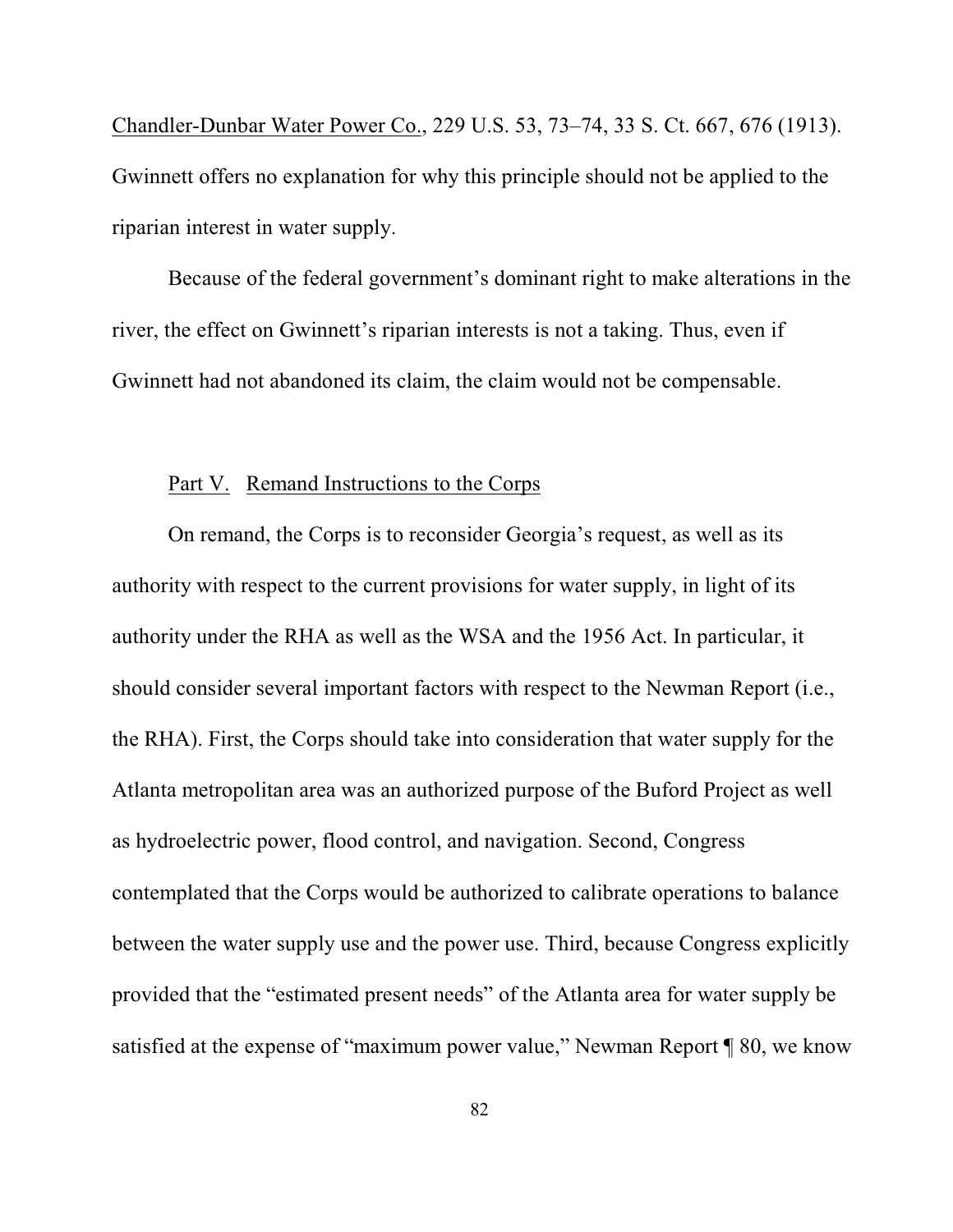Chandler-Dunbar Water Power Co., 229 U.S. 53, 73–74, 33 S. Ct. 667, 676 (1913). Gwinnett offers no explanation for why this principle should not be applied to the riparian interest in water supply.

Because of the federal government's dominant right to make alterations in the river, the effect on Gwinnett's riparian interests is not a taking. Thus, even if Gwinnett had not abandoned its claim, the claim would not be compensable.

## Part V. Remand Instructions to the Corps

On remand, the Corps is to reconsider Georgia's request, as well as its authority with respect to the current provisions for water supply, in light of its authority under the RHA as well as the WSA and the 1956 Act. In particular, it should consider several important factors with respect to the Newman Report (i.e., the RHA). First, the Corps should take into consideration that water supply for the Atlanta metropolitan area was an authorized purpose of the Buford Project as well as hydroelectric power, flood control, and navigation. Second, Congress contemplated that the Corps would be authorized to calibrate operations to balance between the water supply use and the power use. Third, because Congress explicitly provided that the "estimated present needs" of the Atlanta area for water supply be satisfied at the expense of "maximum power value," Newman Report ¶ 80, we know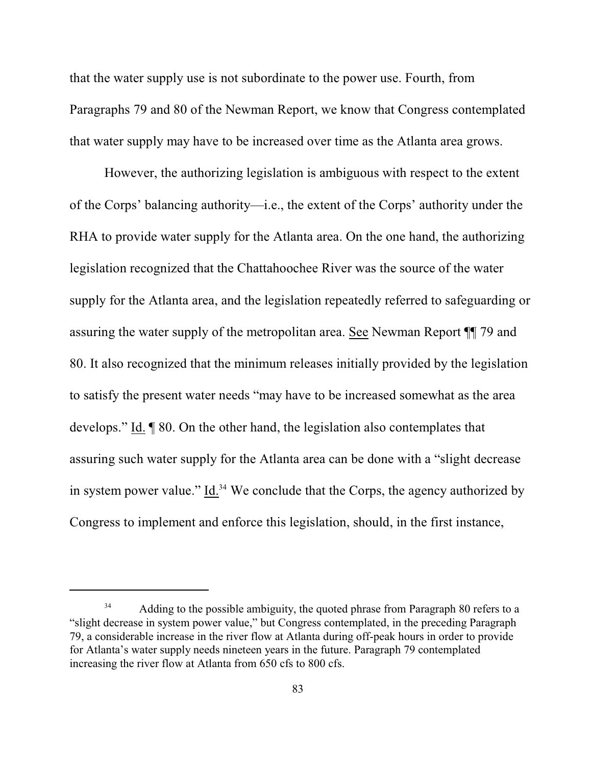that the water supply use is not subordinate to the power use. Fourth, from Paragraphs 79 and 80 of the Newman Report, we know that Congress contemplated that water supply may have to be increased over time as the Atlanta area grows.

However, the authorizing legislation is ambiguous with respect to the extent of the Corps' balancing authority—i.e., the extent of the Corps' authority under the RHA to provide water supply for the Atlanta area. On the one hand, the authorizing legislation recognized that the Chattahoochee River was the source of the water supply for the Atlanta area, and the legislation repeatedly referred to safeguarding or assuring the water supply of the metropolitan area. See Newman Report ¶¶ 79 and 80. It also recognized that the minimum releases initially provided by the legislation to satisfy the present water needs "may have to be increased somewhat as the area develops." Id. ¶ 80. On the other hand, the legislation also contemplates that assuring such water supply for the Atlanta area can be done with a "slight decrease in system power value." Id.[34] We conclude that the Corps, the agency authorized by Congress to implement and enforce this legislation, should, in the first instance,

[34] Adding to the possible ambiguity, the quoted phrase from Paragraph 80 refers to a "slight decrease in system power value," but Congress contemplated, in the preceding Paragraph 79, a considerable increase in the river flow at Atlanta during off-peak hours in order to provide for Atlanta's water supply needs nineteen years in the future. Paragraph 79 contemplated increasing the river flow at Atlanta from 650 cfs to 800 cfs.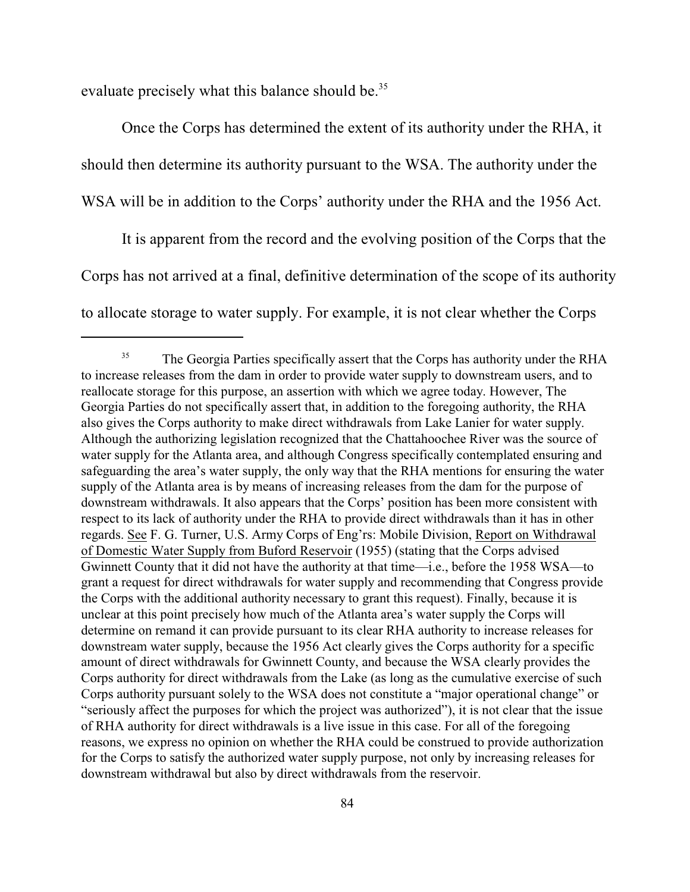evaluate precisely what this balance should be.[35]

Once the Corps has determined the extent of its authority under the RHA, it should then determine its authority pursuant to the WSA. The authority under the WSA will be in addition to the Corps' authority under the RHA and the 1956 Act.

It is apparent from the record and the evolving position of the Corps that the Corps has not arrived at a final, definitive determination of the scope of its authority to allocate storage to water supply. For example, it is not clear whether the Corps

---

[35] The Georgia Parties specifically assert that the Corps has authority under the RHA to increase releases from the dam in order to provide water supply to downstream users, and to reallocate storage for this purpose, an assertion with which we agree today. However, The Georgia Parties do not specifically assert that, in addition to the foregoing authority, the RHA also gives the Corps authority to make direct withdrawals from Lake Lanier for water supply. Although the authorizing legislation recognized that the Chattahoochee River was the source of water supply for the Atlanta area, and although Congress specifically contemplated ensuring and safeguarding the area's water supply, the only way that the RHA mentions for ensuring the water supply of the Atlanta area is by means of increasing releases from the dam for the purpose of downstream withdrawals. It also appears that the Corps' position has been more consistent with respect to its lack of authority under the RHA to provide direct withdrawals than it has in other regards. See F. G. Turner, U.S. Army Corps of Eng'rs: Mobile Division, Report on Withdrawal of Domestic Water Supply from Buford Reservoir (1955) (stating that the Corps advised Gwinnett County that it did not have the authority at that time—i.e., before the 1958 WSA—to grant a request for direct withdrawals for water supply and recommending that Congress provide the Corps with the additional authority necessary to grant this request). Finally, because it is unclear at this point precisely how much of the Atlanta area's water supply the Corps will determine on remand it can provide pursuant to its clear RHA authority to increase releases for downstream water supply, because the 1956 Act clearly gives the Corps authority for a specific amount of direct withdrawals for Gwinnett County, and because the WSA clearly provides the Corps authority for direct withdrawals from the Lake (as long as the cumulative exercise of such Corps authority pursuant solely to the WSA does not constitute a "major operational change" or "seriously affect the purposes for which the project was authorized"), it is not clear that the issue of RHA authority for direct withdrawals is a live issue in this case. For all of the foregoing reasons, we express no opinion on whether the RHA could be construed to provide authorization for the Corps to satisfy the authorized water supply purpose, not only by increasing releases for downstream withdrawal but also by direct withdrawals from the reservoir.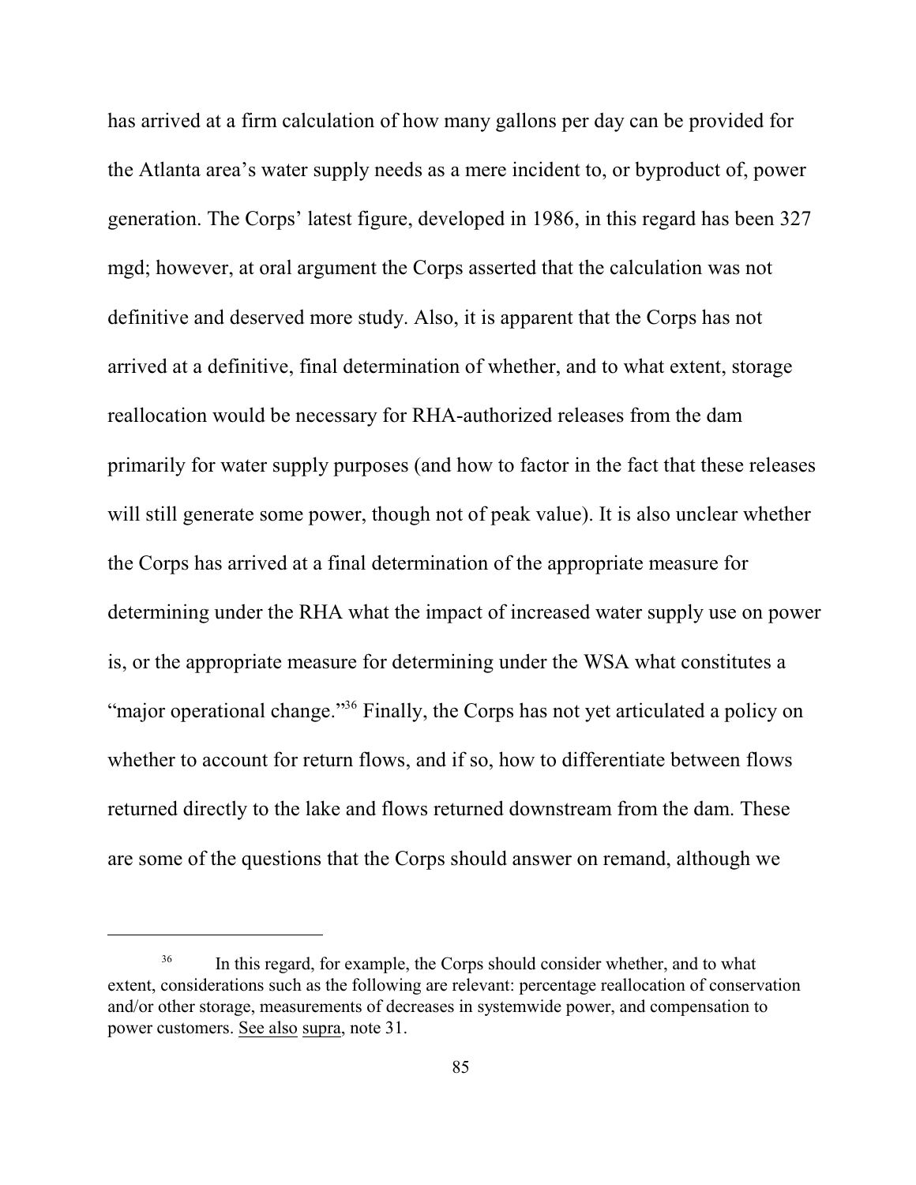has arrived at a firm calculation of how many gallons per day can be provided for the Atlanta area's water supply needs as a mere incident to, or byproduct of, power generation. The Corps' latest figure, developed in 1986, in this regard has been 327 mgd; however, at oral argument the Corps asserted that the calculation was not definitive and deserved more study. Also, it is apparent that the Corps has not arrived at a definitive, final determination of whether, and to what extent, storage reallocation would be necessary for RHA-authorized releases from the dam primarily for water supply purposes (and how to factor in the fact that these releases will still generate some power, though not of peak value). It is also unclear whether the Corps has arrived at a final determination of the appropriate measure for determining under the RHA what the impact of increased water supply use on power is, or the appropriate measure for determining under the WSA what constitutes a "major operational change."[36] Finally, the Corps has not yet articulated a policy on whether to account for return flows, and if so, how to differentiate between flows returned directly to the lake and flows returned downstream from the dam. These are some of the questions that the Corps should answer on remand, although we

---

[36] In this regard, for example, the Corps should consider whether, and to what extent, considerations such as the following are relevant: percentage reallocation of conservation and/or other storage, measurements of decreases in systemwide power, and compensation to power customers. See also supra, note 31.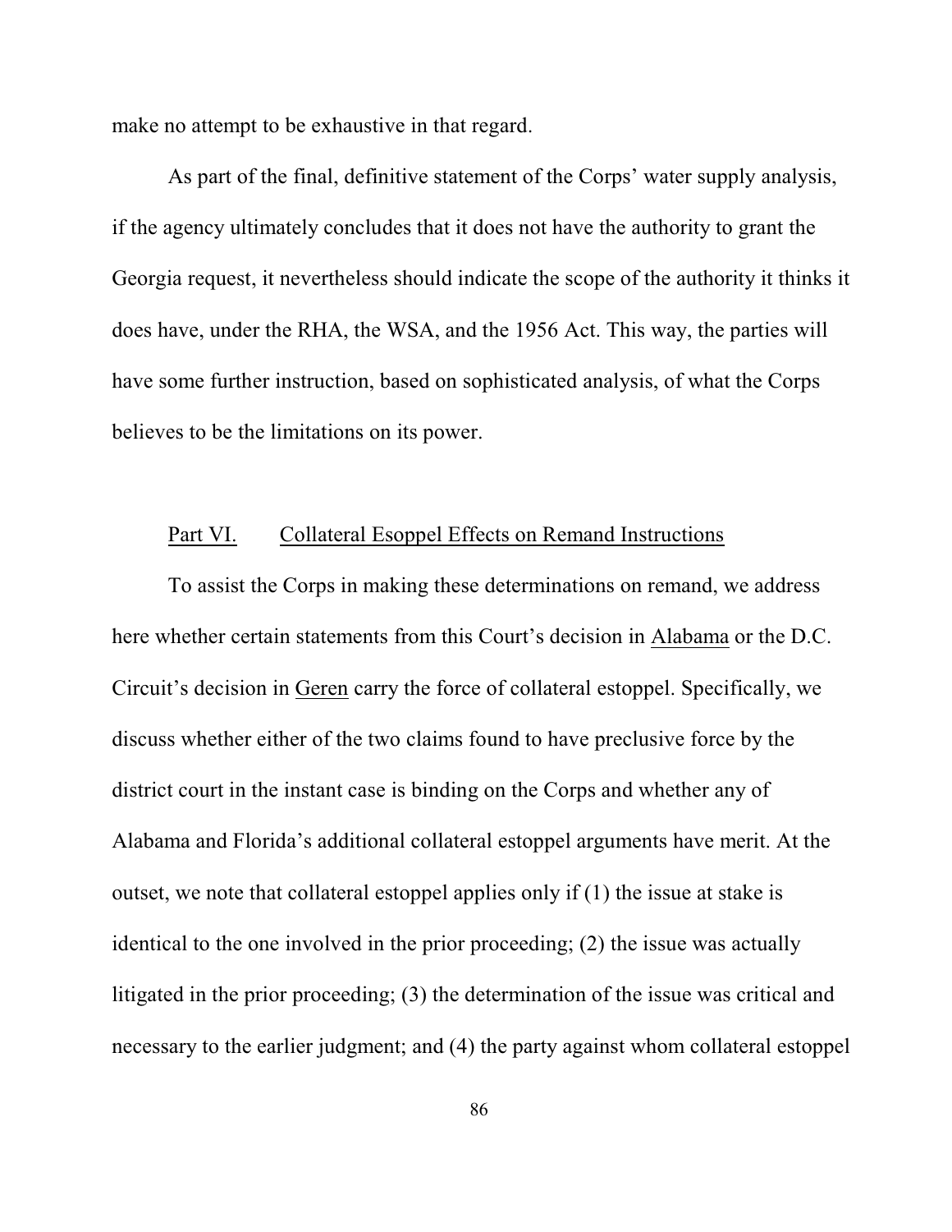make no attempt to be exhaustive in that regard.

As part of the final, definitive statement of the Corps' water supply analysis, if the agency ultimately concludes that it does not have the authority to grant the Georgia request, it nevertheless should indicate the scope of the authority it thinks it does have, under the RHA, the WSA, and the 1956 Act. This way, the parties will have some further instruction, based on sophisticated analysis, of what the Corps believes to be the limitations on its power.

## Part VI. Collateral Esoppel Effects on Remand Instructions

To assist the Corps in making these determinations on remand, we address here whether certain statements from this Court's decision in Alabama or the D.C. Circuit's decision in Geren carry the force of collateral estoppel. Specifically, we discuss whether either of the two claims found to have preclusive force by the district court in the instant case is binding on the Corps and whether any of Alabama and Florida's additional collateral estoppel arguments have merit. At the outset, we note that collateral estoppel applies only if (1) the issue at stake is identical to the one involved in the prior proceeding; (2) the issue was actually litigated in the prior proceeding; (3) the determination of the issue was critical and necessary to the earlier judgment; and (4) the party against whom collateral estoppel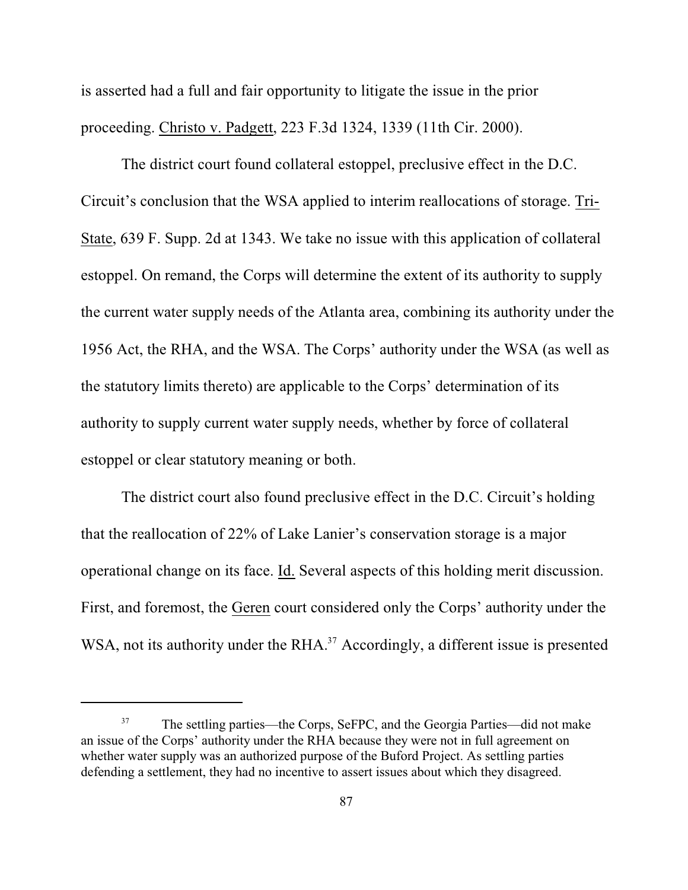is asserted had a full and fair opportunity to litigate the issue in the prior proceeding. Christo v. Padgett, 223 F.3d 1324, 1339 (11th Cir. 2000).

The district court found collateral estoppel, preclusive effect in the D.C. Circuit's conclusion that the WSA applied to interim reallocations of storage. Tri-State, 639 F. Supp. 2d at 1343. We take no issue with this application of collateral estoppel. On remand, the Corps will determine the extent of its authority to supply the current water supply needs of the Atlanta area, combining its authority under the 1956 Act, the RHA, and the WSA. The Corps' authority under the WSA (as well as the statutory limits thereto) are applicable to the Corps' determination of its authority to supply current water supply needs, whether by force of collateral estoppel or clear statutory meaning or both.

The district court also found preclusive effect in the D.C. Circuit's holding that the reallocation of 22% of Lake Lanier's conservation storage is a major operational change on its face. Id. Several aspects of this holding merit discussion. First, and foremost, the Geren court considered only the Corps' authority under the WSA, not its authority under the RHA.[37] Accordingly, a different issue is presented

---

[37] The settling parties—the Corps, SeFPC, and the Georgia Parties—did not make an issue of the Corps' authority under the RHA because they were not in full agreement on whether water supply was an authorized purpose of the Buford Project. As settling parties defending a settlement, they had no incentive to assert issues about which they disagreed.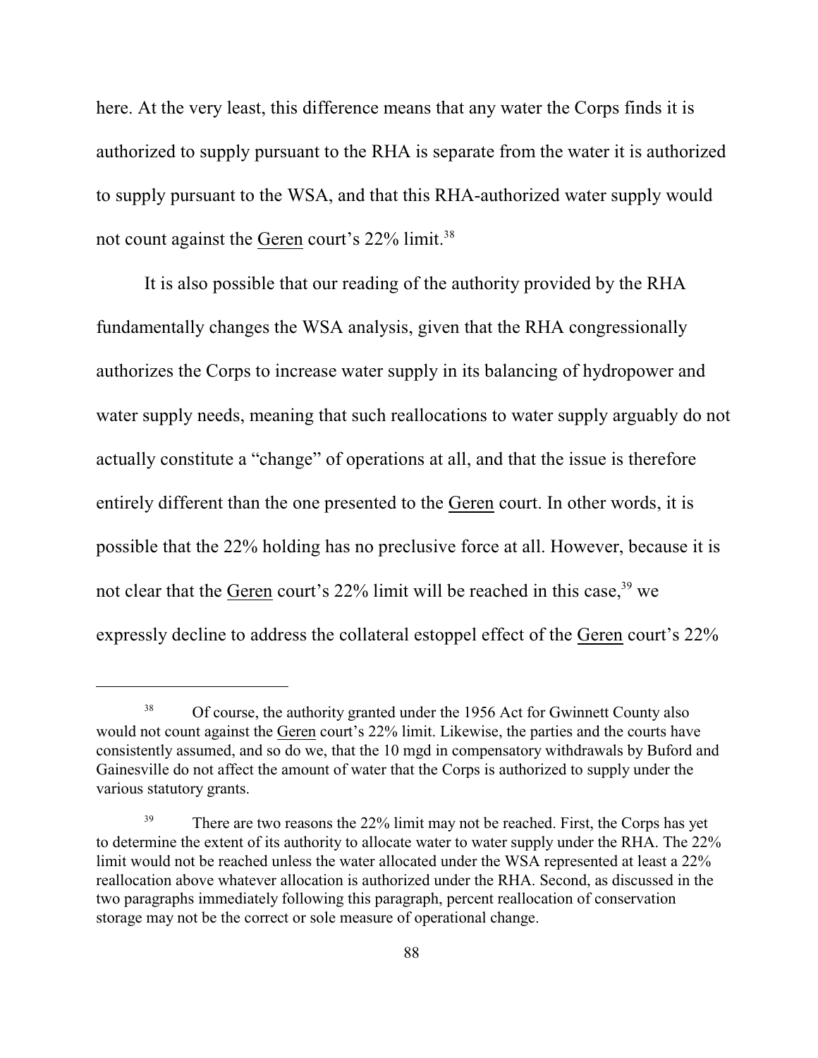here. At the very least, this difference means that any water the Corps finds it is authorized to supply pursuant to the RHA is separate from the water it is authorized to supply pursuant to the WSA, and that this RHA-authorized water supply would not count against the Geren court's 22% limit.[38]

It is also possible that our reading of the authority provided by the RHA fundamentally changes the WSA analysis, given that the RHA congressionally authorizes the Corps to increase water supply in its balancing of hydropower and water supply needs, meaning that such reallocations to water supply arguably do not actually constitute a "change" of operations at all, and that the issue is therefore entirely different than the one presented to the Geren court. In other words, it is possible that the 22% holding has no preclusive force at all. However, because it is not clear that the Geren court's 22% limit will be reached in this case,[39] we expressly decline to address the collateral estoppel effect of the Geren court's 22%

---

[38] Of course, the authority granted under the 1956 Act for Gwinnett County also would not count against the Geren court's 22% limit. Likewise, the parties and the courts have consistently assumed, and so do we, that the 10 mgd in compensatory withdrawals by Buford and Gainesville do not affect the amount of water that the Corps is authorized to supply under the various statutory grants.

[39] There are two reasons the 22% limit may not be reached. First, the Corps has yet to determine the extent of its authority to allocate water to water supply under the RHA. The 22% limit would not be reached unless the water allocated under the WSA represented at least a 22% reallocation above whatever allocation is authorized under the RHA. Second, as discussed in the two paragraphs immediately following this paragraph, percent reallocation of conservation storage may not be the correct or sole measure of operational change.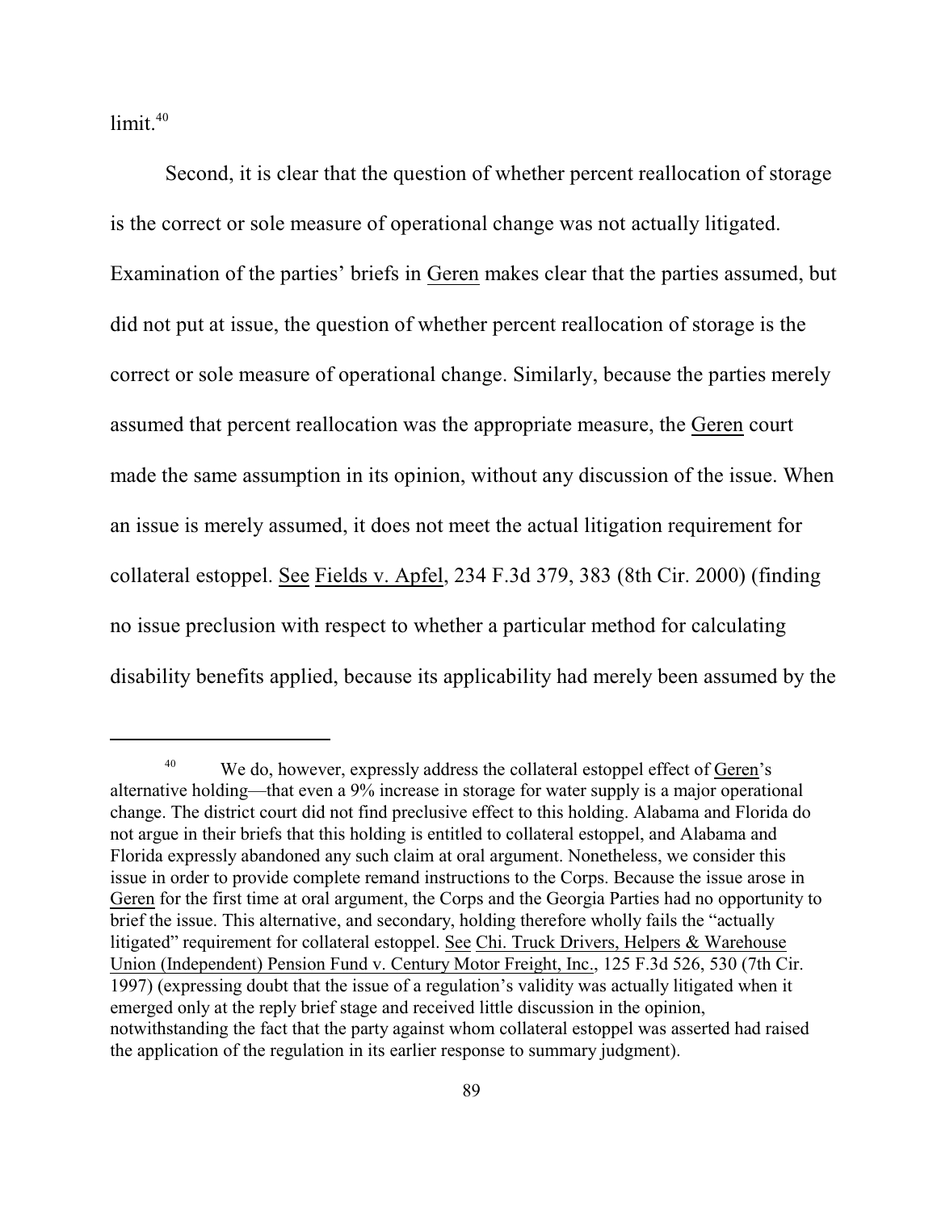limit.[40]

Second, it is clear that the question of whether percent reallocation of storage is the correct or sole measure of operational change was not actually litigated. Examination of the parties' briefs in Geren makes clear that the parties assumed, but did not put at issue, the question of whether percent reallocation of storage is the correct or sole measure of operational change. Similarly, because the parties merely assumed that percent reallocation was the appropriate measure, the Geren court made the same assumption in its opinion, without any discussion of the issue. When an issue is merely assumed, it does not meet the actual litigation requirement for collateral estoppel. See Fields v. Apfel, 234 F.3d 379, 383 (8th Cir. 2000) (finding no issue preclusion with respect to whether a particular method for calculating disability benefits applied, because its applicability had merely been assumed by the

---

[40] We do, however, expressly address the collateral estoppel effect of Geren's alternative holding—that even a 9% increase in storage for water supply is a major operational change. The district court did not find preclusive effect to this holding. Alabama and Florida do not argue in their briefs that this holding is entitled to collateral estoppel, and Alabama and Florida expressly abandoned any such claim at oral argument. Nonetheless, we consider this issue in order to provide complete remand instructions to the Corps. Because the issue arose in Geren for the first time at oral argument, the Corps and the Georgia Parties had no opportunity to brief the issue. This alternative, and secondary, holding therefore wholly fails the "actually litigated" requirement for collateral estoppel. See Chi. Truck Drivers, Helpers & Warehouse Union (Independent) Pension Fund v. Century Motor Freight, Inc., 125 F.3d 526, 530 (7th Cir. 1997) (expressing doubt that the issue of a regulation's validity was actually litigated when it emerged only at the reply brief stage and received little discussion in the opinion, notwithstanding the fact that the party against whom collateral estoppel was asserted had raised the application of the regulation in its earlier response to summary judgment).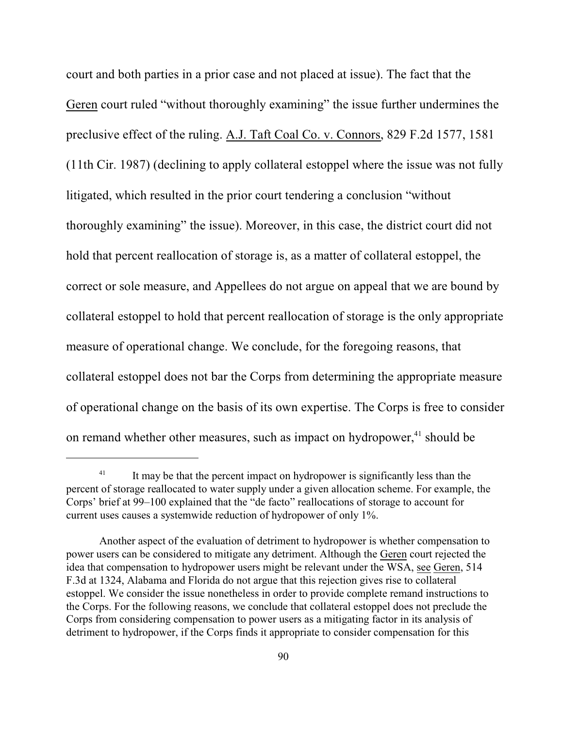court and both parties in a prior case and not placed at issue). The fact that the Geren court ruled "without thoroughly examining" the issue further undermines the preclusive effect of the ruling. A.J. Taft Coal Co. v. Connors, 829 F.2d 1577, 1581 (11th Cir. 1987) (declining to apply collateral estoppel where the issue was not fully litigated, which resulted in the prior court tendering a conclusion "without thoroughly examining" the issue). Moreover, in this case, the district court did not hold that percent reallocation of storage is, as a matter of collateral estoppel, the correct or sole measure, and Appellees do not argue on appeal that we are bound by collateral estoppel to hold that percent reallocation of storage is the only appropriate measure of operational change. We conclude, for the foregoing reasons, that collateral estoppel does not bar the Corps from determining the appropriate measure of operational change on the basis of its own expertise. The Corps is free to consider on remand whether other measures, such as impact on hydropower,[41] should be

---

[41] It may be that the percent impact on hydropower is significantly less than the percent of storage reallocated to water supply under a given allocation scheme. For example, the Corps' brief at 99–100 explained that the "de facto" reallocations of storage to account for current uses causes a systemwide reduction of hydropower of only 1%.

Another aspect of the evaluation of detriment to hydropower is whether compensation to power users can be considered to mitigate any detriment. Although the Geren court rejected the idea that compensation to hydropower users might be relevant under the WSA, see Geren, 514 F.3d at 1324, Alabama and Florida do not argue that this rejection gives rise to collateral estoppel. We consider the issue nonetheless in order to provide complete remand instructions to the Corps. For the following reasons, we conclude that collateral estoppel does not preclude the Corps from considering compensation to power users as a mitigating factor in its analysis of detriment to hydropower, if the Corps finds it appropriate to consider compensation for this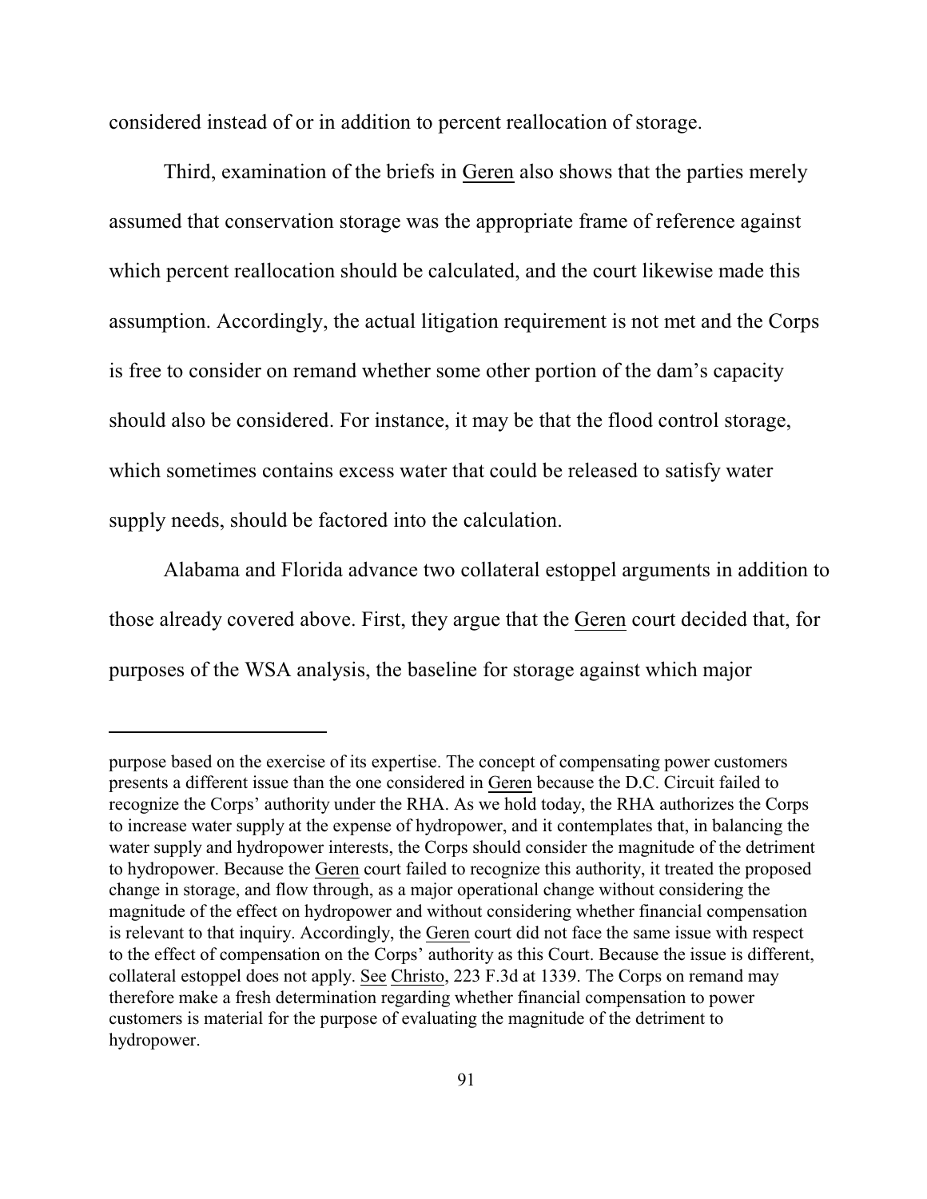considered instead of or in addition to percent reallocation of storage.

Third, examination of the briefs in Geren also shows that the parties merely assumed that conservation storage was the appropriate frame of reference against which percent reallocation should be calculated, and the court likewise made this assumption. Accordingly, the actual litigation requirement is not met and the Corps is free to consider on remand whether some other portion of the dam's capacity should also be considered. For instance, it may be that the flood control storage, which sometimes contains excess water that could be released to satisfy water supply needs, should be factored into the calculation.

Alabama and Florida advance two collateral estoppel arguments in addition to those already covered above. First, they argue that the Geren court decided that, for purposes of the WSA analysis, the baseline for storage against which major

---

purpose based on the exercise of its expertise. The concept of compensating power customers presents a different issue than the one considered in Geren because the D.C. Circuit failed to recognize the Corps' authority under the RHA. As we hold today, the RHA authorizes the Corps to increase water supply at the expense of hydropower, and it contemplates that, in balancing the water supply and hydropower interests, the Corps should consider the magnitude of the detriment to hydropower. Because the Geren court failed to recognize this authority, it treated the proposed change in storage, and flow through, as a major operational change without considering the magnitude of the effect on hydropower and without considering whether financial compensation is relevant to that inquiry. Accordingly, the Geren court did not face the same issue with respect to the effect of compensation on the Corps' authority as this Court. Because the issue is different, collateral estoppel does not apply. See Christo, 223 F.3d at 1339. The Corps on remand may therefore make a fresh determination regarding whether financial compensation to power customers is material for the purpose of evaluating the magnitude of the detriment to hydropower.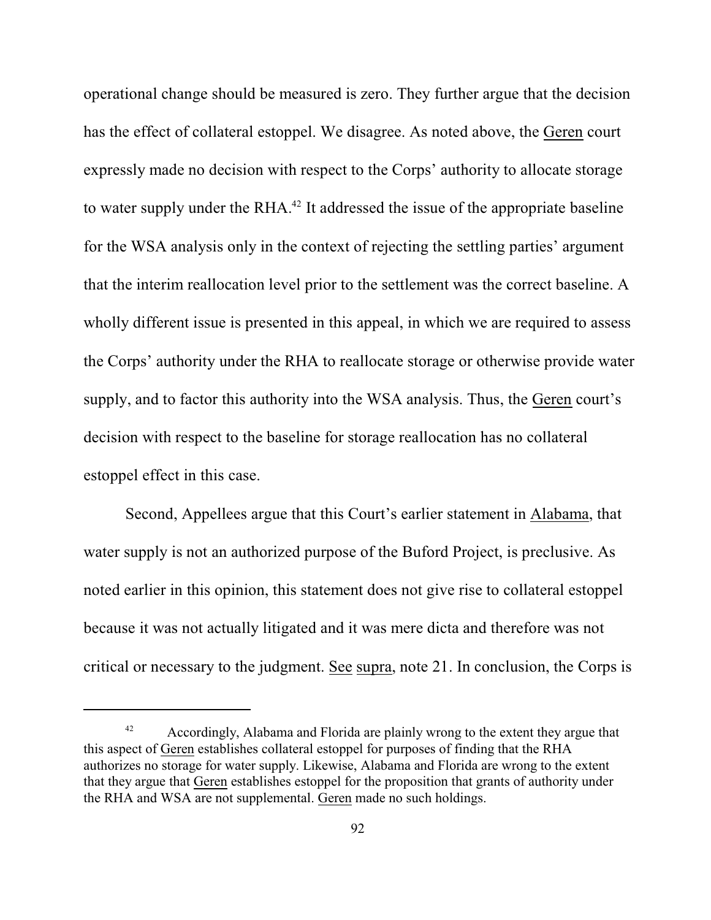operational change should be measured is zero. They further argue that the decision has the effect of collateral estoppel. We disagree. As noted above, the Geren court expressly made no decision with respect to the Corps' authority to allocate storage to water supply under the RHA.[42] It addressed the issue of the appropriate baseline for the WSA analysis only in the context of rejecting the settling parties' argument that the interim reallocation level prior to the settlement was the correct baseline. A wholly different issue is presented in this appeal, in which we are required to assess the Corps' authority under the RHA to reallocate storage or otherwise provide water supply, and to factor this authority into the WSA analysis. Thus, the Geren court's decision with respect to the baseline for storage reallocation has no collateral estoppel effect in this case.

Second, Appellees argue that this Court's earlier statement in Alabama, that water supply is not an authorized purpose of the Buford Project, is preclusive. As noted earlier in this opinion, this statement does not give rise to collateral estoppel because it was not actually litigated and it was mere dicta and therefore was not critical or necessary to the judgment. See supra, note 21. In conclusion, the Corps is

---

[42] Accordingly, Alabama and Florida are plainly wrong to the extent they argue that this aspect of Geren establishes collateral estoppel for purposes of finding that the RHA authorizes no storage for water supply. Likewise, Alabama and Florida are wrong to the extent that they argue that Geren establishes estoppel for the proposition that grants of authority under the RHA and WSA are not supplemental. Geren made no such holdings.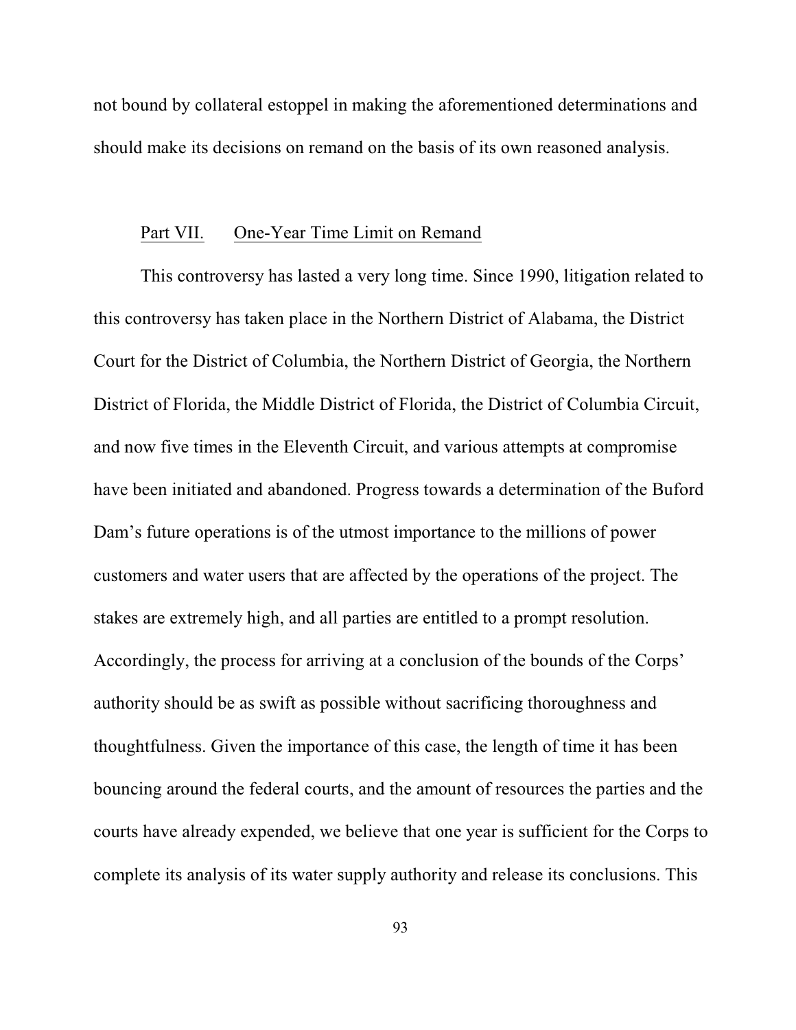not bound by collateral estoppel in making the aforementioned determinations and should make its decisions on remand on the basis of its own reasoned analysis.

## Part VII. One-Year Time Limit on Remand

This controversy has lasted a very long time. Since 1990, litigation related to this controversy has taken place in the Northern District of Alabama, the District Court for the District of Columbia, the Northern District of Georgia, the Northern District of Florida, the Middle District of Florida, the District of Columbia Circuit, and now five times in the Eleventh Circuit, and various attempts at compromise have been initiated and abandoned. Progress towards a determination of the Buford Dam's future operations is of the utmost importance to the millions of power customers and water users that are affected by the operations of the project. The stakes are extremely high, and all parties are entitled to a prompt resolution. Accordingly, the process for arriving at a conclusion of the bounds of the Corps' authority should be as swift as possible without sacrificing thoroughness and thoughtfulness. Given the importance of this case, the length of time it has been bouncing around the federal courts, and the amount of resources the parties and the courts have already expended, we believe that one year is sufficient for the Corps to complete its analysis of its water supply authority and release its conclusions. This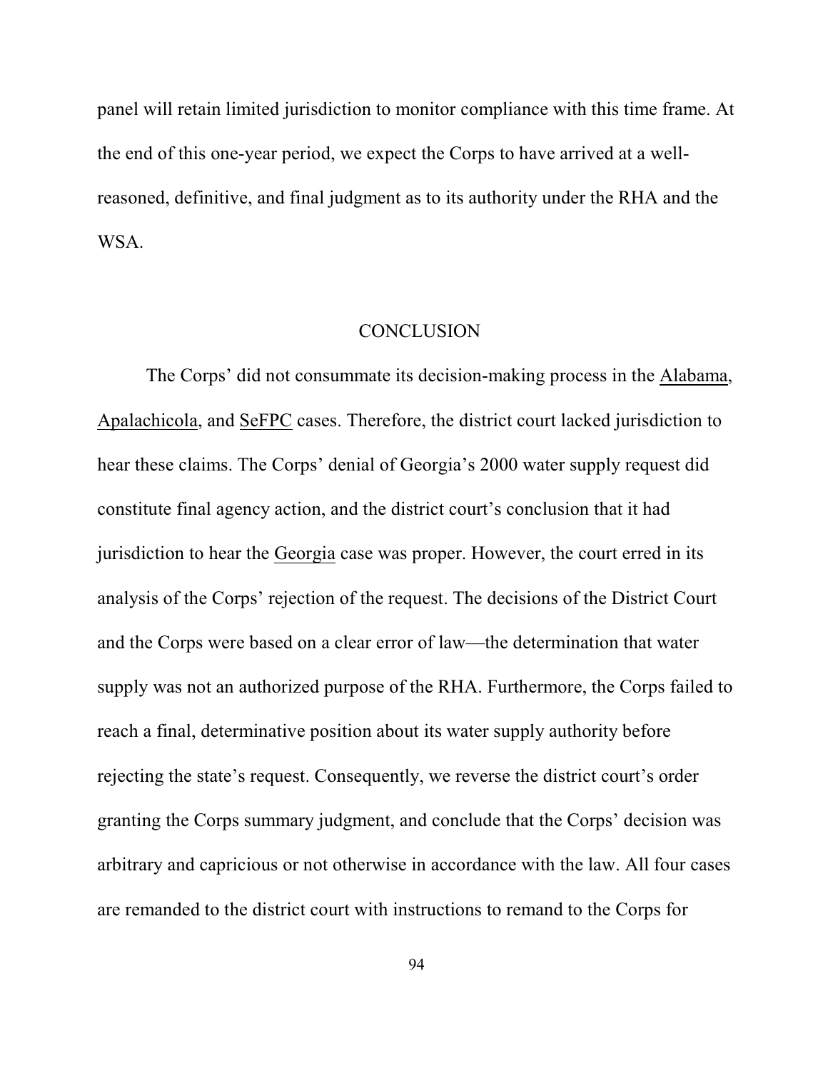panel will retain limited jurisdiction to monitor compliance with this time frame. At the end of this one-year period, we expect the Corps to have arrived at a well-reasoned, definitive, and final judgment as to its authority under the RHA and the WSA.

## CONCLUSION

The Corps' did not consummate its decision-making process in the Alabama, Apalachicola, and SeFPC cases. Therefore, the district court lacked jurisdiction to hear these claims. The Corps' denial of Georgia's 2000 water supply request did constitute final agency action, and the district court's conclusion that it had jurisdiction to hear the Georgia case was proper. However, the court erred in its analysis of the Corps' rejection of the request. The decisions of the District Court and the Corps were based on a clear error of law—the determination that water supply was not an authorized purpose of the RHA. Furthermore, the Corps failed to reach a final, determinative position about its water supply authority before rejecting the state's request. Consequently, we reverse the district court's order granting the Corps summary judgment, and conclude that the Corps' decision was arbitrary and capricious or not otherwise in accordance with the law. All four cases are remanded to the district court with instructions to remand to the Corps for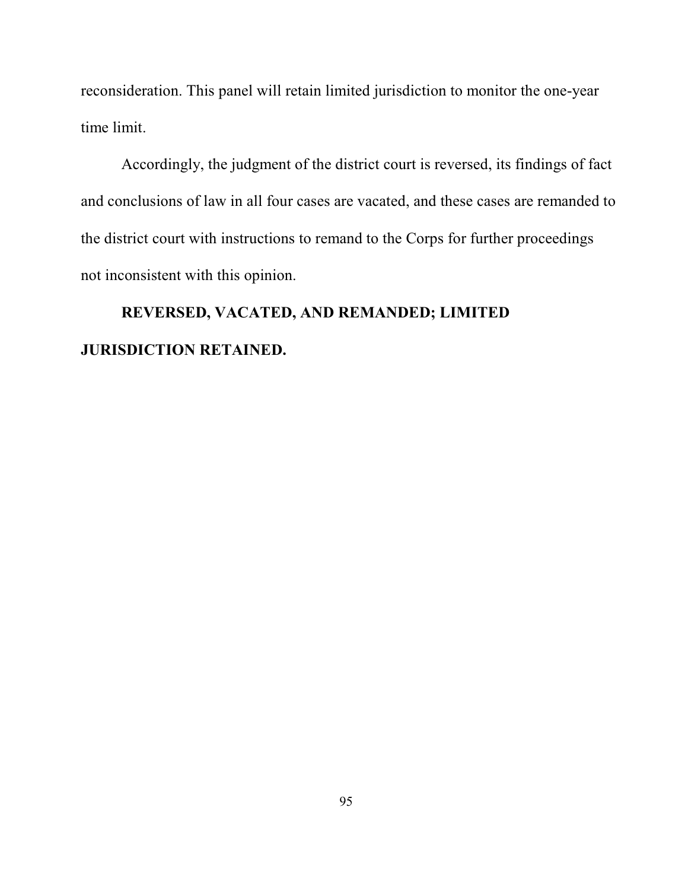reconsideration. This panel will retain limited jurisdiction to monitor the one-year time limit.

Accordingly, the judgment of the district court is reversed, its findings of fact and conclusions of law in all four cases are vacated, and these cases are remanded to the district court with instructions to remand to the Corps for further proceedings not inconsistent with this opinion.

**REVERSED, VACATED, AND REMANDED; LIMITED JURISDICTION RETAINED.**